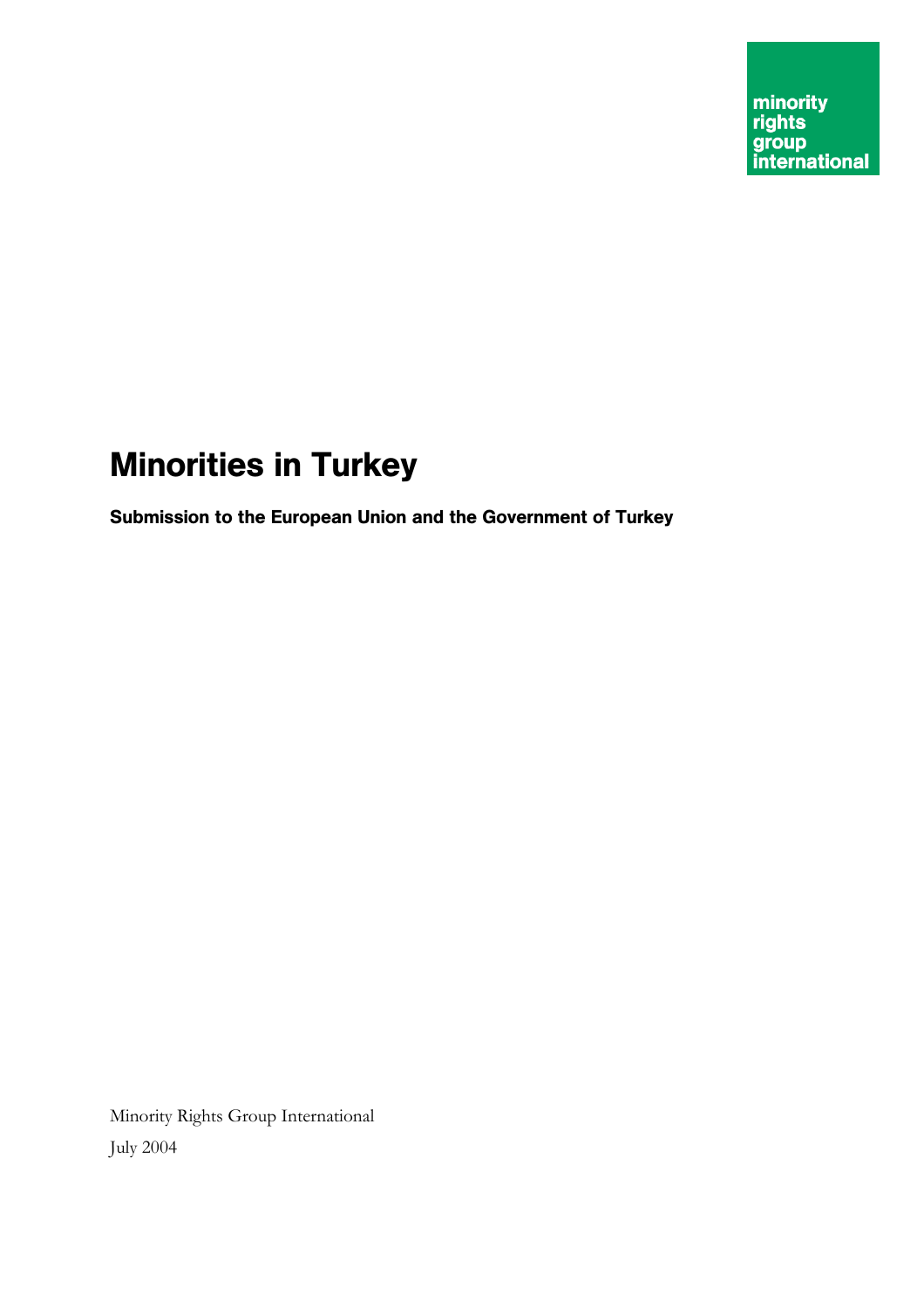minority rights group international

# Minorities in Turkey

### Submission to the European Union and the Government of Turkey

Minority Rights Group International

July 2004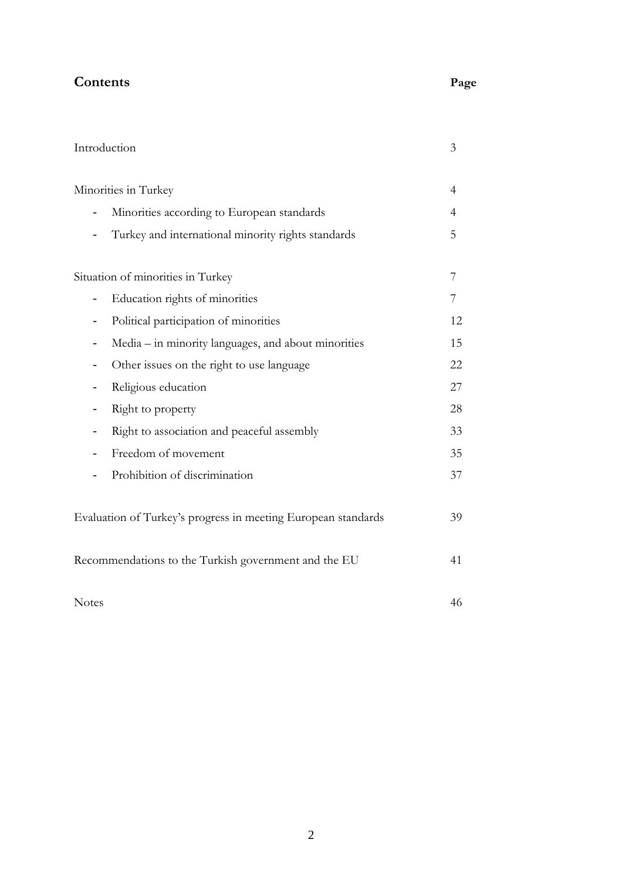## Contents

| | Page |
|---|---|
| Introduction | 3 |
| Minorities in Turkey | 4 |
| - Minorities according to European standards | 4 |
| - Turkey and international minority rights standards | 5 |
| Situation of minorities in Turkey | 7 |
| - Education rights of minorities | 7 |
| - Political participation of minorities | 12 |
| - Media – in minority languages, and about minorities | 15 |
| - Other issues on the right to use language | 22 |
| - Religious education | 27 |
| - Right to property | 28 |
| - Right to association and peaceful assembly | 33 |
| - Freedom of movement | 35 |
| - Prohibition of discrimination | 37 |
| Evaluation of Turkey's progress in meeting European standards | 39 |
| Recommendations to the Turkish government and the EU | 41 |
| Notes | 46 |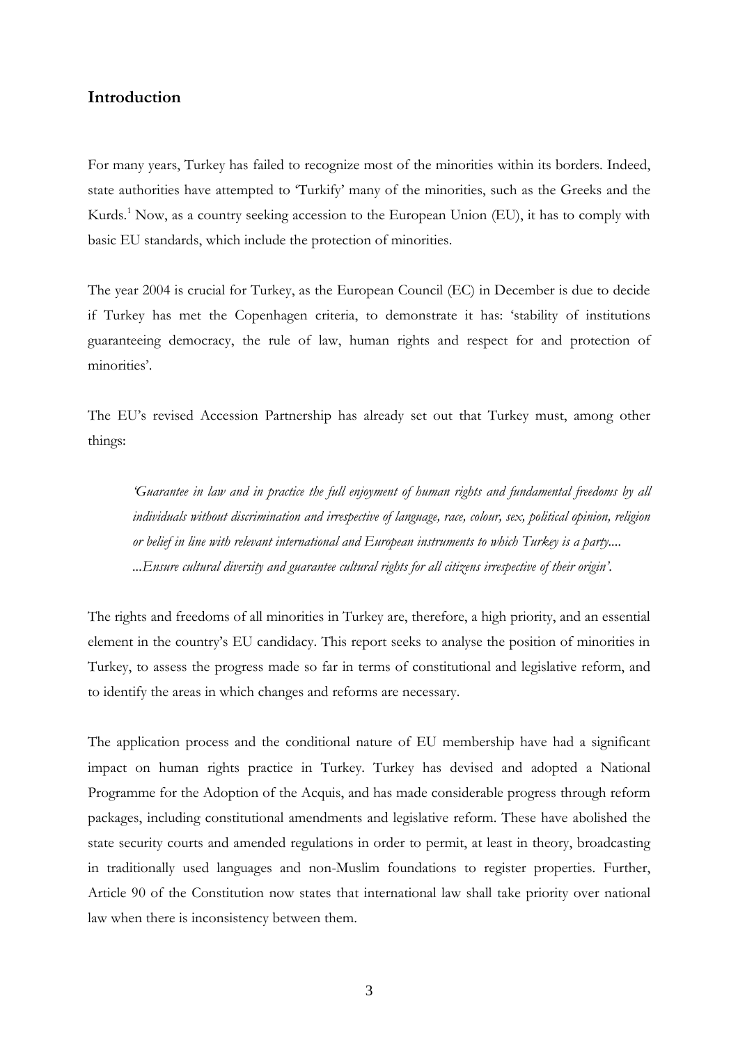## Introduction

For many years, Turkey has failed to recognize most of the minorities within its borders. Indeed, state authorities have attempted to 'Turkify' many of the minorities, such as the Greeks and the Kurds.[1] Now, as a country seeking accession to the European Union (EU), it has to comply with basic EU standards, which include the protection of minorities.

The year 2004 is crucial for Turkey, as the European Council (EC) in December is due to decide if Turkey has met the Copenhagen criteria, to demonstrate it has: 'stability of institutions guaranteeing democracy, the rule of law, human rights and respect for and protection of minorities'.

The EU's revised Accession Partnership has already set out that Turkey must, among other things:

> *'Guarantee in law and in practice the full enjoyment of human rights and fundamental freedoms by all individuals without discrimination and irrespective of language, race, colour, sex, political opinion, religion or belief in line with relevant international and European instruments to which Turkey is a party....*
> *...Ensure cultural diversity and guarantee cultural rights for all citizens irrespective of their origin'.*

The rights and freedoms of all minorities in Turkey are, therefore, a high priority, and an essential element in the country's EU candidacy. This report seeks to analyse the position of minorities in Turkey, to assess the progress made so far in terms of constitutional and legislative reform, and to identify the areas in which changes and reforms are necessary.

The application process and the conditional nature of EU membership have had a significant impact on human rights practice in Turkey. Turkey has devised and adopted a National Programme for the Adoption of the Acquis, and has made considerable progress through reform packages, including constitutional amendments and legislative reform. These have abolished the state security courts and amended regulations in order to permit, at least in theory, broadcasting in traditionally used languages and non-Muslim foundations to register properties. Further, Article 90 of the Constitution now states that international law shall take priority over national law when there is inconsistency between them.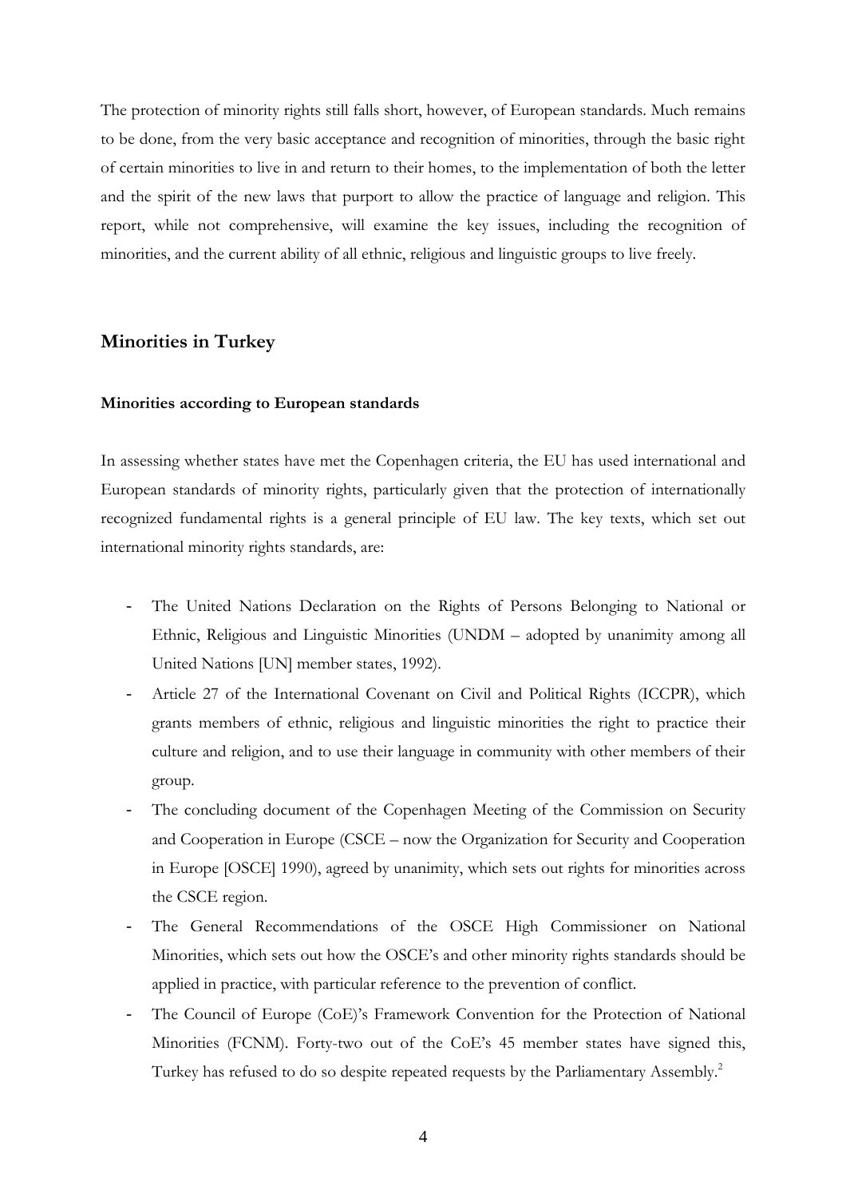The protection of minority rights still falls short, however, of European standards. Much remains to be done, from the very basic acceptance and recognition of minorities, through the basic right of certain minorities to live in and return to their homes, to the implementation of both the letter and the spirit of the new laws that purport to allow the practice of language and religion. This report, while not comprehensive, will examine the key issues, including the recognition of minorities, and the current ability of all ethnic, religious and linguistic groups to live freely.

## Minorities in Turkey

### Minorities according to European standards

In assessing whether states have met the Copenhagen criteria, the EU has used international and European standards of minority rights, particularly given that the protection of internationally recognized fundamental rights is a general principle of EU law. The key texts, which set out international minority rights standards, are:

- The United Nations Declaration on the Rights of Persons Belonging to National or Ethnic, Religious and Linguistic Minorities (UNDM – adopted by unanimity among all United Nations [UN] member states, 1992).
- Article 27 of the International Covenant on Civil and Political Rights (ICCPR), which grants members of ethnic, religious and linguistic minorities the right to practice their culture and religion, and to use their language in community with other members of their group.
- The concluding document of the Copenhagen Meeting of the Commission on Security and Cooperation in Europe (CSCE – now the Organization for Security and Cooperation in Europe [OSCE] 1990), agreed by unanimity, which sets out rights for minorities across the CSCE region.
- The General Recommendations of the OSCE High Commissioner on National Minorities, which sets out how the OSCE's and other minority rights standards should be applied in practice, with particular reference to the prevention of conflict.
- The Council of Europe (CoE)'s Framework Convention for the Protection of National Minorities (FCNM). Forty-two out of the CoE's 45 member states have signed this, Turkey has refused to do so despite repeated requests by the Parliamentary Assembly.[2]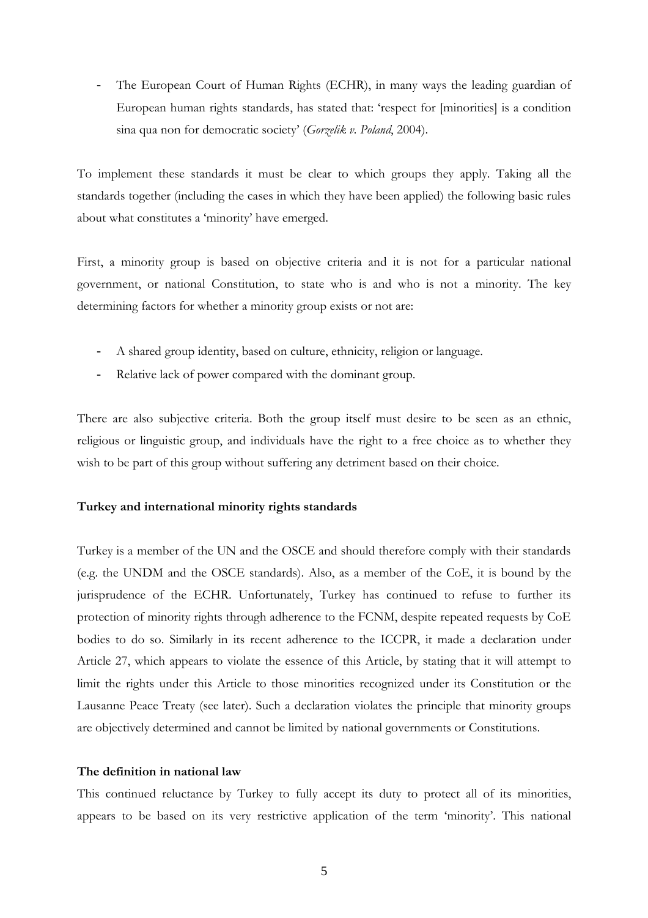- The European Court of Human Rights (ECHR), in many ways the leading guardian of European human rights standards, has stated that: 'respect for [minorities] is a condition sina qua non for democratic society' (*Gorzelik v. Poland*, 2004).

To implement these standards it must be clear to which groups they apply. Taking all the standards together (including the cases in which they have been applied) the following basic rules about what constitutes a 'minority' have emerged.

First, a minority group is based on objective criteria and it is not for a particular national government, or national Constitution, to state who is and who is not a minority. The key determining factors for whether a minority group exists or not are:

- A shared group identity, based on culture, ethnicity, religion or language.
- Relative lack of power compared with the dominant group.

There are also subjective criteria. Both the group itself must desire to be seen as an ethnic, religious or linguistic group, and individuals have the right to a free choice as to whether they wish to be part of this group without suffering any detriment based on their choice.

**Turkey and international minority rights standards**

Turkey is a member of the UN and the OSCE and should therefore comply with their standards (e.g. the UNDM and the OSCE standards). Also, as a member of the CoE, it is bound by the jurisprudence of the ECHR. Unfortunately, Turkey has continued to refuse to further its protection of minority rights through adherence to the FCNM, despite repeated requests by CoE bodies to do so. Similarly in its recent adherence to the ICCPR, it made a declaration under Article 27, which appears to violate the essence of this Article, by stating that it will attempt to limit the rights under this Article to those minorities recognized under its Constitution or the Lausanne Peace Treaty (see later). Such a declaration violates the principle that minority groups are objectively determined and cannot be limited by national governments or Constitutions.

**The definition in national law**

This continued reluctance by Turkey to fully accept its duty to protect all of its minorities, appears to be based on its very restrictive application of the term 'minority'. This national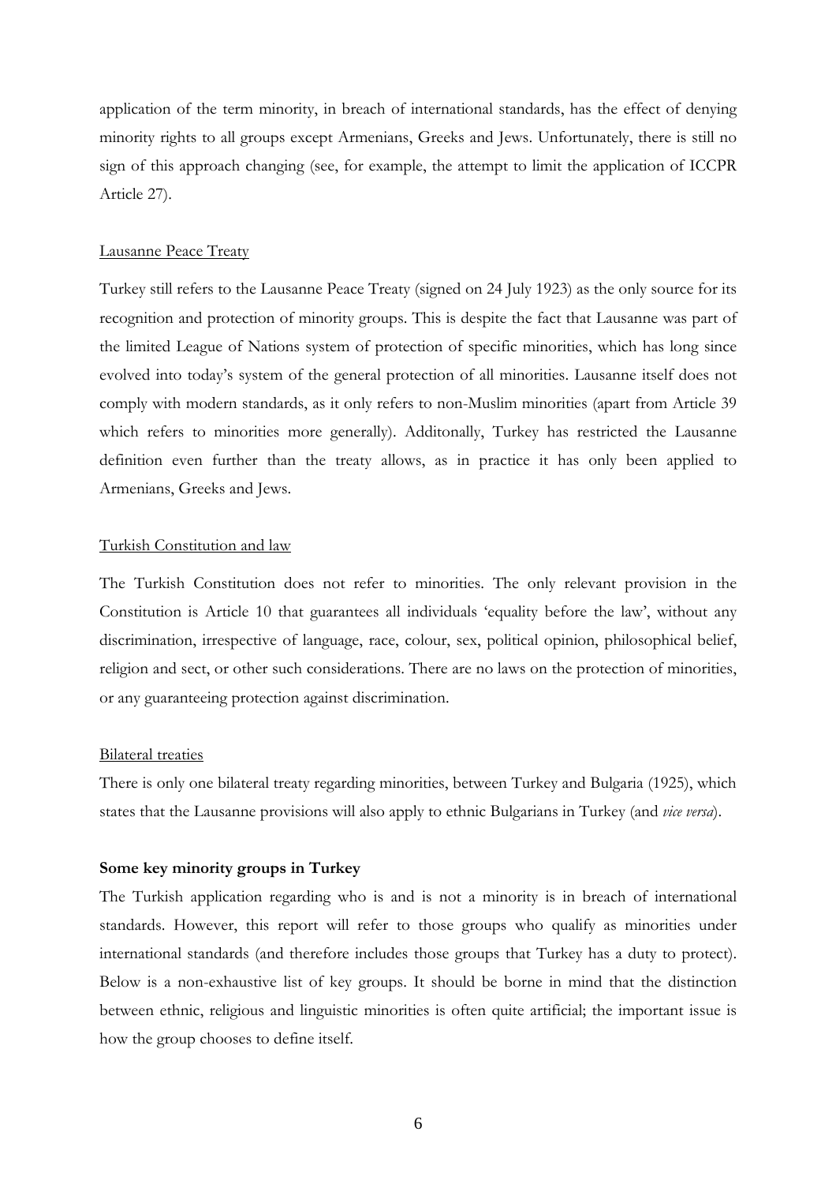application of the term minority, in breach of international standards, has the effect of denying minority rights to all groups except Armenians, Greeks and Jews. Unfortunately, there is still no sign of this approach changing (see, for example, the attempt to limit the application of ICCPR Article 27).

Lausanne Peace Treaty

Turkey still refers to the Lausanne Peace Treaty (signed on 24 July 1923) as the only source for its recognition and protection of minority groups. This is despite the fact that Lausanne was part of the limited League of Nations system of protection of specific minorities, which has long since evolved into today's system of the general protection of all minorities. Lausanne itself does not comply with modern standards, as it only refers to non-Muslim minorities (apart from Article 39 which refers to minorities more generally). Additonally, Turkey has restricted the Lausanne definition even further than the treaty allows, as in practice it has only been applied to Armenians, Greeks and Jews.

Turkish Constitution and law

The Turkish Constitution does not refer to minorities. The only relevant provision in the Constitution is Article 10 that guarantees all individuals 'equality before the law', without any discrimination, irrespective of language, race, colour, sex, political opinion, philosophical belief, religion and sect, or other such considerations. There are no laws on the protection of minorities, or any guaranteeing protection against discrimination.

Bilateral treaties

There is only one bilateral treaty regarding minorities, between Turkey and Bulgaria (1925), which states that the Lausanne provisions will also apply to ethnic Bulgarians in Turkey (and *vice versa*).

**Some key minority groups in Turkey**

The Turkish application regarding who is and is not a minority is in breach of international standards. However, this report will refer to those groups who qualify as minorities under international standards (and therefore includes those groups that Turkey has a duty to protect). Below is a non-exhaustive list of key groups. It should be borne in mind that the distinction between ethnic, religious and linguistic minorities is often quite artificial; the important issue is how the group chooses to define itself.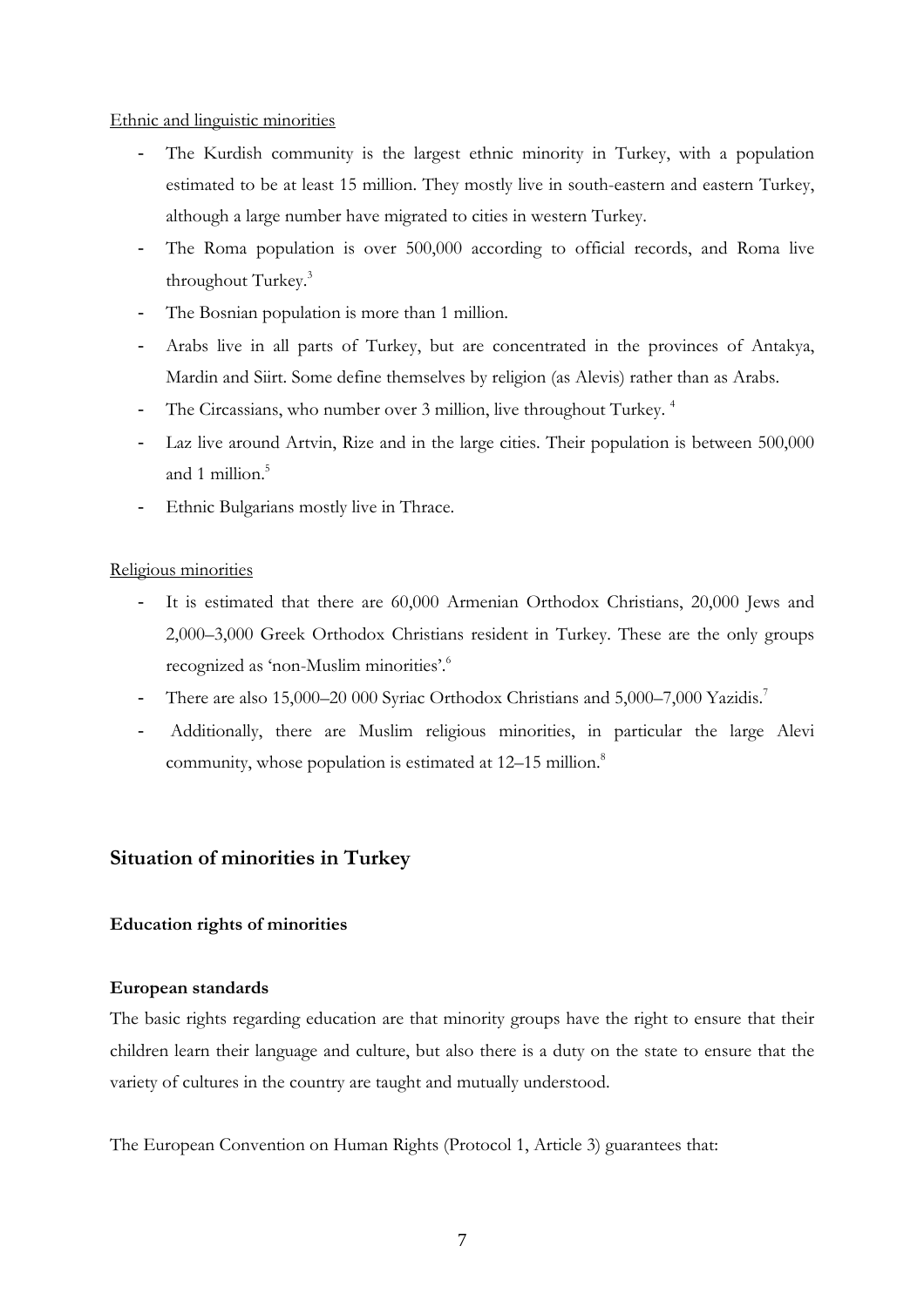Ethnic and linguistic minorities

- The Kurdish community is the largest ethnic minority in Turkey, with a population estimated to be at least 15 million. They mostly live in south-eastern and eastern Turkey, although a large number have migrated to cities in western Turkey.
- The Roma population is over 500,000 according to official records, and Roma live throughout Turkey.[3]
- The Bosnian population is more than 1 million.
- Arabs live in all parts of Turkey, but are concentrated in the provinces of Antakya, Mardin and Siirt. Some define themselves by religion (as Alevis) rather than as Arabs.
- The Circassians, who number over 3 million, live throughout Turkey.[4]
- Laz live around Artvin, Rize and in the large cities. Their population is between 500,000 and 1 million.[5]
- Ethnic Bulgarians mostly live in Thrace.

Religious minorities

- It is estimated that there are 60,000 Armenian Orthodox Christians, 20,000 Jews and 2,000–3,000 Greek Orthodox Christians resident in Turkey. These are the only groups recognized as 'non-Muslim minorities'.[6]
- There are also 15,000–20 000 Syriac Orthodox Christians and 5,000–7,000 Yazidis.[7]
- Additionally, there are Muslim religious minorities, in particular the large Alevi community, whose population is estimated at 12–15 million.[8]

## Situation of minorities in Turkey

### Education rights of minorities

#### European standards

The basic rights regarding education are that minority groups have the right to ensure that their children learn their language and culture, but also there is a duty on the state to ensure that the variety of cultures in the country are taught and mutually understood.

The European Convention on Human Rights (Protocol 1, Article 3) guarantees that: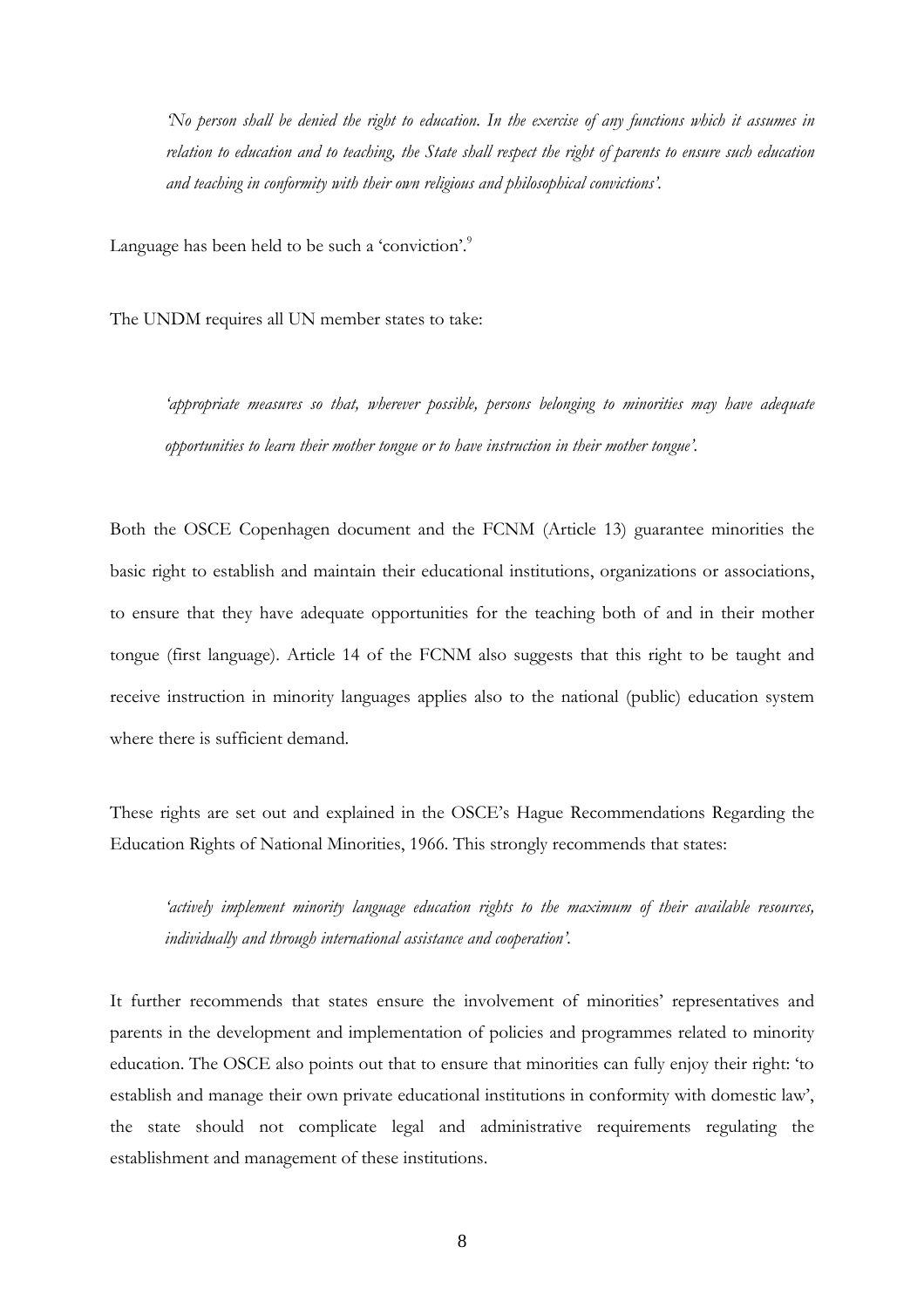*'No person shall be denied the right to education. In the exercise of any functions which it assumes in relation to education and to teaching, the State shall respect the right of parents to ensure such education and teaching in conformity with their own religious and philosophical convictions'.*

Language has been held to be such a 'conviction'.[9]

The UNDM requires all UN member states to take:

*'appropriate measures so that, wherever possible, persons belonging to minorities may have adequate opportunities to learn their mother tongue or to have instruction in their mother tongue'.*

Both the OSCE Copenhagen document and the FCNM (Article 13) guarantee minorities the basic right to establish and maintain their educational institutions, organizations or associations, to ensure that they have adequate opportunities for the teaching both of and in their mother tongue (first language). Article 14 of the FCNM also suggests that this right to be taught and receive instruction in minority languages applies also to the national (public) education system where there is sufficient demand.

These rights are set out and explained in the OSCE's Hague Recommendations Regarding the Education Rights of National Minorities, 1966. This strongly recommends that states:

*'actively implement minority language education rights to the maximum of their available resources, individually and through international assistance and cooperation'.*

It further recommends that states ensure the involvement of minorities' representatives and parents in the development and implementation of policies and programmes related to minority education. The OSCE also points out that to ensure that minorities can fully enjoy their right: 'to establish and manage their own private educational institutions in conformity with domestic law', the state should not complicate legal and administrative requirements regulating the establishment and management of these institutions.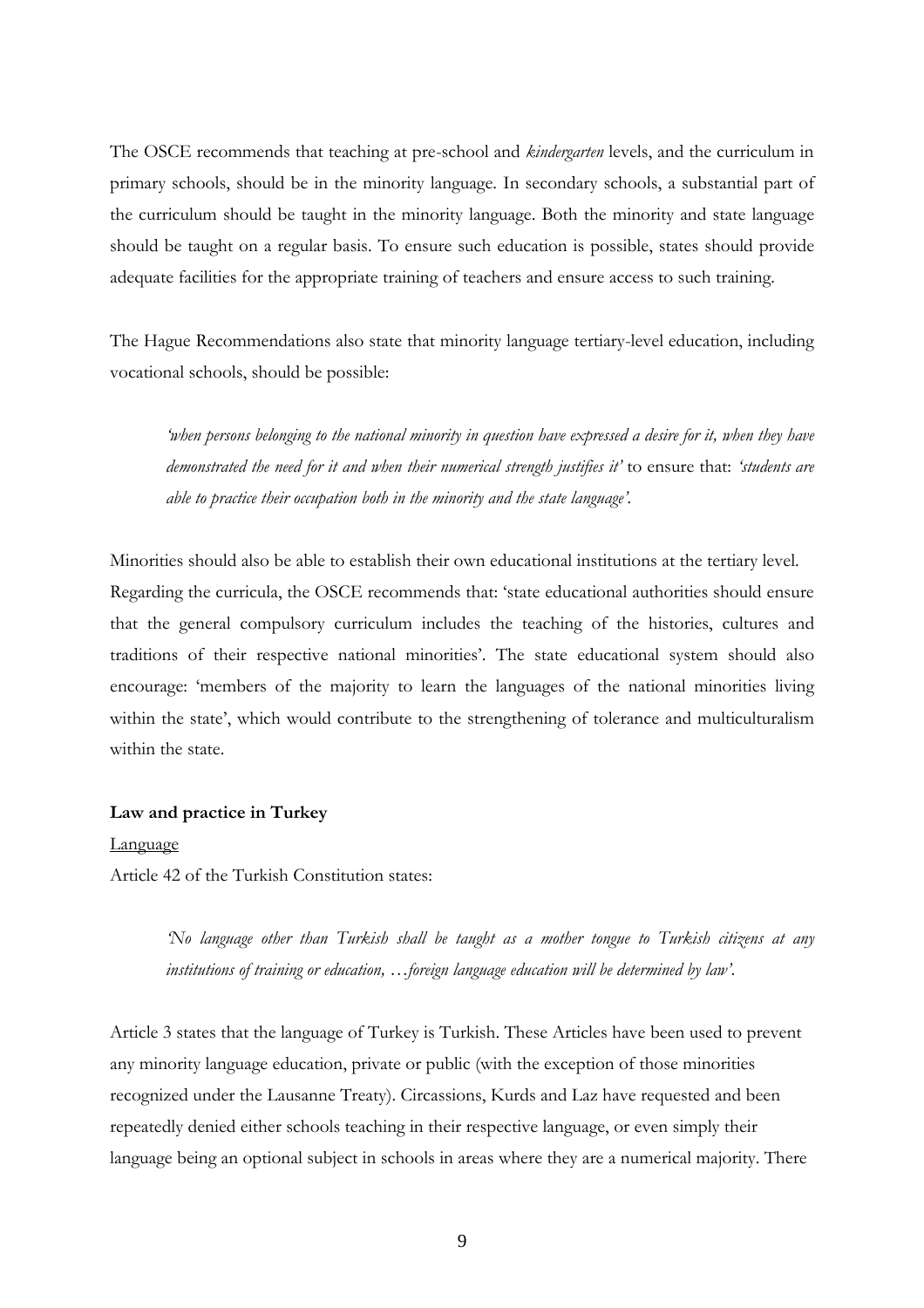The OSCE recommends that teaching at pre-school and *kindergarten* levels, and the curriculum in primary schools, should be in the minority language. In secondary schools, a substantial part of the curriculum should be taught in the minority language. Both the minority and state language should be taught on a regular basis. To ensure such education is possible, states should provide adequate facilities for the appropriate training of teachers and ensure access to such training.

The Hague Recommendations also state that minority language tertiary-level education, including vocational schools, should be possible:

> *'when persons belonging to the national minority in question have expressed a desire for it, when they have demonstrated the need for it and when their numerical strength justifies it'* to ensure that: *'students are able to practice their occupation both in the minority and the state language'.*

Minorities should also be able to establish their own educational institutions at the tertiary level. Regarding the curricula, the OSCE recommends that: 'state educational authorities should ensure that the general compulsory curriculum includes the teaching of the histories, cultures and traditions of their respective national minorities'. The state educational system should also encourage: 'members of the majority to learn the languages of the national minorities living within the state', which would contribute to the strengthening of tolerance and multiculturalism within the state.

**Law and practice in Turkey**

Language

Article 42 of the Turkish Constitution states:

> *'No language other than Turkish shall be taught as a mother tongue to Turkish citizens at any institutions of training or education, …foreign language education will be determined by law'.*

Article 3 states that the language of Turkey is Turkish. These Articles have been used to prevent any minority language education, private or public (with the exception of those minorities recognized under the Lausanne Treaty). Circassions, Kurds and Laz have requested and been repeatedly denied either schools teaching in their respective language, or even simply their language being an optional subject in schools in areas where they are a numerical majority. There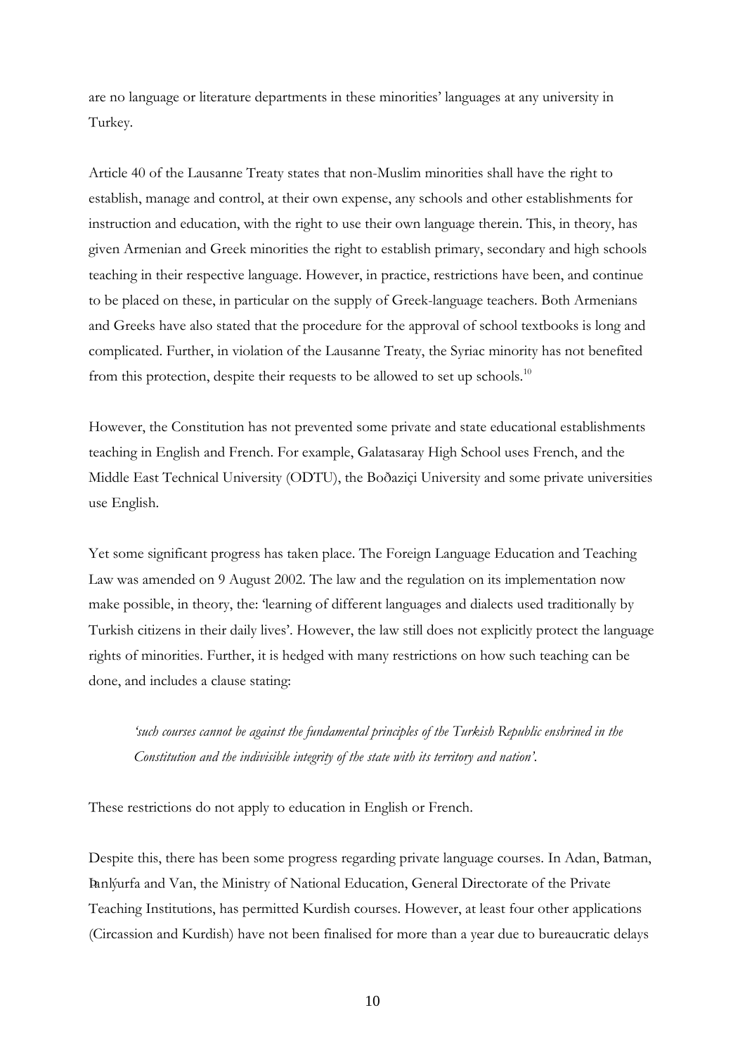are no language or literature departments in these minorities' languages at any university in Turkey.

Article 40 of the Lausanne Treaty states that non-Muslim minorities shall have the right to establish, manage and control, at their own expense, any schools and other establishments for instruction and education, with the right to use their own language therein. This, in theory, has given Armenian and Greek minorities the right to establish primary, secondary and high schools teaching in their respective language. However, in practice, restrictions have been, and continue to be placed on these, in particular on the supply of Greek-language teachers. Both Armenians and Greeks have also stated that the procedure for the approval of school textbooks is long and complicated. Further, in violation of the Lausanne Treaty, the Syriac minority has not benefited from this protection, despite their requests to be allowed to set up schools.[10]

However, the Constitution has not prevented some private and state educational establishments teaching in English and French. For example, Galatasaray High School uses French, and the Middle East Technical University (ODTU), the Boðaziçi University and some private universities use English.

Yet some significant progress has taken place. The Foreign Language Education and Teaching Law was amended on 9 August 2002. The law and the regulation on its implementation now make possible, in theory, the: 'learning of different languages and dialects used traditionally by Turkish citizens in their daily lives'. However, the law still does not explicitly protect the language rights of minorities. Further, it is hedged with many restrictions on how such teaching can be done, and includes a clause stating:

> *'such courses cannot be against the fundamental principles of the Turkish Republic enshrined in the Constitution and the indivisible integrity of the state with its territory and nation'.*

These restrictions do not apply to education in English or French.

Despite this, there has been some progress regarding private language courses. In Adan, Batman, Þanlýurfa and Van, the Ministry of National Education, General Directorate of the Private Teaching Institutions, has permitted Kurdish courses. However, at least four other applications (Circassion and Kurdish) have not been finalised for more than a year due to bureaucratic delays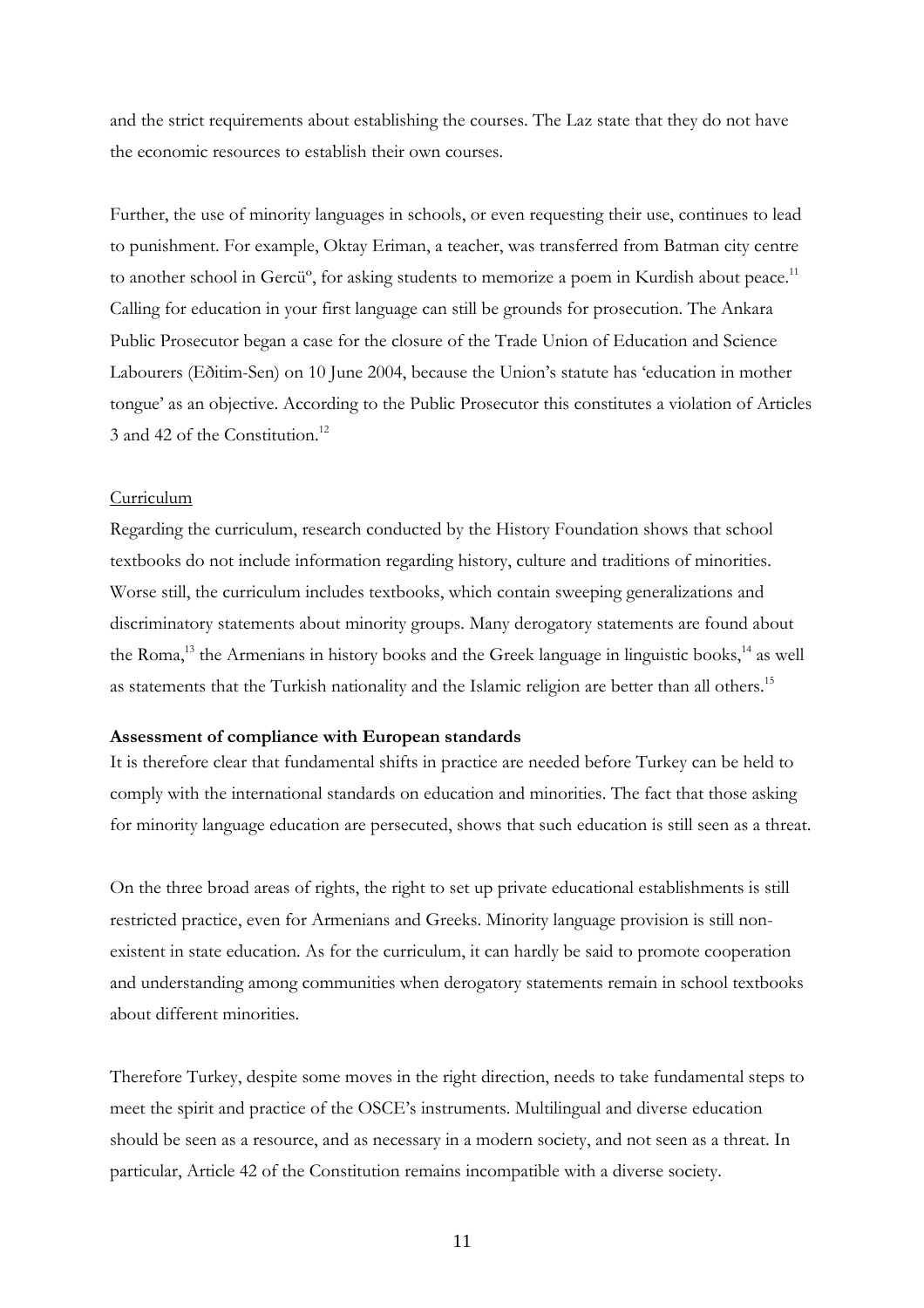and the strict requirements about establishing the courses. The Laz state that they do not have the economic resources to establish their own courses.

Further, the use of minority languages in schools, or even requesting their use, continues to lead to punishment. For example, Oktay Eriman, a teacher, was transferred from Batman city centre to another school in Gercüº, for asking students to memorize a poem in Kurdish about peace.[11] Calling for education in your first language can still be grounds for prosecution. The Ankara Public Prosecutor began a case for the closure of the Trade Union of Education and Science Labourers (Eðitim-Sen) on 10 June 2004, because the Union's statute has 'education in mother tongue' as an objective. According to the Public Prosecutor this constitutes a violation of Articles 3 and 42 of the Constitution.[12]

Curriculum

Regarding the curriculum, research conducted by the History Foundation shows that school textbooks do not include information regarding history, culture and traditions of minorities. Worse still, the curriculum includes textbooks, which contain sweeping generalizations and discriminatory statements about minority groups. Many derogatory statements are found about the Roma,[13] the Armenians in history books and the Greek language in linguistic books,[14] as well as statements that the Turkish nationality and the Islamic religion are better than all others.[15]

**Assessment of compliance with European standards**

It is therefore clear that fundamental shifts in practice are needed before Turkey can be held to comply with the international standards on education and minorities. The fact that those asking for minority language education are persecuted, shows that such education is still seen as a threat.

On the three broad areas of rights, the right to set up private educational establishments is still restricted practice, even for Armenians and Greeks. Minority language provision is still non-existent in state education. As for the curriculum, it can hardly be said to promote cooperation and understanding among communities when derogatory statements remain in school textbooks about different minorities.

Therefore Turkey, despite some moves in the right direction, needs to take fundamental steps to meet the spirit and practice of the OSCE's instruments. Multilingual and diverse education should be seen as a resource, and as necessary in a modern society, and not seen as a threat. In particular, Article 42 of the Constitution remains incompatible with a diverse society.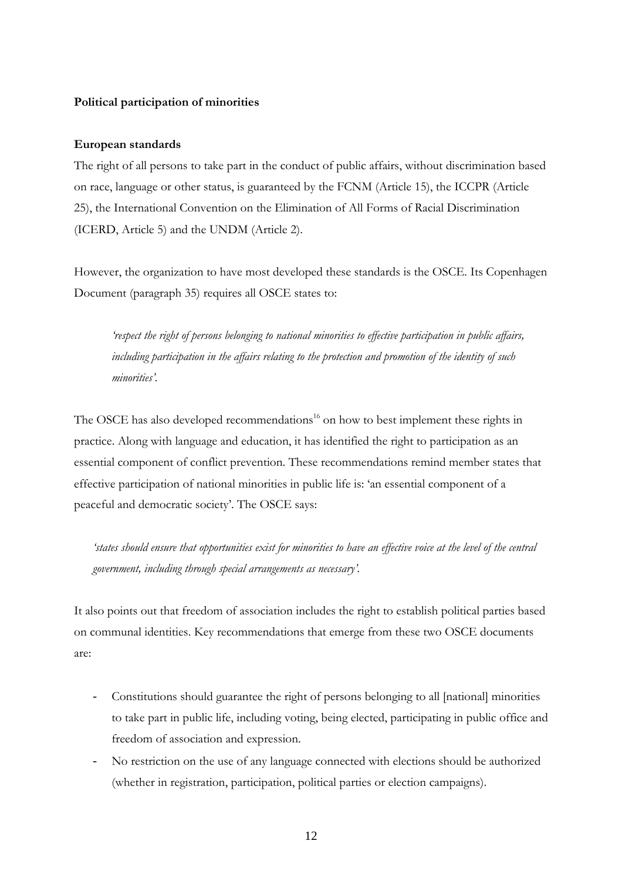**Political participation of minorities**

**European standards**

The right of all persons to take part in the conduct of public affairs, without discrimination based on race, language or other status, is guaranteed by the FCNM (Article 15), the ICCPR (Article 25), the International Convention on the Elimination of All Forms of Racial Discrimination (ICERD, Article 5) and the UNDM (Article 2).

However, the organization to have most developed these standards is the OSCE. Its Copenhagen Document (paragraph 35) requires all OSCE states to:

> *'respect the right of persons belonging to national minorities to effective participation in public affairs, including participation in the affairs relating to the protection and promotion of the identity of such minorities'.*

The OSCE has also developed recommendations[16] on how to best implement these rights in practice. Along with language and education, it has identified the right to participation as an essential component of conflict prevention. These recommendations remind member states that effective participation of national minorities in public life is: 'an essential component of a peaceful and democratic society'. The OSCE says:

> *'states should ensure that opportunities exist for minorities to have an effective voice at the level of the central government, including through special arrangements as necessary'.*

It also points out that freedom of association includes the right to establish political parties based on communal identities. Key recommendations that emerge from these two OSCE documents are:

- Constitutions should guarantee the right of persons belonging to all [national] minorities to take part in public life, including voting, being elected, participating in public office and freedom of association and expression.
- No restriction on the use of any language connected with elections should be authorized (whether in registration, participation, political parties or election campaigns).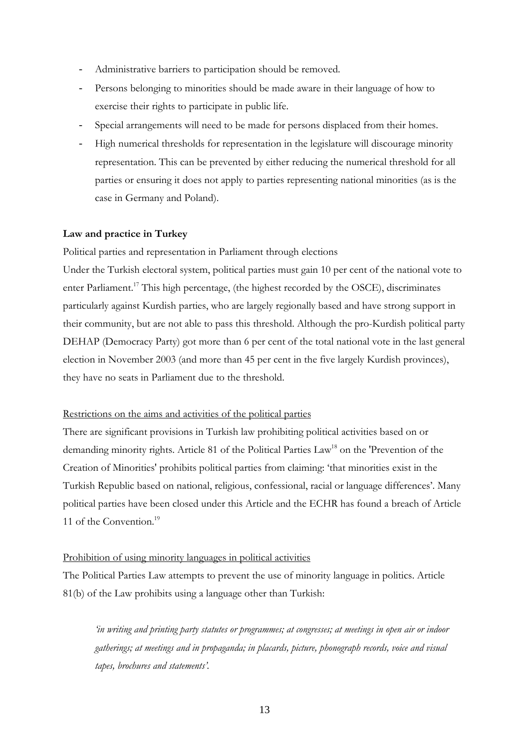- Administrative barriers to participation should be removed.
- Persons belonging to minorities should be made aware in their language of how to exercise their rights to participate in public life.
- Special arrangements will need to be made for persons displaced from their homes.
- High numerical thresholds for representation in the legislature will discourage minority representation. This can be prevented by either reducing the numerical threshold for all parties or ensuring it does not apply to parties representing national minorities (as is the case in Germany and Poland).

**Law and practice in Turkey**

Political parties and representation in Parliament through elections

Under the Turkish electoral system, political parties must gain 10 per cent of the national vote to enter Parliament.[17] This high percentage, (the highest recorded by the OSCE), discriminates particularly against Kurdish parties, who are largely regionally based and have strong support in their community, but are not able to pass this threshold. Although the pro-Kurdish political party DEHAP (Democracy Party) got more than 6 per cent of the total national vote in the last general election in November 2003 (and more than 45 per cent in the five largely Kurdish provinces), they have no seats in Parliament due to the threshold.

<u>Restrictions on the aims and activities of the political parties</u>

There are significant provisions in Turkish law prohibiting political activities based on or demanding minority rights. Article 81 of the Political Parties Law[18] on the 'Prevention of the Creation of Minorities' prohibits political parties from claiming: 'that minorities exist in the Turkish Republic based on national, religious, confessional, racial or language differences'. Many political parties have been closed under this Article and the ECHR has found a breach of Article 11 of the Convention.[19]

<u>Prohibition of using minority languages in political activities</u>

The Political Parties Law attempts to prevent the use of minority language in politics. Article 81(b) of the Law prohibits using a language other than Turkish:

> *'in writing and printing party statutes or programmes; at congresses; at meetings in open air or indoor gatherings; at meetings and in propaganda; in placards, picture, phonograph records, voice and visual tapes, brochures and statements'.*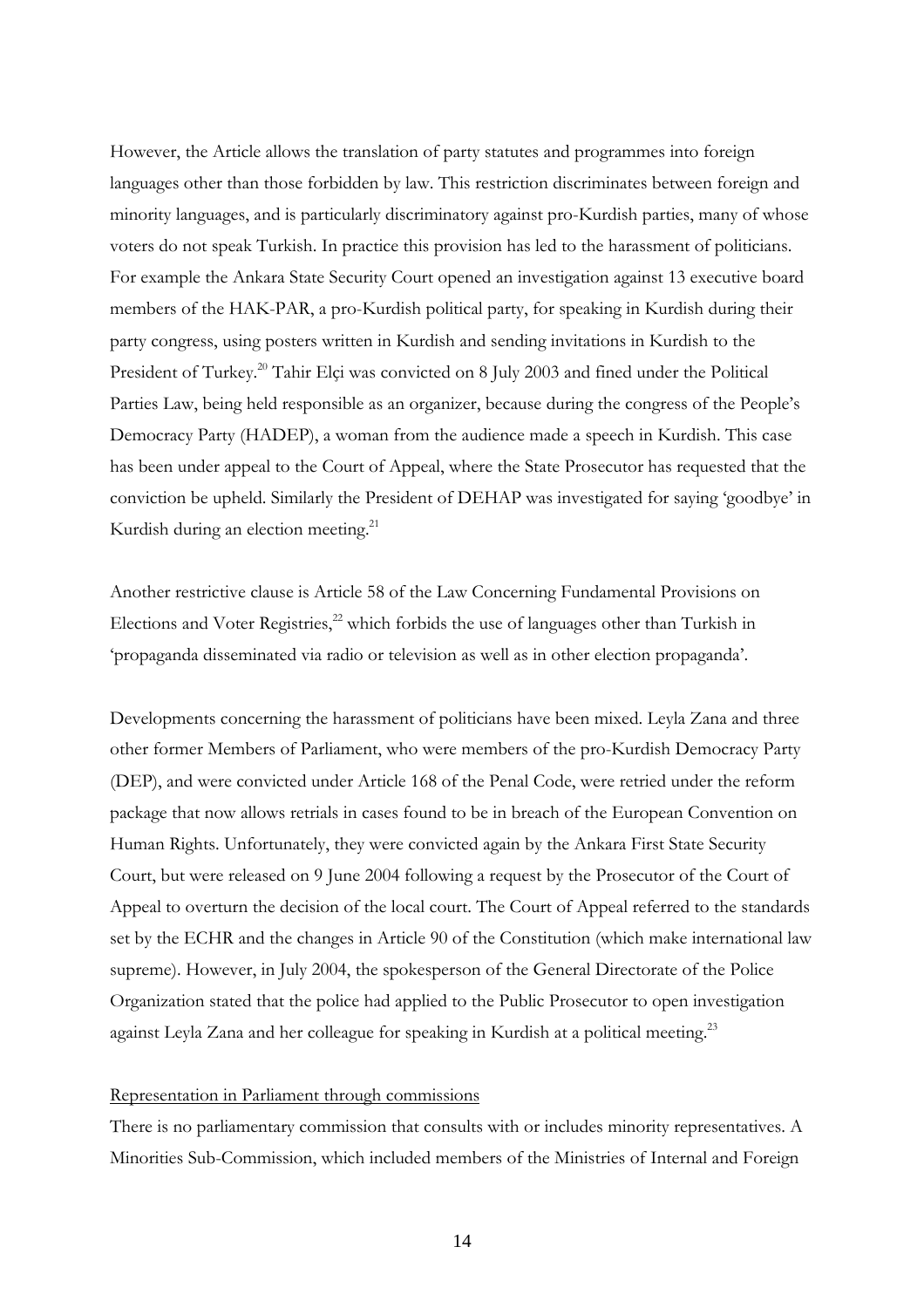However, the Article allows the translation of party statutes and programmes into foreign languages other than those forbidden by law. This restriction discriminates between foreign and minority languages, and is particularly discriminatory against pro-Kurdish parties, many of whose voters do not speak Turkish. In practice this provision has led to the harassment of politicians. For example the Ankara State Security Court opened an investigation against 13 executive board members of the HAK-PAR, a pro-Kurdish political party, for speaking in Kurdish during their party congress, using posters written in Kurdish and sending invitations in Kurdish to the President of Turkey.[20] Tahir Elçi was convicted on 8 July 2003 and fined under the Political Parties Law, being held responsible as an organizer, because during the congress of the People's Democracy Party (HADEP), a woman from the audience made a speech in Kurdish. This case has been under appeal to the Court of Appeal, where the State Prosecutor has requested that the conviction be upheld. Similarly the President of DEHAP was investigated for saying 'goodbye' in Kurdish during an election meeting.[21]

Another restrictive clause is Article 58 of the Law Concerning Fundamental Provisions on Elections and Voter Registries,[22] which forbids the use of languages other than Turkish in 'propaganda disseminated via radio or television as well as in other election propaganda'.

Developments concerning the harassment of politicians have been mixed. Leyla Zana and three other former Members of Parliament, who were members of the pro-Kurdish Democracy Party (DEP), and were convicted under Article 168 of the Penal Code, were retried under the reform package that now allows retrials in cases found to be in breach of the European Convention on Human Rights. Unfortunately, they were convicted again by the Ankara First State Security Court, but were released on 9 June 2004 following a request by the Prosecutor of the Court of Appeal to overturn the decision of the local court. The Court of Appeal referred to the standards set by the ECHR and the changes in Article 90 of the Constitution (which make international law supreme). However, in July 2004, the spokesperson of the General Directorate of the Police Organization stated that the police had applied to the Public Prosecutor to open investigation against Leyla Zana and her colleague for speaking in Kurdish at a political meeting.[23]

<u>Representation in Parliament through commissions</u>

There is no parliamentary commission that consults with or includes minority representatives. A Minorities Sub-Commission, which included members of the Ministries of Internal and Foreign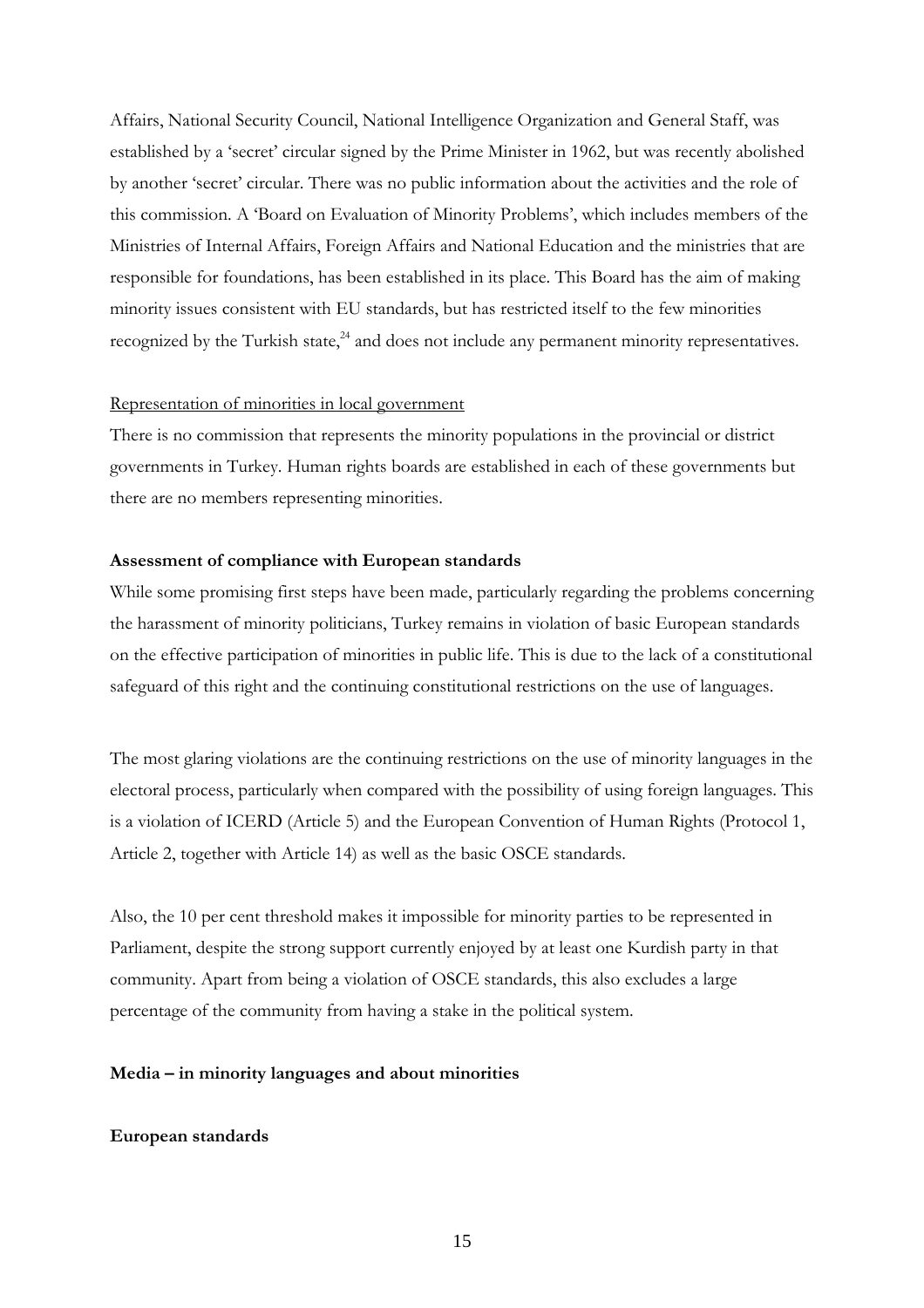Affairs, National Security Council, National Intelligence Organization and General Staff, was established by a 'secret' circular signed by the Prime Minister in 1962, but was recently abolished by another 'secret' circular. There was no public information about the activities and the role of this commission. A 'Board on Evaluation of Minority Problems', which includes members of the Ministries of Internal Affairs, Foreign Affairs and National Education and the ministries that are responsible for foundations, has been established in its place. This Board has the aim of making minority issues consistent with EU standards, but has restricted itself to the few minorities recognized by the Turkish state,[24] and does not include any permanent minority representatives.

<u>Representation of minorities in local government</u>

There is no commission that represents the minority populations in the provincial or district governments in Turkey. Human rights boards are established in each of these governments but there are no members representing minorities.

**Assessment of compliance with European standards**

While some promising first steps have been made, particularly regarding the problems concerning the harassment of minority politicians, Turkey remains in violation of basic European standards on the effective participation of minorities in public life. This is due to the lack of a constitutional safeguard of this right and the continuing constitutional restrictions on the use of languages.

The most glaring violations are the continuing restrictions on the use of minority languages in the electoral process, particularly when compared with the possibility of using foreign languages. This is a violation of ICERD (Article 5) and the European Convention of Human Rights (Protocol 1, Article 2, together with Article 14) as well as the basic OSCE standards.

Also, the 10 per cent threshold makes it impossible for minority parties to be represented in Parliament, despite the strong support currently enjoyed by at least one Kurdish party in that community. Apart from being a violation of OSCE standards, this also excludes a large percentage of the community from having a stake in the political system.

**Media – in minority languages and about minorities**

**European standards**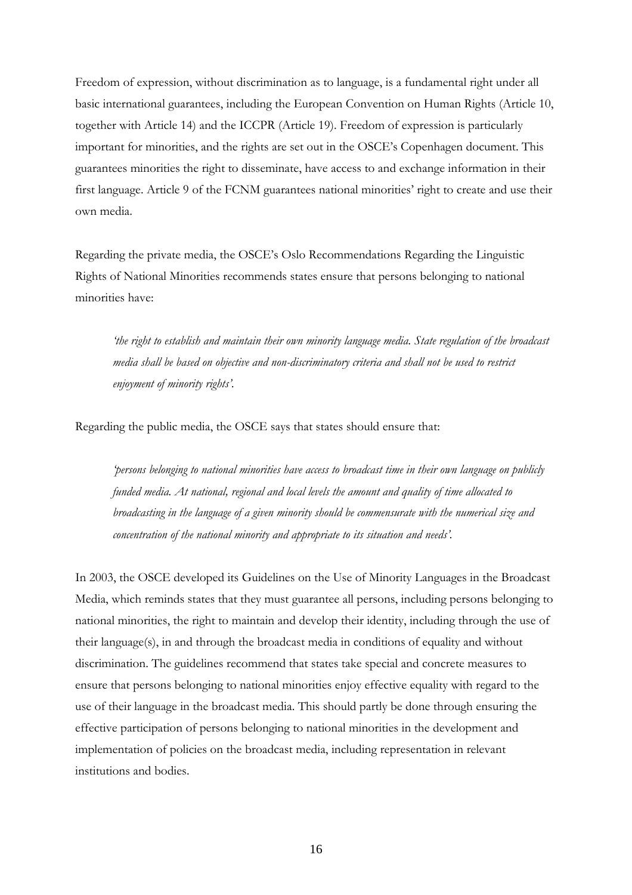Freedom of expression, without discrimination as to language, is a fundamental right under all basic international guarantees, including the European Convention on Human Rights (Article 10, together with Article 14) and the ICCPR (Article 19). Freedom of expression is particularly important for minorities, and the rights are set out in the OSCE's Copenhagen document. This guarantees minorities the right to disseminate, have access to and exchange information in their first language. Article 9 of the FCNM guarantees national minorities' right to create and use their own media.

Regarding the private media, the OSCE's Oslo Recommendations Regarding the Linguistic Rights of National Minorities recommends states ensure that persons belonging to national minorities have:

> *'the right to establish and maintain their own minority language media. State regulation of the broadcast media shall be based on objective and non-discriminatory criteria and shall not be used to restrict enjoyment of minority rights'.*

Regarding the public media, the OSCE says that states should ensure that:

> *'persons belonging to national minorities have access to broadcast time in their own language on publicly funded media. At national, regional and local levels the amount and quality of time allocated to broadcasting in the language of a given minority should be commensurate with the numerical size and concentration of the national minority and appropriate to its situation and needs'.*

In 2003, the OSCE developed its Guidelines on the Use of Minority Languages in the Broadcast Media, which reminds states that they must guarantee all persons, including persons belonging to national minorities, the right to maintain and develop their identity, including through the use of their language(s), in and through the broadcast media in conditions of equality and without discrimination. The guidelines recommend that states take special and concrete measures to ensure that persons belonging to national minorities enjoy effective equality with regard to the use of their language in the broadcast media. This should partly be done through ensuring the effective participation of persons belonging to national minorities in the development and implementation of policies on the broadcast media, including representation in relevant institutions and bodies.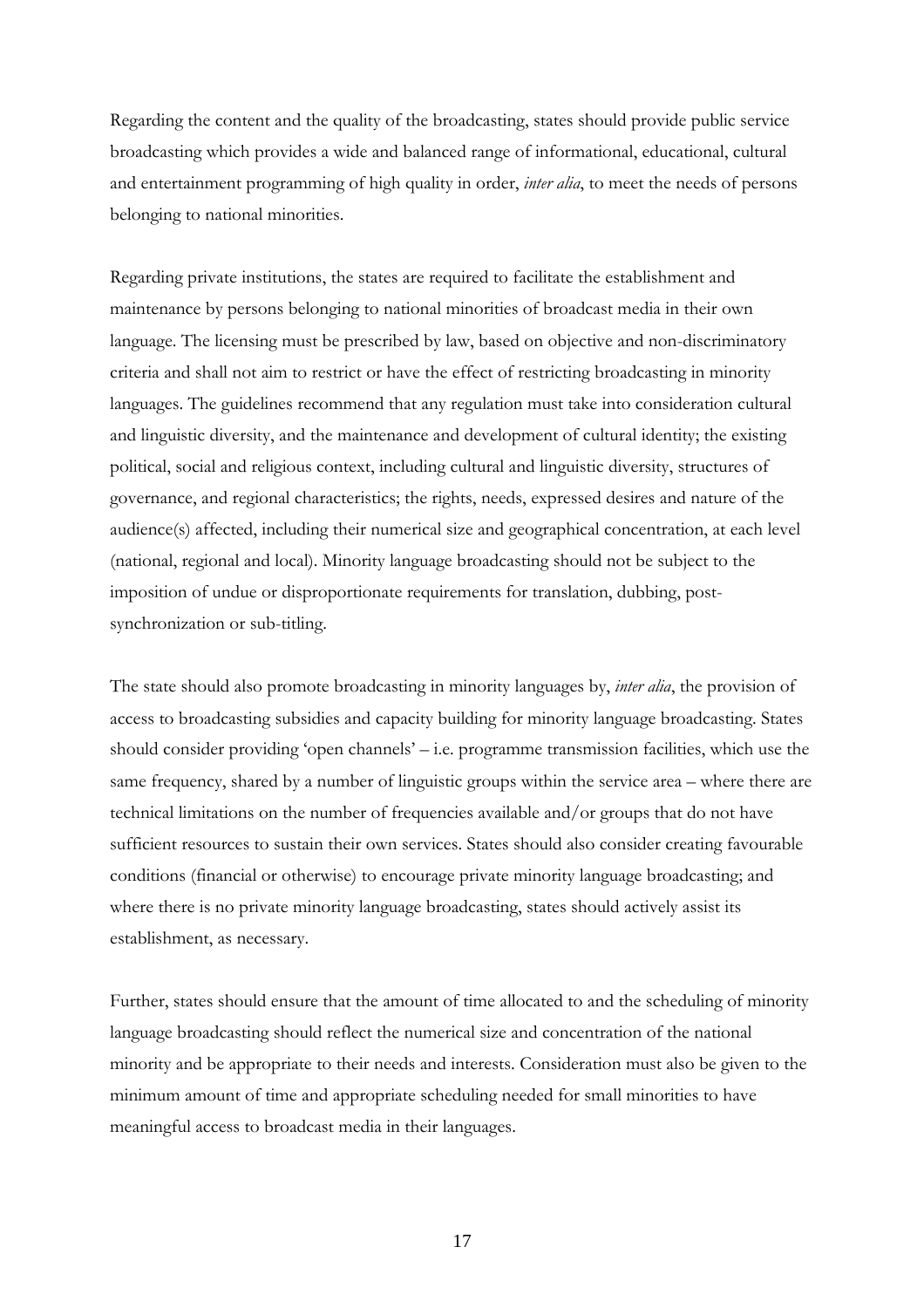Regarding the content and the quality of the broadcasting, states should provide public service broadcasting which provides a wide and balanced range of informational, educational, cultural and entertainment programming of high quality in order, *inter alia*, to meet the needs of persons belonging to national minorities.

Regarding private institutions, the states are required to facilitate the establishment and maintenance by persons belonging to national minorities of broadcast media in their own language. The licensing must be prescribed by law, based on objective and non-discriminatory criteria and shall not aim to restrict or have the effect of restricting broadcasting in minority languages. The guidelines recommend that any regulation must take into consideration cultural and linguistic diversity, and the maintenance and development of cultural identity; the existing political, social and religious context, including cultural and linguistic diversity, structures of governance, and regional characteristics; the rights, needs, expressed desires and nature of the audience(s) affected, including their numerical size and geographical concentration, at each level (national, regional and local). Minority language broadcasting should not be subject to the imposition of undue or disproportionate requirements for translation, dubbing, post-synchronization or sub-titling.

The state should also promote broadcasting in minority languages by, *inter alia*, the provision of access to broadcasting subsidies and capacity building for minority language broadcasting. States should consider providing 'open channels' – i.e. programme transmission facilities, which use the same frequency, shared by a number of linguistic groups within the service area – where there are technical limitations on the number of frequencies available and/or groups that do not have sufficient resources to sustain their own services. States should also consider creating favourable conditions (financial or otherwise) to encourage private minority language broadcasting; and where there is no private minority language broadcasting, states should actively assist its establishment, as necessary.

Further, states should ensure that the amount of time allocated to and the scheduling of minority language broadcasting should reflect the numerical size and concentration of the national minority and be appropriate to their needs and interests. Consideration must also be given to the minimum amount of time and appropriate scheduling needed for small minorities to have meaningful access to broadcast media in their languages.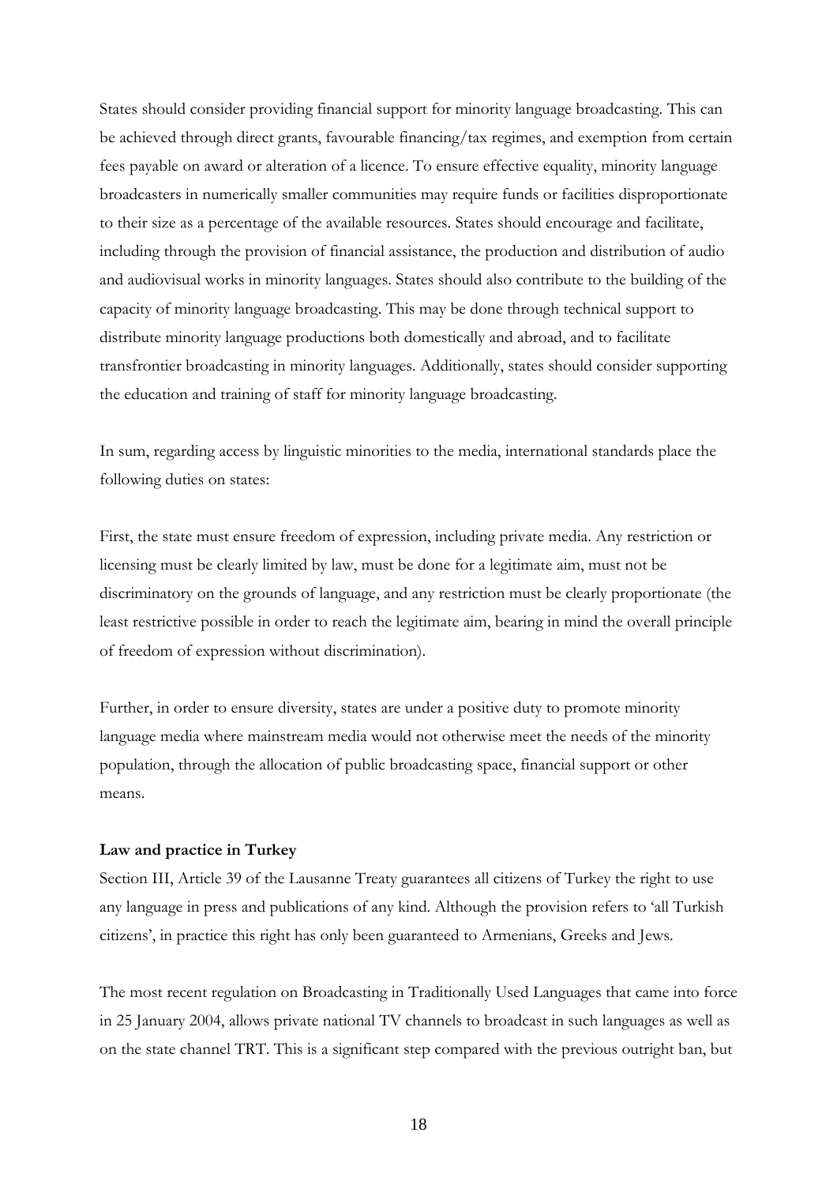States should consider providing financial support for minority language broadcasting. This can be achieved through direct grants, favourable financing/tax regimes, and exemption from certain fees payable on award or alteration of a licence. To ensure effective equality, minority language broadcasters in numerically smaller communities may require funds or facilities disproportionate to their size as a percentage of the available resources. States should encourage and facilitate, including through the provision of financial assistance, the production and distribution of audio and audiovisual works in minority languages. States should also contribute to the building of the capacity of minority language broadcasting. This may be done through technical support to distribute minority language productions both domestically and abroad, and to facilitate transfrontier broadcasting in minority languages. Additionally, states should consider supporting the education and training of staff for minority language broadcasting.

In sum, regarding access by linguistic minorities to the media, international standards place the following duties on states:

First, the state must ensure freedom of expression, including private media. Any restriction or licensing must be clearly limited by law, must be done for a legitimate aim, must not be discriminatory on the grounds of language, and any restriction must be clearly proportionate (the least restrictive possible in order to reach the legitimate aim, bearing in mind the overall principle of freedom of expression without discrimination).

Further, in order to ensure diversity, states are under a positive duty to promote minority language media where mainstream media would not otherwise meet the needs of the minority population, through the allocation of public broadcasting space, financial support or other means.

**Law and practice in Turkey**

Section III, Article 39 of the Lausanne Treaty guarantees all citizens of Turkey the right to use any language in press and publications of any kind. Although the provision refers to 'all Turkish citizens', in practice this right has only been guaranteed to Armenians, Greeks and Jews.

The most recent regulation on Broadcasting in Traditionally Used Languages that came into force in 25 January 2004, allows private national TV channels to broadcast in such languages as well as on the state channel TRT. This is a significant step compared with the previous outright ban, but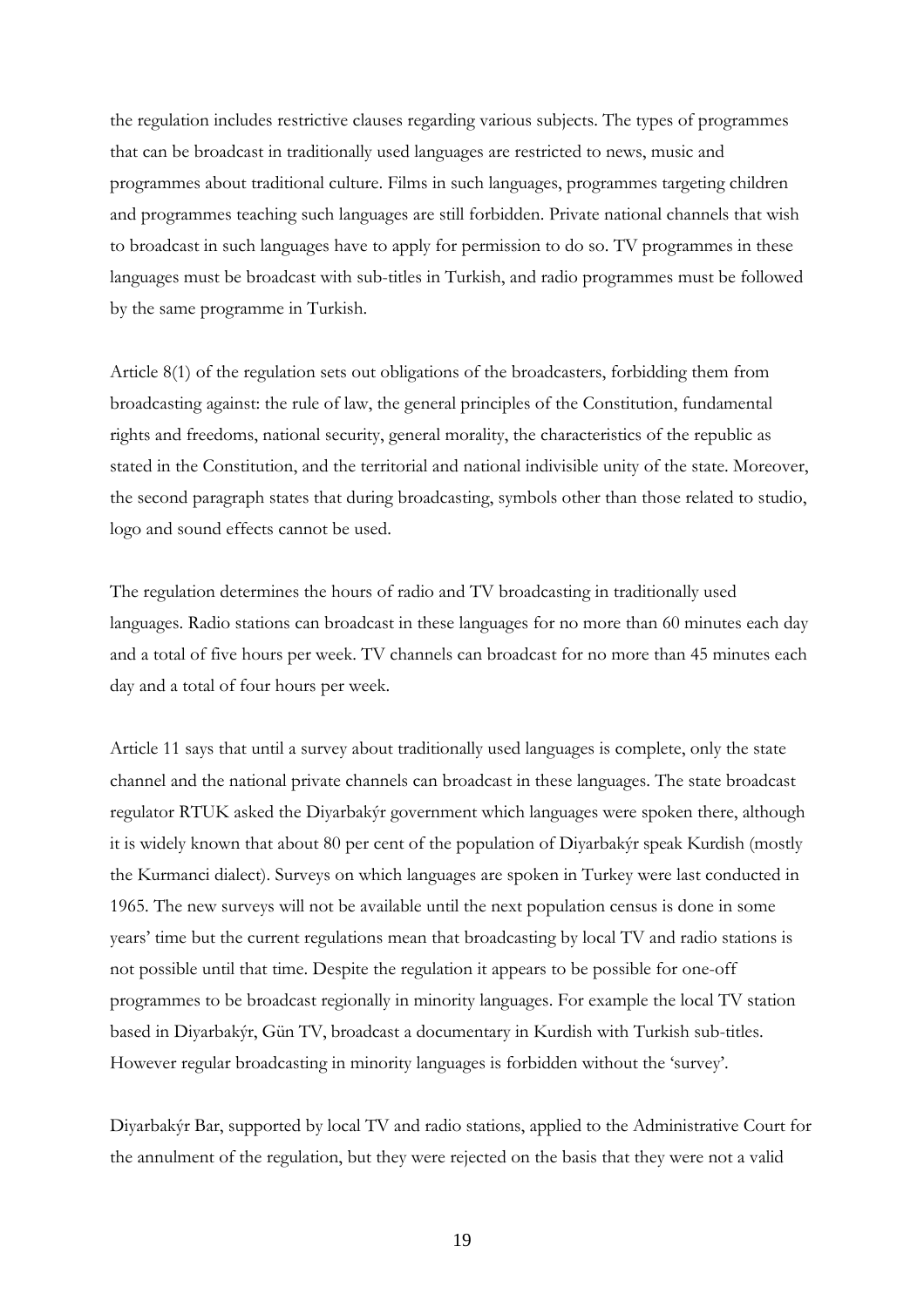the regulation includes restrictive clauses regarding various subjects. The types of programmes that can be broadcast in traditionally used languages are restricted to news, music and programmes about traditional culture. Films in such languages, programmes targeting children and programmes teaching such languages are still forbidden. Private national channels that wish to broadcast in such languages have to apply for permission to do so. TV programmes in these languages must be broadcast with sub-titles in Turkish, and radio programmes must be followed by the same programme in Turkish.

Article 8(1) of the regulation sets out obligations of the broadcasters, forbidding them from broadcasting against: the rule of law, the general principles of the Constitution, fundamental rights and freedoms, national security, general morality, the characteristics of the republic as stated in the Constitution, and the territorial and national indivisible unity of the state. Moreover, the second paragraph states that during broadcasting, symbols other than those related to studio, logo and sound effects cannot be used.

The regulation determines the hours of radio and TV broadcasting in traditionally used languages. Radio stations can broadcast in these languages for no more than 60 minutes each day and a total of five hours per week. TV channels can broadcast for no more than 45 minutes each day and a total of four hours per week.

Article 11 says that until a survey about traditionally used languages is complete, only the state channel and the national private channels can broadcast in these languages. The state broadcast regulator RTUK asked the Diyarbakýr government which languages were spoken there, although it is widely known that about 80 per cent of the population of Diyarbakýr speak Kurdish (mostly the Kurmanci dialect). Surveys on which languages are spoken in Turkey were last conducted in 1965. The new surveys will not be available until the next population census is done in some years' time but the current regulations mean that broadcasting by local TV and radio stations is not possible until that time. Despite the regulation it appears to be possible for one-off programmes to be broadcast regionally in minority languages. For example the local TV station based in Diyarbakýr, Gün TV, broadcast a documentary in Kurdish with Turkish sub-titles. However regular broadcasting in minority languages is forbidden without the 'survey'.

Diyarbakýr Bar, supported by local TV and radio stations, applied to the Administrative Court for the annulment of the regulation, but they were rejected on the basis that they were not a valid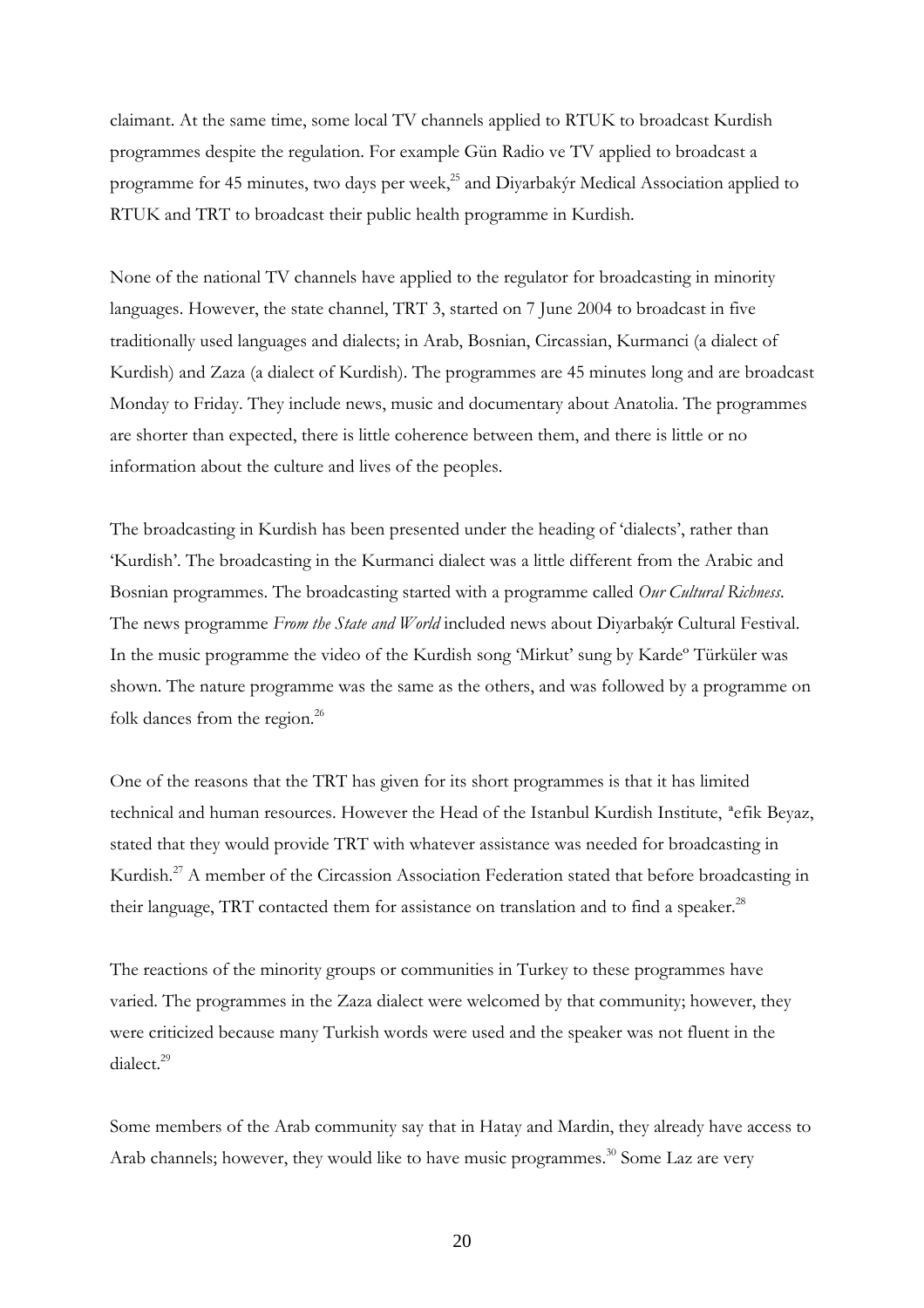claimant. At the same time, some local TV channels applied to RTUK to broadcast Kurdish programmes despite the regulation. For example Gün Radio ve TV applied to broadcast a programme for 45 minutes, two days per week,[25] and Diyarbakýr Medical Association applied to RTUK and TRT to broadcast their public health programme in Kurdish.

None of the national TV channels have applied to the regulator for broadcasting in minority languages. However, the state channel, TRT 3, started on 7 June 2004 to broadcast in five traditionally used languages and dialects; in Arab, Bosnian, Circassian, Kurmanci (a dialect of Kurdish) and Zaza (a dialect of Kurdish). The programmes are 45 minutes long and are broadcast Monday to Friday. They include news, music and documentary about Anatolia. The programmes are shorter than expected, there is little coherence between them, and there is little or no information about the culture and lives of the peoples.

The broadcasting in Kurdish has been presented under the heading of 'dialects', rather than 'Kurdish'. The broadcasting in the Kurmanci dialect was a little different from the Arabic and Bosnian programmes. The broadcasting started with a programme called *Our Cultural Richness*. The news programme *From the State and World* included news about Diyarbakýr Cultural Festival. In the music programme the video of the Kurdish song 'Mirkut' sung by Kardeº Türküler was shown. The nature programme was the same as the others, and was followed by a programme on folk dances from the region.[26]

One of the reasons that the TRT has given for its short programmes is that it has limited technical and human resources. However the Head of the Istanbul Kurdish Institute, ªefik Beyaz, stated that they would provide TRT with whatever assistance was needed for broadcasting in Kurdish.[27] A member of the Circassion Association Federation stated that before broadcasting in their language, TRT contacted them for assistance on translation and to find a speaker.[28]

The reactions of the minority groups or communities in Turkey to these programmes have varied. The programmes in the Zaza dialect were welcomed by that community; however, they were criticized because many Turkish words were used and the speaker was not fluent in the dialect.[29]

Some members of the Arab community say that in Hatay and Mardin, they already have access to Arab channels; however, they would like to have music programmes.[30] Some Laz are very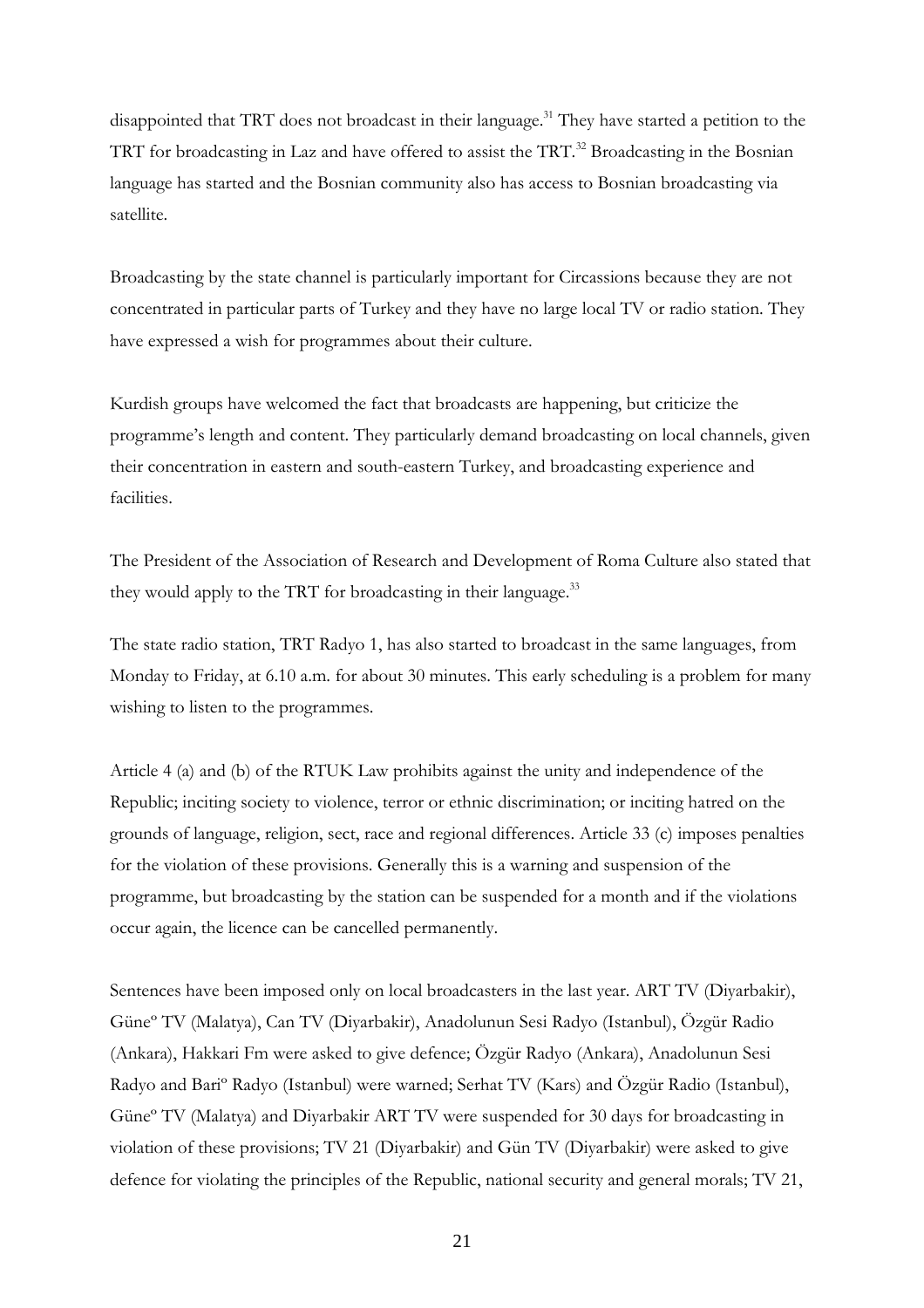disappointed that TRT does not broadcast in their language.[31] They have started a petition to the TRT for broadcasting in Laz and have offered to assist the TRT.[32] Broadcasting in the Bosnian language has started and the Bosnian community also has access to Bosnian broadcasting via satellite.

Broadcasting by the state channel is particularly important for Circassions because they are not concentrated in particular parts of Turkey and they have no large local TV or radio station. They have expressed a wish for programmes about their culture.

Kurdish groups have welcomed the fact that broadcasts are happening, but criticize the programme's length and content. They particularly demand broadcasting on local channels, given their concentration in eastern and south-eastern Turkey, and broadcasting experience and facilities.

The President of the Association of Research and Development of Roma Culture also stated that they would apply to the TRT for broadcasting in their language.[33]

The state radio station, TRT Radyo 1, has also started to broadcast in the same languages, from Monday to Friday, at 6.10 a.m. for about 30 minutes. This early scheduling is a problem for many wishing to listen to the programmes.

Article 4 (a) and (b) of the RTUK Law prohibits against the unity and independence of the Republic; inciting society to violence, terror or ethnic discrimination; or inciting hatred on the grounds of language, religion, sect, race and regional differences. Article 33 (c) imposes penalties for the violation of these provisions. Generally this is a warning and suspension of the programme, but broadcasting by the station can be suspended for a month and if the violations occur again, the licence can be cancelled permanently.

Sentences have been imposed only on local broadcasters in the last year. ART TV (Diyarbakir), Güneº TV (Malatya), Can TV (Diyarbakir), Anadolunun Sesi Radyo (Istanbul), Özgür Radio (Ankara), Hakkari Fm were asked to give defence; Özgür Radyo (Ankara), Anadolunun Sesi Radyo and Bariº Radyo (Istanbul) were warned; Serhat TV (Kars) and Özgür Radio (Istanbul), Güneº TV (Malatya) and Diyarbakir ART TV were suspended for 30 days for broadcasting in violation of these provisions; TV 21 (Diyarbakir) and Gün TV (Diyarbakir) were asked to give defence for violating the principles of the Republic, national security and general morals; TV 21,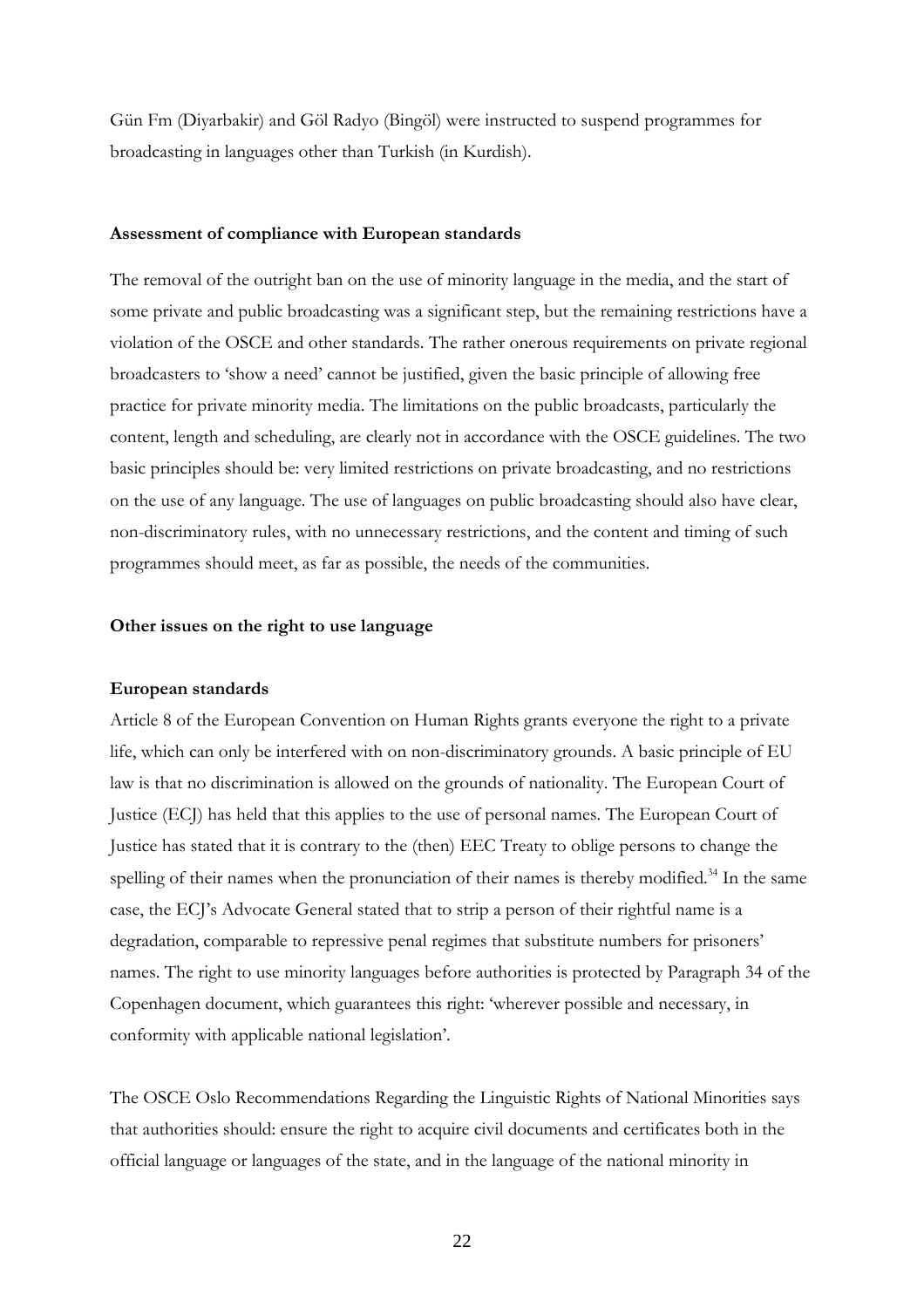Gün Fm (Diyarbakir) and Göl Radyo (Bingöl) were instructed to suspend programmes for broadcasting in languages other than Turkish (in Kurdish).

**Assessment of compliance with European standards**

The removal of the outright ban on the use of minority language in the media, and the start of some private and public broadcasting was a significant step, but the remaining restrictions have a violation of the OSCE and other standards. The rather onerous requirements on private regional broadcasters to 'show a need' cannot be justified, given the basic principle of allowing free practice for private minority media. The limitations on the public broadcasts, particularly the content, length and scheduling, are clearly not in accordance with the OSCE guidelines. The two basic principles should be: very limited restrictions on private broadcasting, and no restrictions on the use of any language. The use of languages on public broadcasting should also have clear, non-discriminatory rules, with no unnecessary restrictions, and the content and timing of such programmes should meet, as far as possible, the needs of the communities.

**Other issues on the right to use language**

**European standards**

Article 8 of the European Convention on Human Rights grants everyone the right to a private life, which can only be interfered with on non-discriminatory grounds. A basic principle of EU law is that no discrimination is allowed on the grounds of nationality. The European Court of Justice (ECJ) has held that this applies to the use of personal names. The European Court of Justice has stated that it is contrary to the (then) EEC Treaty to oblige persons to change the spelling of their names when the pronunciation of their names is thereby modified.[34] In the same case, the ECJ's Advocate General stated that to strip a person of their rightful name is a degradation, comparable to repressive penal regimes that substitute numbers for prisoners' names. The right to use minority languages before authorities is protected by Paragraph 34 of the Copenhagen document, which guarantees this right: 'wherever possible and necessary, in conformity with applicable national legislation'.

The OSCE Oslo Recommendations Regarding the Linguistic Rights of National Minorities says that authorities should: ensure the right to acquire civil documents and certificates both in the official language or languages of the state, and in the language of the national minority in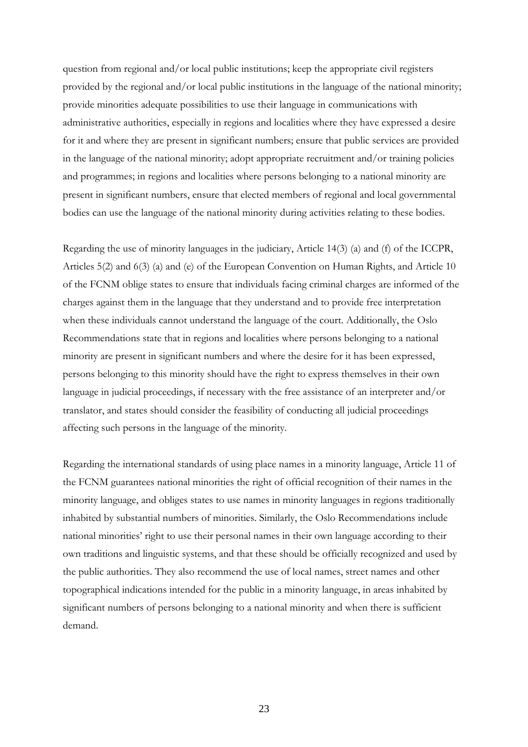question from regional and/or local public institutions; keep the appropriate civil registers provided by the regional and/or local public institutions in the language of the national minority; provide minorities adequate possibilities to use their language in communications with administrative authorities, especially in regions and localities where they have expressed a desire for it and where they are present in significant numbers; ensure that public services are provided in the language of the national minority; adopt appropriate recruitment and/or training policies and programmes; in regions and localities where persons belonging to a national minority are present in significant numbers, ensure that elected members of regional and local governmental bodies can use the language of the national minority during activities relating to these bodies.

Regarding the use of minority languages in the judiciary, Article 14(3) (a) and (f) of the ICCPR, Articles 5(2) and 6(3) (a) and (e) of the European Convention on Human Rights, and Article 10 of the FCNM oblige states to ensure that individuals facing criminal charges are informed of the charges against them in the language that they understand and to provide free interpretation when these individuals cannot understand the language of the court. Additionally, the Oslo Recommendations state that in regions and localities where persons belonging to a national minority are present in significant numbers and where the desire for it has been expressed, persons belonging to this minority should have the right to express themselves in their own language in judicial proceedings, if necessary with the free assistance of an interpreter and/or translator, and states should consider the feasibility of conducting all judicial proceedings affecting such persons in the language of the minority.

Regarding the international standards of using place names in a minority language, Article 11 of the FCNM guarantees national minorities the right of official recognition of their names in the minority language, and obliges states to use names in minority languages in regions traditionally inhabited by substantial numbers of minorities. Similarly, the Oslo Recommendations include national minorities' right to use their personal names in their own language according to their own traditions and linguistic systems, and that these should be officially recognized and used by the public authorities. They also recommend the use of local names, street names and other topographical indications intended for the public in a minority language, in areas inhabited by significant numbers of persons belonging to a national minority and when there is sufficient demand.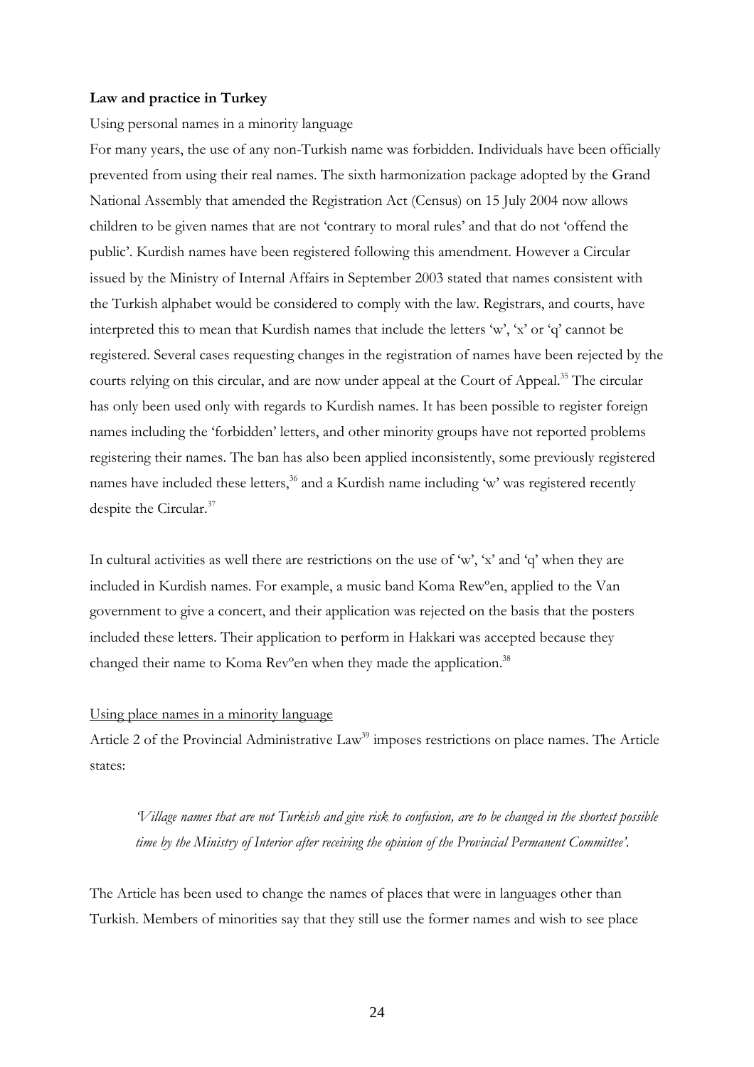**Law and practice in Turkey**

Using personal names in a minority language

For many years, the use of any non-Turkish name was forbidden. Individuals have been officially prevented from using their real names. The sixth harmonization package adopted by the Grand National Assembly that amended the Registration Act (Census) on 15 July 2004 now allows children to be given names that are not 'contrary to moral rules' and that do not 'offend the public'. Kurdish names have been registered following this amendment. However a Circular issued by the Ministry of Internal Affairs in September 2003 stated that names consistent with the Turkish alphabet would be considered to comply with the law. Registrars, and courts, have interpreted this to mean that Kurdish names that include the letters 'w', 'x' or 'q' cannot be registered. Several cases requesting changes in the registration of names have been rejected by the courts relying on this circular, and are now under appeal at the Court of Appeal.[35] The circular has only been used only with regards to Kurdish names. It has been possible to register foreign names including the 'forbidden' letters, and other minority groups have not reported problems registering their names. The ban has also been applied inconsistently, some previously registered names have included these letters,[36] and a Kurdish name including 'w' was registered recently despite the Circular.[37]

In cultural activities as well there are restrictions on the use of 'w', 'x' and 'q' when they are included in Kurdish names. For example, a music band Koma Rewºen, applied to the Van government to give a concert, and their application was rejected on the basis that the posters included these letters. Their application to perform in Hakkari was accepted because they changed their name to Koma Revºen when they made the application.[38]

<u>Using place names in a minority language</u>

Article 2 of the Provincial Administrative Law[39] imposes restrictions on place names. The Article states:

> *'Village names that are not Turkish and give risk to confusion, are to be changed in the shortest possible time by the Ministry of Interior after receiving the opinion of the Provincial Permanent Committee'.*

The Article has been used to change the names of places that were in languages other than Turkish. Members of minorities say that they still use the former names and wish to see place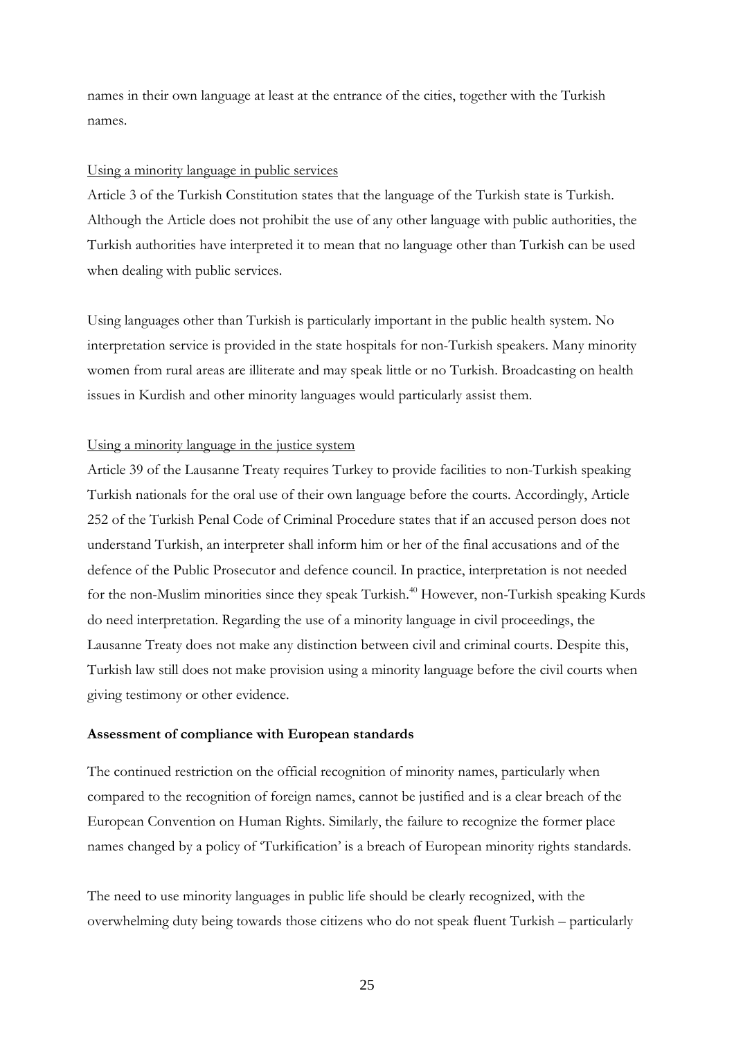names in their own language at least at the entrance of the cities, together with the Turkish names.

Using a minority language in public services

Article 3 of the Turkish Constitution states that the language of the Turkish state is Turkish. Although the Article does not prohibit the use of any other language with public authorities, the Turkish authorities have interpreted it to mean that no language other than Turkish can be used when dealing with public services.

Using languages other than Turkish is particularly important in the public health system. No interpretation service is provided in the state hospitals for non-Turkish speakers. Many minority women from rural areas are illiterate and may speak little or no Turkish. Broadcasting on health issues in Kurdish and other minority languages would particularly assist them.

Using a minority language in the justice system

Article 39 of the Lausanne Treaty requires Turkey to provide facilities to non-Turkish speaking Turkish nationals for the oral use of their own language before the courts. Accordingly, Article 252 of the Turkish Penal Code of Criminal Procedure states that if an accused person does not understand Turkish, an interpreter shall inform him or her of the final accusations and of the defence of the Public Prosecutor and defence council. In practice, interpretation is not needed for the non-Muslim minorities since they speak Turkish.[40] However, non-Turkish speaking Kurds do need interpretation. Regarding the use of a minority language in civil proceedings, the Lausanne Treaty does not make any distinction between civil and criminal courts. Despite this, Turkish law still does not make provision using a minority language before the civil courts when giving testimony or other evidence.

**Assessment of compliance with European standards**

The continued restriction on the official recognition of minority names, particularly when compared to the recognition of foreign names, cannot be justified and is a clear breach of the European Convention on Human Rights. Similarly, the failure to recognize the former place names changed by a policy of 'Turkification' is a breach of European minority rights standards.

The need to use minority languages in public life should be clearly recognized, with the overwhelming duty being towards those citizens who do not speak fluent Turkish – particularly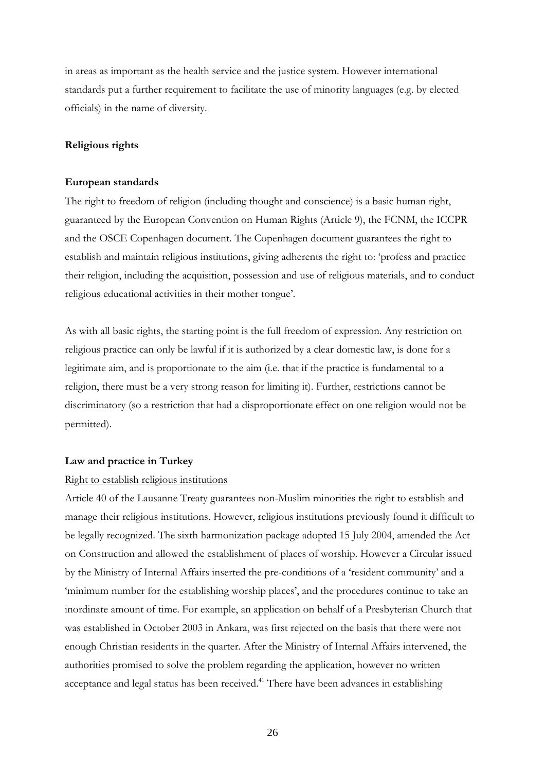in areas as important as the health service and the justice system. However international standards put a further requirement to facilitate the use of minority languages (e.g. by elected officials) in the name of diversity.

## Religious rights

### European standards

The right to freedom of religion (including thought and conscience) is a basic human right, guaranteed by the European Convention on Human Rights (Article 9), the FCNM, the ICCPR and the OSCE Copenhagen document. The Copenhagen document guarantees the right to establish and maintain religious institutions, giving adherents the right to: 'profess and practice their religion, including the acquisition, possession and use of religious materials, and to conduct religious educational activities in their mother tongue'.

As with all basic rights, the starting point is the full freedom of expression. Any restriction on religious practice can only be lawful if it is authorized by a clear domestic law, is done for a legitimate aim, and is proportionate to the aim (i.e. that if the practice is fundamental to a religion, there must be a very strong reason for limiting it). Further, restrictions cannot be discriminatory (so a restriction that had a disproportionate effect on one religion would not be permitted).

### Law and practice in Turkey

Right to establish religious institutions

Article 40 of the Lausanne Treaty guarantees non-Muslim minorities the right to establish and manage their religious institutions. However, religious institutions previously found it difficult to be legally recognized. The sixth harmonization package adopted 15 July 2004, amended the Act on Construction and allowed the establishment of places of worship. However a Circular issued by the Ministry of Internal Affairs inserted the pre-conditions of a 'resident community' and a 'minimum number for the establishing worship places', and the procedures continue to take an inordinate amount of time. For example, an application on behalf of a Presbyterian Church that was established in October 2003 in Ankara, was first rejected on the basis that there were not enough Christian residents in the quarter. After the Ministry of Internal Affairs intervened, the authorities promised to solve the problem regarding the application, however no written acceptance and legal status has been received.[41] There have been advances in establishing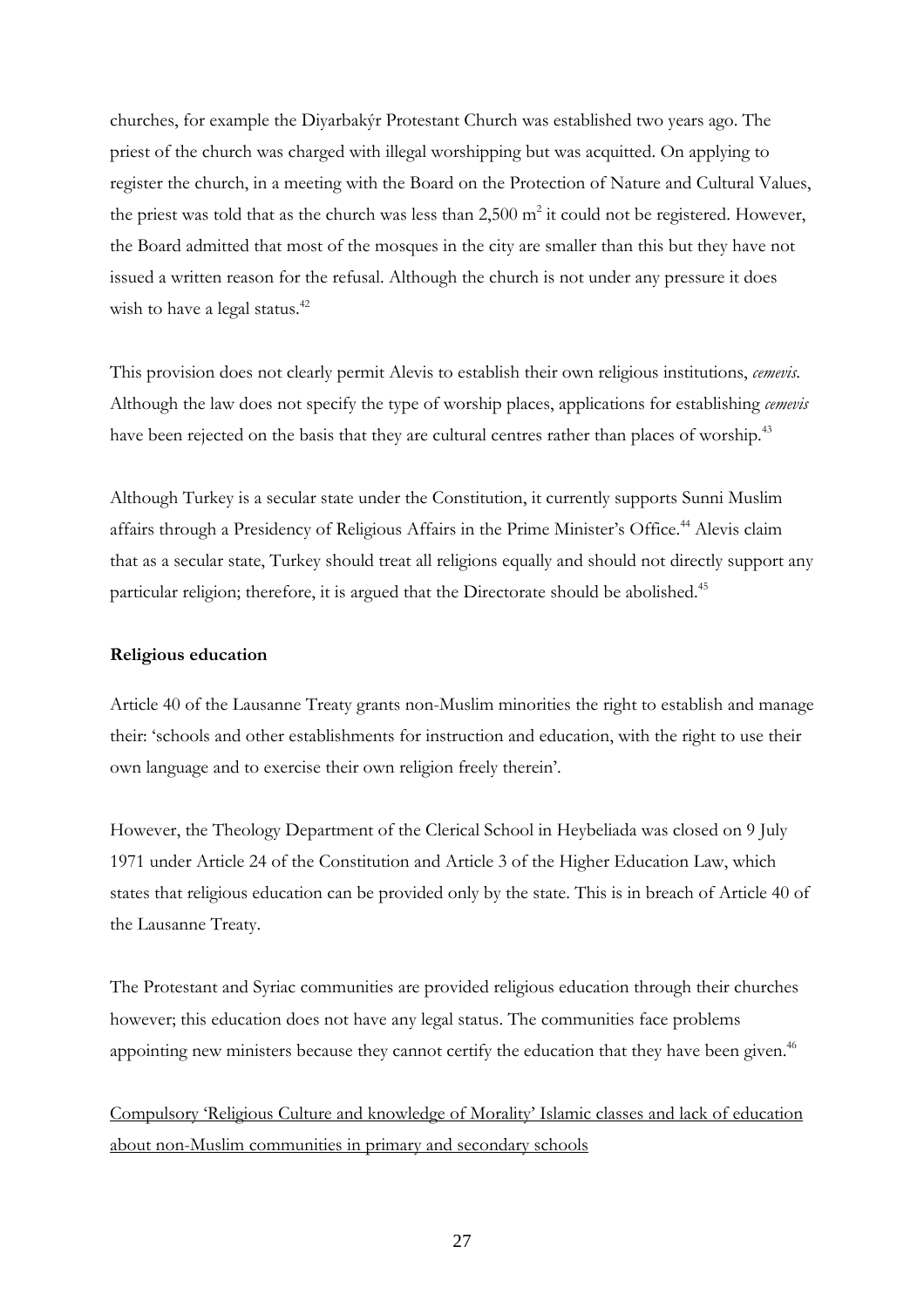churches, for example the Diyarbakýr Protestant Church was established two years ago. The priest of the church was charged with illegal worshipping but was acquitted. On applying to register the church, in a meeting with the Board on the Protection of Nature and Cultural Values, the priest was told that as the church was less than 2,500 $m^2$ it could not be registered. However, the Board admitted that most of the mosques in the city are smaller than this but they have not issued a written reason for the refusal. Although the church is not under any pressure it does wish to have a legal status.[42]

This provision does not clearly permit Alevis to establish their own religious institutions, *cemevis*. Although the law does not specify the type of worship places, applications for establishing *cemevis* have been rejected on the basis that they are cultural centres rather than places of worship.[43]

Although Turkey is a secular state under the Constitution, it currently supports Sunni Muslim affairs through a Presidency of Religious Affairs in the Prime Minister's Office.[44] Alevis claim that as a secular state, Turkey should treat all religions equally and should not directly support any particular religion; therefore, it is argued that the Directorate should be abolished.[45]

**Religious education**

Article 40 of the Lausanne Treaty grants non-Muslim minorities the right to establish and manage their: 'schools and other establishments for instruction and education, with the right to use their own language and to exercise their own religion freely therein'.

However, the Theology Department of the Clerical School in Heybeliada was closed on 9 July 1971 under Article 24 of the Constitution and Article 3 of the Higher Education Law, which states that religious education can be provided only by the state. This is in breach of Article 40 of the Lausanne Treaty.

The Protestant and Syriac communities are provided religious education through their churches however; this education does not have any legal status. The communities face problems appointing new ministers because they cannot certify the education that they have been given.[46]

<u>Compulsory 'Religious Culture and knowledge of Morality' Islamic classes and lack of education about non-Muslim communities in primary and secondary schools</u>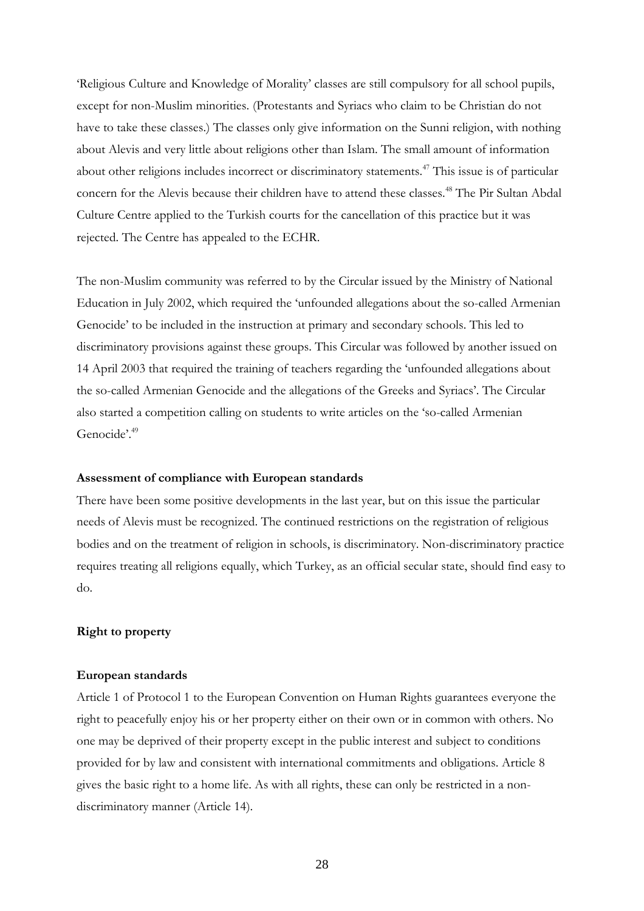'Religious Culture and Knowledge of Morality' classes are still compulsory for all school pupils, except for non-Muslim minorities. (Protestants and Syriacs who claim to be Christian do not have to take these classes.) The classes only give information on the Sunni religion, with nothing about Alevis and very little about religions other than Islam. The small amount of information about other religions includes incorrect or discriminatory statements.[47] This issue is of particular concern for the Alevis because their children have to attend these classes.[48] The Pir Sultan Abdal Culture Centre applied to the Turkish courts for the cancellation of this practice but it was rejected. The Centre has appealed to the ECHR.

The non-Muslim community was referred to by the Circular issued by the Ministry of National Education in July 2002, which required the 'unfounded allegations about the so-called Armenian Genocide' to be included in the instruction at primary and secondary schools. This led to discriminatory provisions against these groups. This Circular was followed by another issued on 14 April 2003 that required the training of teachers regarding the 'unfounded allegations about the so-called Armenian Genocide and the allegations of the Greeks and Syriacs'. The Circular also started a competition calling on students to write articles on the 'so-called Armenian Genocide'.[49]

**Assessment of compliance with European standards**

There have been some positive developments in the last year, but on this issue the particular needs of Alevis must be recognized. The continued restrictions on the registration of religious bodies and on the treatment of religion in schools, is discriminatory. Non-discriminatory practice requires treating all religions equally, which Turkey, as an official secular state, should find easy to do.

**Right to property**

**European standards**

Article 1 of Protocol 1 to the European Convention on Human Rights guarantees everyone the right to peacefully enjoy his or her property either on their own or in common with others. No one may be deprived of their property except in the public interest and subject to conditions provided for by law and consistent with international commitments and obligations. Article 8 gives the basic right to a home life. As with all rights, these can only be restricted in a non-discriminatory manner (Article 14).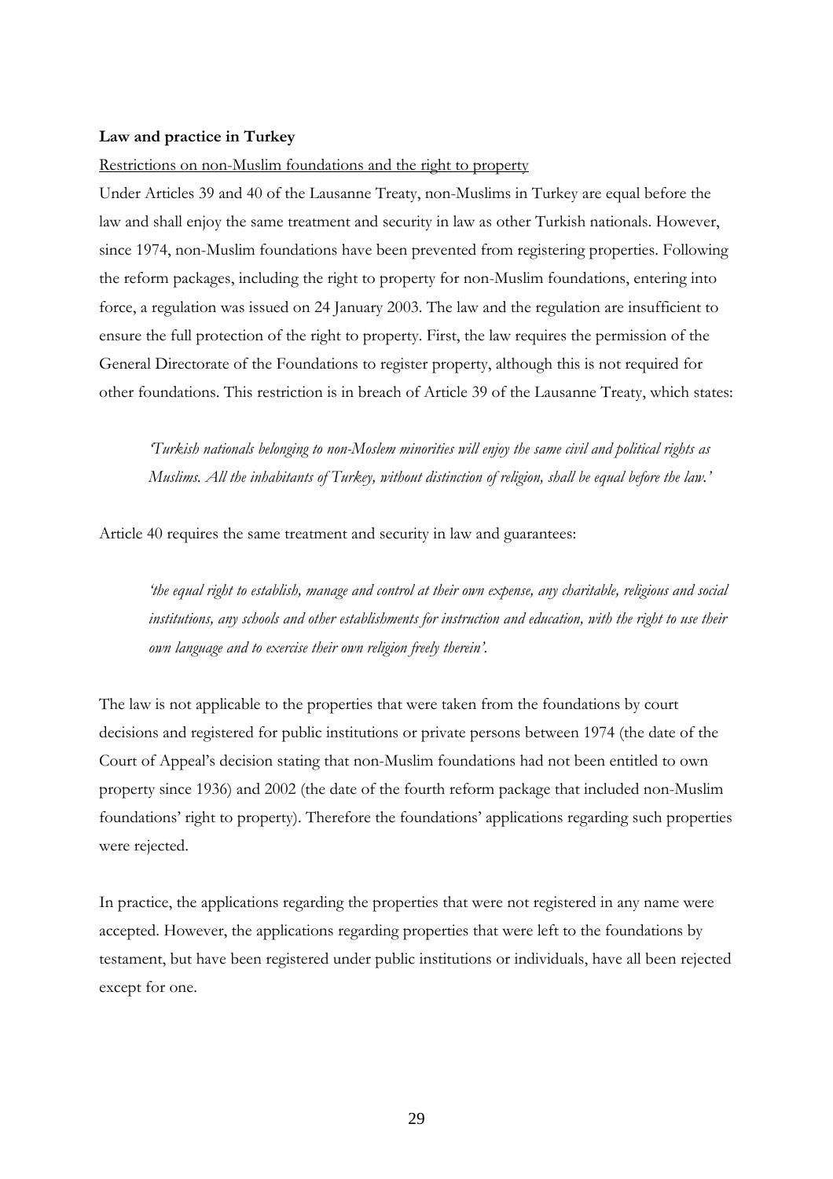**Law and practice in Turkey**

Restrictions on non-Muslim foundations and the right to property

Under Articles 39 and 40 of the Lausanne Treaty, non-Muslims in Turkey are equal before the law and shall enjoy the same treatment and security in law as other Turkish nationals. However, since 1974, non-Muslim foundations have been prevented from registering properties. Following the reform packages, including the right to property for non-Muslim foundations, entering into force, a regulation was issued on 24 January 2003. The law and the regulation are insufficient to ensure the full protection of the right to property. First, the law requires the permission of the General Directorate of the Foundations to register property, although this is not required for other foundations. This restriction is in breach of Article 39 of the Lausanne Treaty, which states:

> *'Turkish nationals belonging to non-Moslem minorities will enjoy the same civil and political rights as Muslims. All the inhabitants of Turkey, without distinction of religion, shall be equal before the law.'*

Article 40 requires the same treatment and security in law and guarantees:

> *'the equal right to establish, manage and control at their own expense, any charitable, religious and social institutions, any schools and other establishments for instruction and education, with the right to use their own language and to exercise their own religion freely therein'.*

The law is not applicable to the properties that were taken from the foundations by court decisions and registered for public institutions or private persons between 1974 (the date of the Court of Appeal's decision stating that non-Muslim foundations had not been entitled to own property since 1936) and 2002 (the date of the fourth reform package that included non-Muslim foundations' right to property). Therefore the foundations' applications regarding such properties were rejected.

In practice, the applications regarding the properties that were not registered in any name were accepted. However, the applications regarding properties that were left to the foundations by testament, but have been registered under public institutions or individuals, have all been rejected except for one.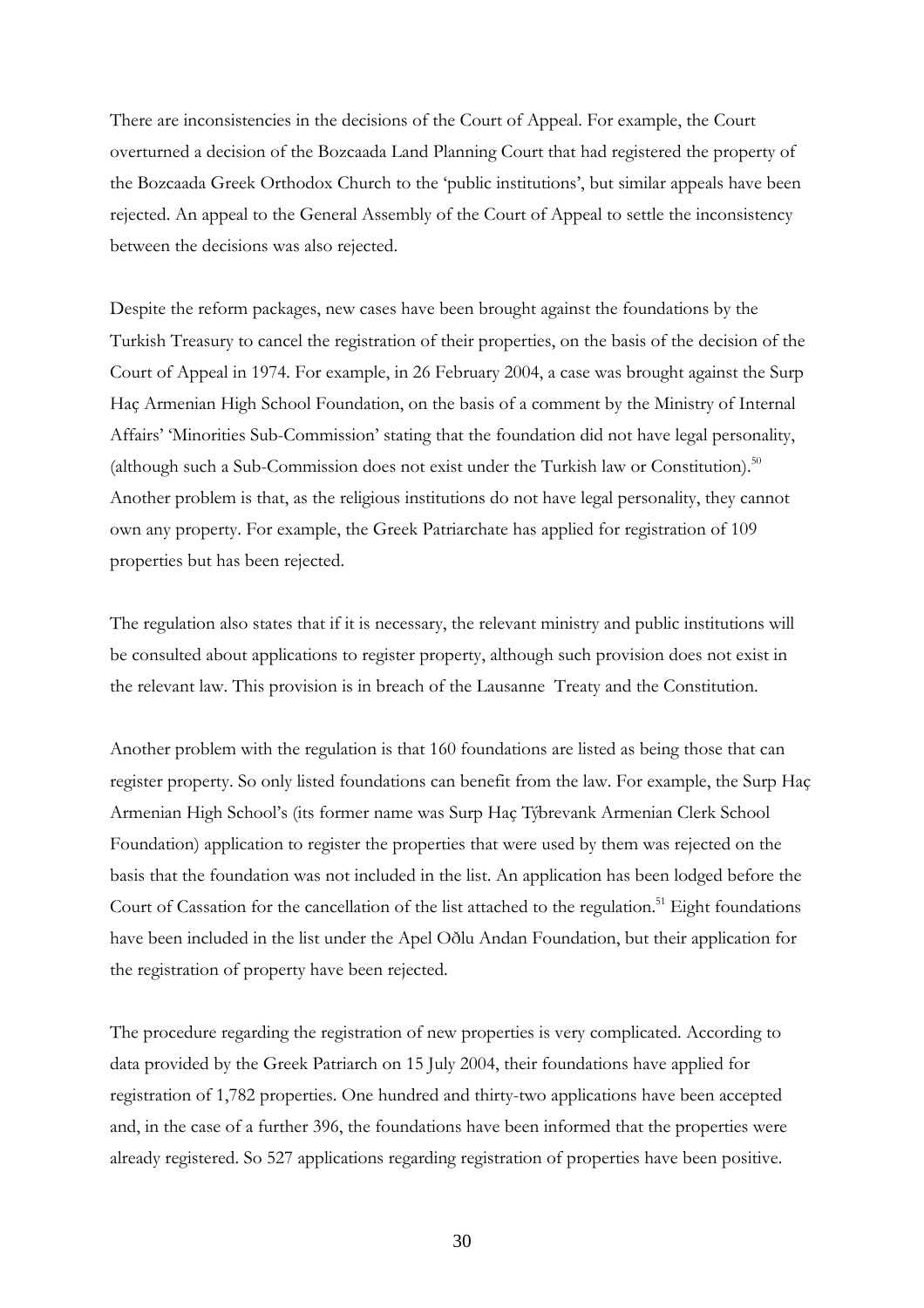There are inconsistencies in the decisions of the Court of Appeal. For example, the Court overturned a decision of the Bozcaada Land Planning Court that had registered the property of the Bozcaada Greek Orthodox Church to the 'public institutions', but similar appeals have been rejected. An appeal to the General Assembly of the Court of Appeal to settle the inconsistency between the decisions was also rejected.

Despite the reform packages, new cases have been brought against the foundations by the Turkish Treasury to cancel the registration of their properties, on the basis of the decision of the Court of Appeal in 1974. For example, in 26 February 2004, a case was brought against the Surp Haç Armenian High School Foundation, on the basis of a comment by the Ministry of Internal Affairs' 'Minorities Sub-Commission' stating that the foundation did not have legal personality, (although such a Sub-Commission does not exist under the Turkish law or Constitution).[50] Another problem is that, as the religious institutions do not have legal personality, they cannot own any property. For example, the Greek Patriarchate has applied for registration of 109 properties but has been rejected.

The regulation also states that if it is necessary, the relevant ministry and public institutions will be consulted about applications to register property, although such provision does not exist in the relevant law. This provision is in breach of the Lausanne Treaty and the Constitution.

Another problem with the regulation is that 160 foundations are listed as being those that can register property. So only listed foundations can benefit from the law. For example, the Surp Haç Armenian High School's (its former name was Surp Haç Týbrevank Armenian Clerk School Foundation) application to register the properties that were used by them was rejected on the basis that the foundation was not included in the list. An application has been lodged before the Court of Cassation for the cancellation of the list attached to the regulation.[51] Eight foundations have been included in the list under the Apel Oðlu Andan Foundation, but their application for the registration of property have been rejected.

The procedure regarding the registration of new properties is very complicated. According to data provided by the Greek Patriarch on 15 July 2004, their foundations have applied for registration of 1,782 properties. One hundred and thirty-two applications have been accepted and, in the case of a further 396, the foundations have been informed that the properties were already registered. So 527 applications regarding registration of properties have been positive.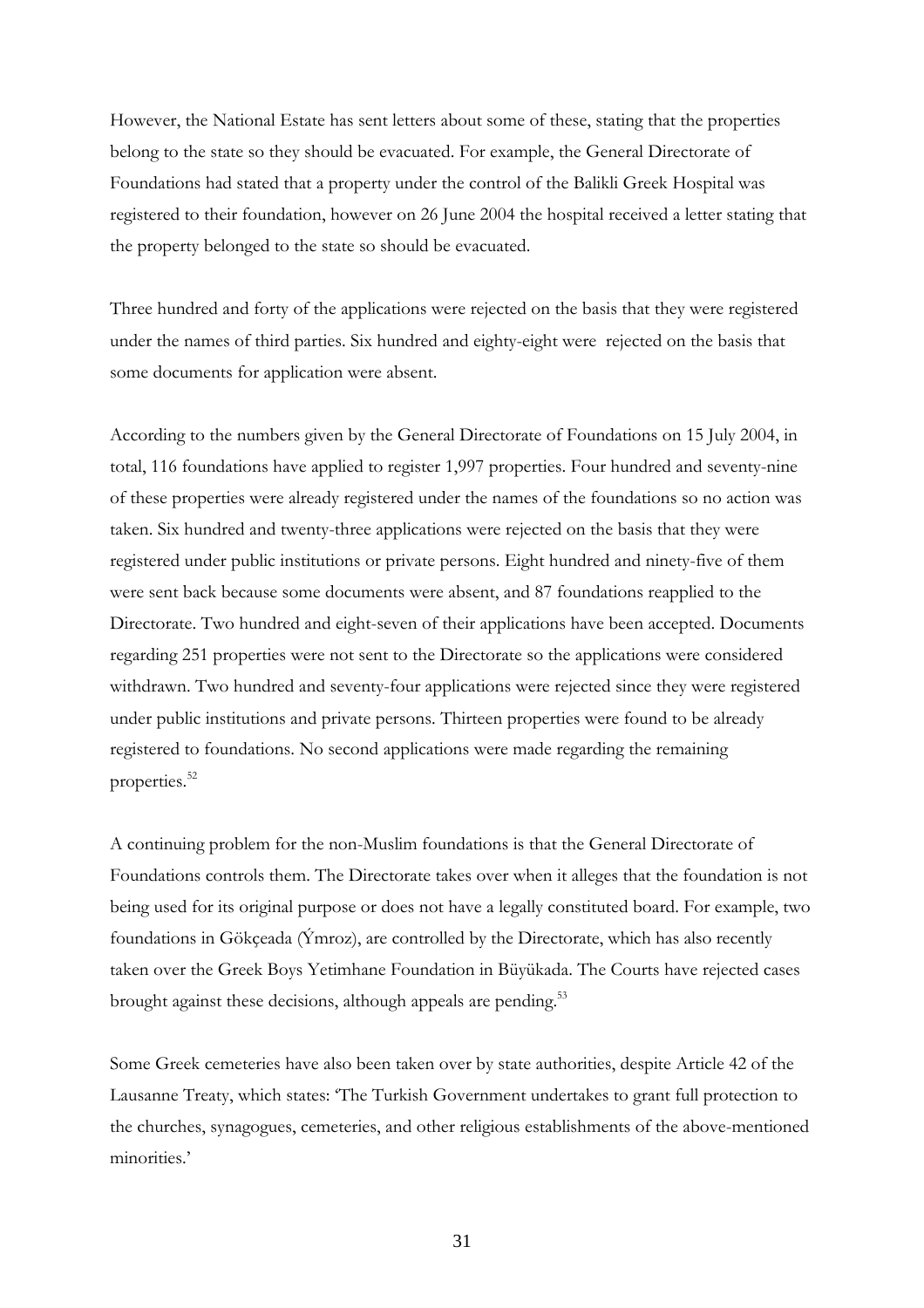However, the National Estate has sent letters about some of these, stating that the properties belong to the state so they should be evacuated. For example, the General Directorate of Foundations had stated that a property under the control of the Balikli Greek Hospital was registered to their foundation, however on 26 June 2004 the hospital received a letter stating that the property belonged to the state so should be evacuated.

Three hundred and forty of the applications were rejected on the basis that they were registered under the names of third parties. Six hundred and eighty-eight were rejected on the basis that some documents for application were absent.

According to the numbers given by the General Directorate of Foundations on 15 July 2004, in total, 116 foundations have applied to register 1,997 properties. Four hundred and seventy-nine of these properties were already registered under the names of the foundations so no action was taken. Six hundred and twenty-three applications were rejected on the basis that they were registered under public institutions or private persons. Eight hundred and ninety-five of them were sent back because some documents were absent, and 87 foundations reapplied to the Directorate. Two hundred and eight-seven of their applications have been accepted. Documents regarding 251 properties were not sent to the Directorate so the applications were considered withdrawn. Two hundred and seventy-four applications were rejected since they were registered under public institutions and private persons. Thirteen properties were found to be already registered to foundations. No second applications were made regarding the remaining properties.[52]

A continuing problem for the non-Muslim foundations is that the General Directorate of Foundations controls them. The Directorate takes over when it alleges that the foundation is not being used for its original purpose or does not have a legally constituted board. For example, two foundations in Gökçeada (Ýmroz), are controlled by the Directorate, which has also recently taken over the Greek Boys Yetimhane Foundation in Büyükada. The Courts have rejected cases brought against these decisions, although appeals are pending.[53]

Some Greek cemeteries have also been taken over by state authorities, despite Article 42 of the Lausanne Treaty, which states: 'The Turkish Government undertakes to grant full protection to the churches, synagogues, cemeteries, and other religious establishments of the above-mentioned minorities.'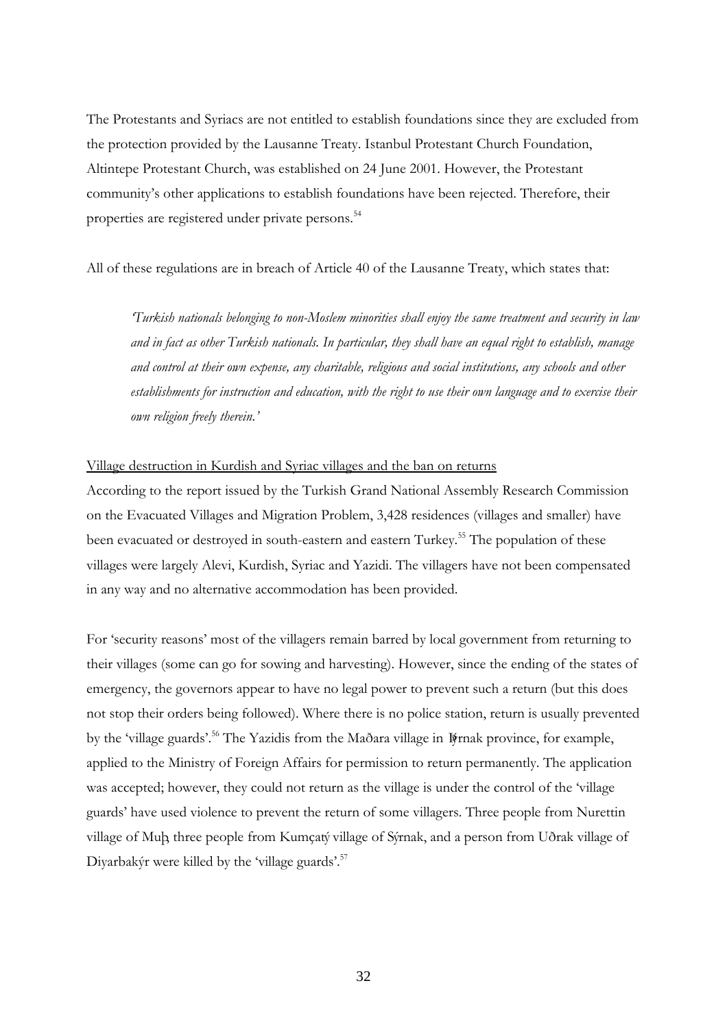The Protestants and Syriacs are not entitled to establish foundations since they are excluded from the protection provided by the Lausanne Treaty. Istanbul Protestant Church Foundation, Altintepe Protestant Church, was established on 24 June 2001. However, the Protestant community's other applications to establish foundations have been rejected. Therefore, their properties are registered under private persons.[54]

All of these regulations are in breach of Article 40 of the Lausanne Treaty, which states that:

> *'Turkish nationals belonging to non-Moslem minorities shall enjoy the same treatment and security in law and in fact as other Turkish nationals. In particular, they shall have an equal right to establish, manage and control at their own expense, any charitable, religious and social institutions, any schools and other establishments for instruction and education, with the right to use their own language and to exercise their own religion freely therein.'*

<u>Village destruction in Kurdish and Syriac villages and the ban on returns</u>

According to the report issued by the Turkish Grand National Assembly Research Commission on the Evacuated Villages and Migration Problem, 3,428 residences (villages and smaller) have been evacuated or destroyed in south-eastern and eastern Turkey.[55] The population of these villages were largely Alevi, Kurdish, Syriac and Yazidi. The villagers have not been compensated in any way and no alternative accommodation has been provided.

For 'security reasons' most of the villagers remain barred by local government from returning to their villages (some can go for sowing and harvesting). However, since the ending of the states of emergency, the governors appear to have no legal power to prevent such a return (but this does not stop their orders being followed). Where there is no police station, return is usually prevented by the 'village guards'.[56] The Yazidis from the Maðara village in Þýrnak province, for example, applied to the Ministry of Foreign Affairs for permission to return permanently. The application was accepted; however, they could not return as the village is under the control of the 'village guards' have used violence to prevent the return of some villagers. Three people from Nurettin village of Muþ, three people from Kumçatý village of Sýrnak, and a person from Uðrak village of Diyarbakýr were killed by the 'village guards'.[57]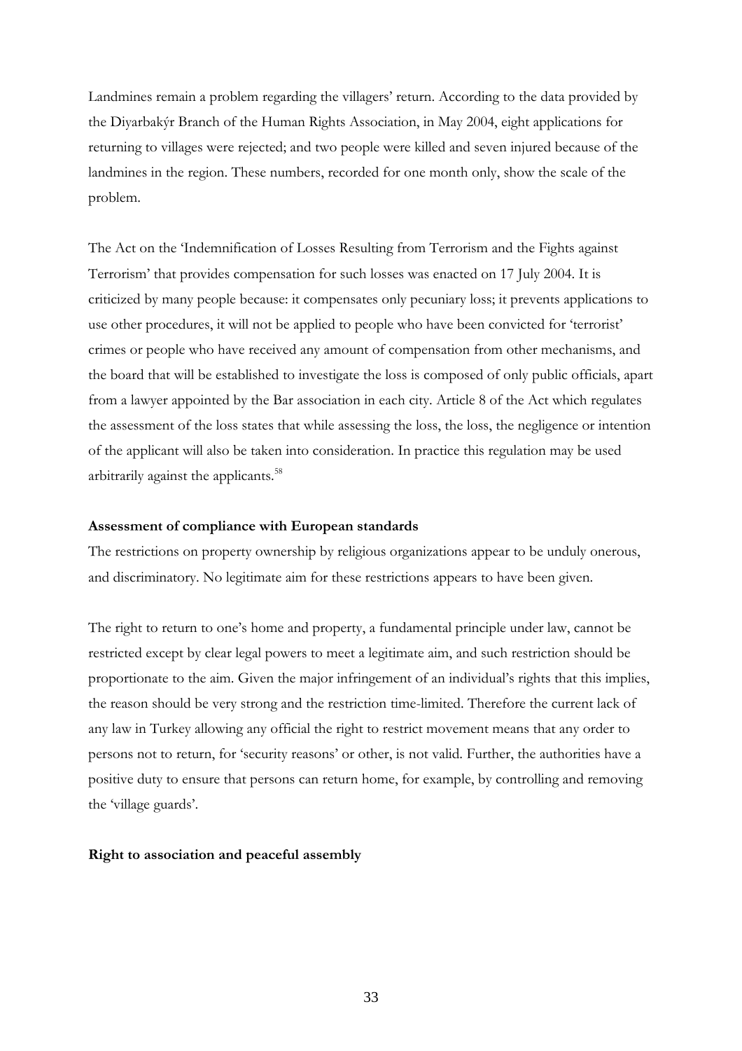Landmines remain a problem regarding the villagers' return. According to the data provided by the Diyarbakýr Branch of the Human Rights Association, in May 2004, eight applications for returning to villages were rejected; and two people were killed and seven injured because of the landmines in the region. These numbers, recorded for one month only, show the scale of the problem.

The Act on the 'Indemnification of Losses Resulting from Terrorism and the Fights against Terrorism' that provides compensation for such losses was enacted on 17 July 2004. It is criticized by many people because: it compensates only pecuniary loss; it prevents applications to use other procedures, it will not be applied to people who have been convicted for 'terrorist' crimes or people who have received any amount of compensation from other mechanisms, and the board that will be established to investigate the loss is composed of only public officials, apart from a lawyer appointed by the Bar association in each city. Article 8 of the Act which regulates the assessment of the loss states that while assessing the loss, the loss, the negligence or intention of the applicant will also be taken into consideration. In practice this regulation may be used arbitrarily against the applicants.[58]

**Assessment of compliance with European standards**

The restrictions on property ownership by religious organizations appear to be unduly onerous, and discriminatory. No legitimate aim for these restrictions appears to have been given.

The right to return to one's home and property, a fundamental principle under law, cannot be restricted except by clear legal powers to meet a legitimate aim, and such restriction should be proportionate to the aim. Given the major infringement of an individual's rights that this implies, the reason should be very strong and the restriction time-limited. Therefore the current lack of any law in Turkey allowing any official the right to restrict movement means that any order to persons not to return, for 'security reasons' or other, is not valid. Further, the authorities have a positive duty to ensure that persons can return home, for example, by controlling and removing the 'village guards'.

**Right to association and peaceful assembly**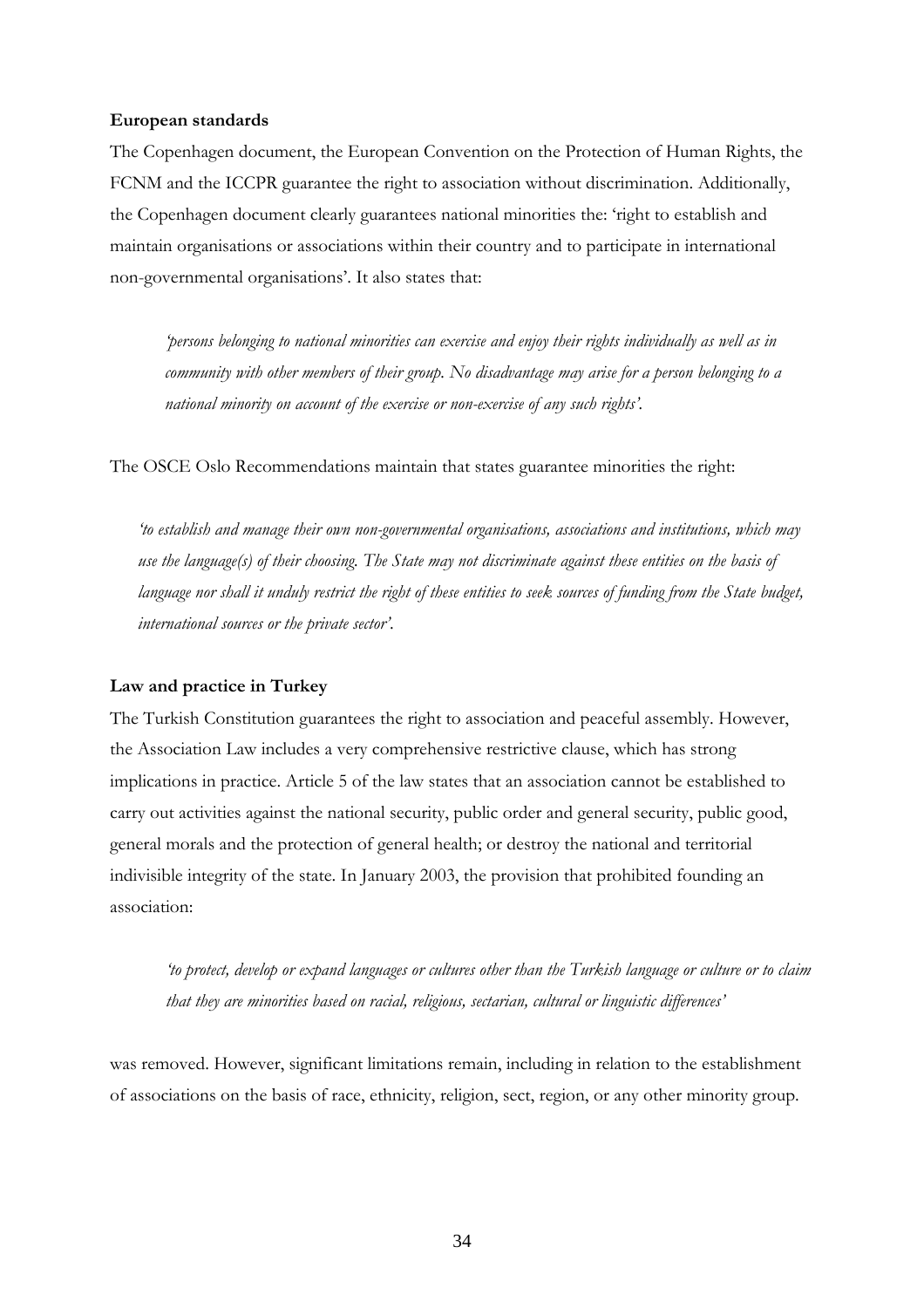**European standards**

The Copenhagen document, the European Convention on the Protection of Human Rights, the FCNM and the ICCPR guarantee the right to association without discrimination. Additionally, the Copenhagen document clearly guarantees national minorities the: 'right to establish and maintain organisations or associations within their country and to participate in international non-governmental organisations'. It also states that:

> *'persons belonging to national minorities can exercise and enjoy their rights individually as well as in community with other members of their group. No disadvantage may arise for a person belonging to a national minority on account of the exercise or non-exercise of any such rights'.*

The OSCE Oslo Recommendations maintain that states guarantee minorities the right:

> *'to establish and manage their own non-governmental organisations, associations and institutions, which may use the language(s) of their choosing. The State may not discriminate against these entities on the basis of language nor shall it unduly restrict the right of these entities to seek sources of funding from the State budget, international sources or the private sector'.*

**Law and practice in Turkey**

The Turkish Constitution guarantees the right to association and peaceful assembly. However, the Association Law includes a very comprehensive restrictive clause, which has strong implications in practice. Article 5 of the law states that an association cannot be established to carry out activities against the national security, public order and general security, public good, general morals and the protection of general health; or destroy the national and territorial indivisible integrity of the state. In January 2003, the provision that prohibited founding an association:

> *'to protect, develop or expand languages or cultures other than the Turkish language or culture or to claim that they are minorities based on racial, religious, sectarian, cultural or linguistic differences'*

was removed. However, significant limitations remain, including in relation to the establishment of associations on the basis of race, ethnicity, religion, sect, region, or any other minority group.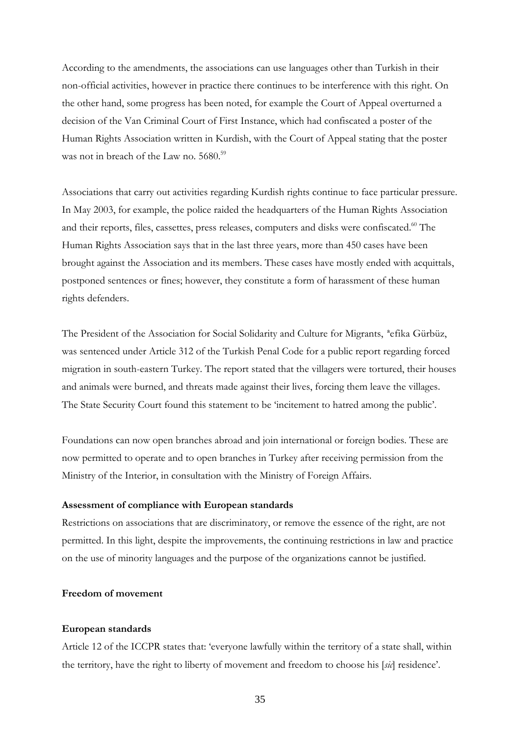According to the amendments, the associations can use languages other than Turkish in their non-official activities, however in practice there continues to be interference with this right. On the other hand, some progress has been noted, for example the Court of Appeal overturned a decision of the Van Criminal Court of First Instance, which had confiscated a poster of the Human Rights Association written in Kurdish, with the Court of Appeal stating that the poster was not in breach of the Law no. 5680.[59]

Associations that carry out activities regarding Kurdish rights continue to face particular pressure. In May 2003, for example, the police raided the headquarters of the Human Rights Association and their reports, files, cassettes, press releases, computers and disks were confiscated.[60] The Human Rights Association says that in the last three years, more than 450 cases have been brought against the Association and its members. These cases have mostly ended with acquittals, postponed sentences or fines; however, they constitute a form of harassment of these human rights defenders.

The President of the Association for Social Solidarity and Culture for Migrants, ªefika Gürbüz, was sentenced under Article 312 of the Turkish Penal Code for a public report regarding forced migration in south-eastern Turkey. The report stated that the villagers were tortured, their houses and animals were burned, and threats made against their lives, forcing them leave the villages. The State Security Court found this statement to be 'incitement to hatred among the public'.

Foundations can now open branches abroad and join international or foreign bodies. These are now permitted to operate and to open branches in Turkey after receiving permission from the Ministry of the Interior, in consultation with the Ministry of Foreign Affairs.

**Assessment of compliance with European standards**

Restrictions on associations that are discriminatory, or remove the essence of the right, are not permitted. In this light, despite the improvements, the continuing restrictions in law and practice on the use of minority languages and the purpose of the organizations cannot be justified.

**Freedom of movement**

**European standards**

Article 12 of the ICCPR states that: 'everyone lawfully within the territory of a state shall, within the territory, have the right to liberty of movement and freedom to choose his [*sic*] residence'.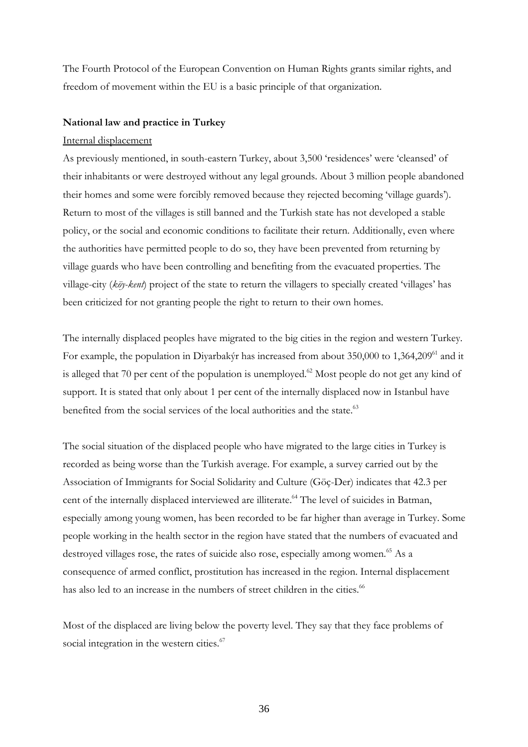The Fourth Protocol of the European Convention on Human Rights grants similar rights, and freedom of movement within the EU is a basic principle of that organization.

**National law and practice in Turkey**

Internal displacement

As previously mentioned, in south-eastern Turkey, about 3,500 'residences' were 'cleansed' of their inhabitants or were destroyed without any legal grounds. About 3 million people abandoned their homes and some were forcibly removed because they rejected becoming 'village guards'). Return to most of the villages is still banned and the Turkish state has not developed a stable policy, or the social and economic conditions to facilitate their return. Additionally, even where the authorities have permitted people to do so, they have been prevented from returning by village guards who have been controlling and benefiting from the evacuated properties. The village-city (*köy-kent*) project of the state to return the villagers to specially created 'villages' has been criticized for not granting people the right to return to their own homes.

The internally displaced peoples have migrated to the big cities in the region and western Turkey. For example, the population in Diyarbakýr has increased from about 350,000 to 1,364,209[61] and it is alleged that 70 per cent of the population is unemployed.[62] Most people do not get any kind of support. It is stated that only about 1 per cent of the internally displaced now in Istanbul have benefited from the social services of the local authorities and the state.[63]

The social situation of the displaced people who have migrated to the large cities in Turkey is recorded as being worse than the Turkish average. For example, a survey carried out by the Association of Immigrants for Social Solidarity and Culture (Göç-Der) indicates that 42.3 per cent of the internally displaced interviewed are illiterate.[64] The level of suicides in Batman, especially among young women, has been recorded to be far higher than average in Turkey. Some people working in the health sector in the region have stated that the numbers of evacuated and destroyed villages rose, the rates of suicide also rose, especially among women.[65] As a consequence of armed conflict, prostitution has increased in the region. Internal displacement has also led to an increase in the numbers of street children in the cities.[66]

Most of the displaced are living below the poverty level. They say that they face problems of social integration in the western cities.[67]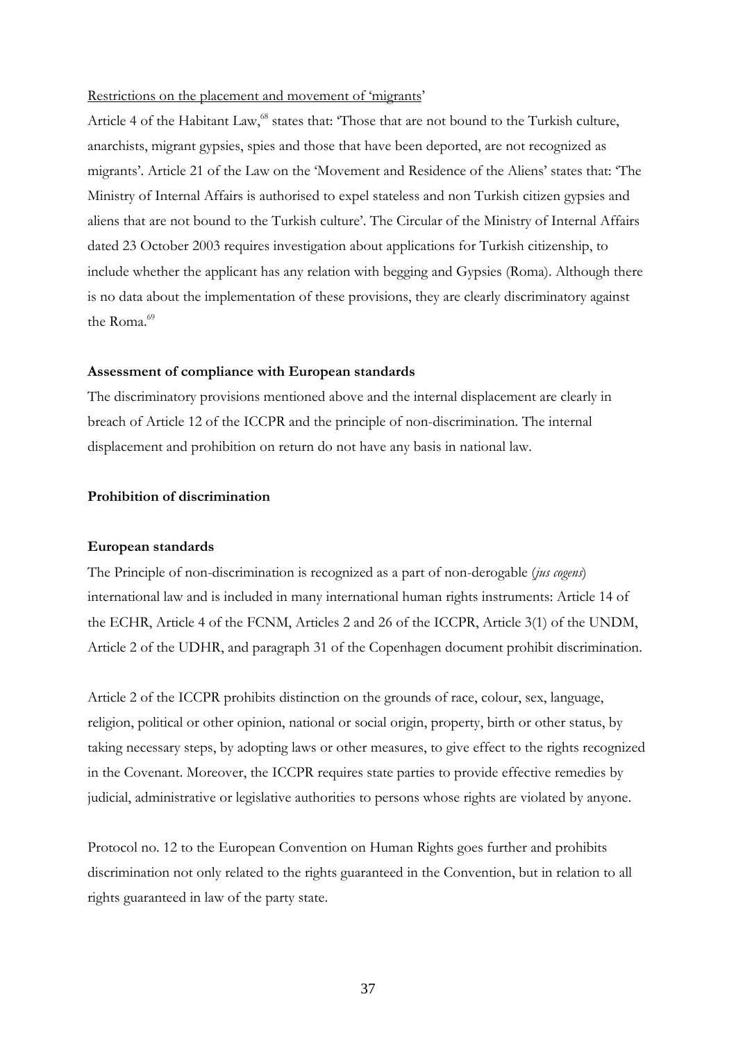Restrictions on the placement and movement of 'migrants'

Article 4 of the Habitant Law,[68] states that: 'Those that are not bound to the Turkish culture, anarchists, migrant gypsies, spies and those that have been deported, are not recognized as migrants'. Article 21 of the Law on the 'Movement and Residence of the Aliens' states that: 'The Ministry of Internal Affairs is authorised to expel stateless and non Turkish citizen gypsies and aliens that are not bound to the Turkish culture'. The Circular of the Ministry of Internal Affairs dated 23 October 2003 requires investigation about applications for Turkish citizenship, to include whether the applicant has any relation with begging and Gypsies (Roma). Although there is no data about the implementation of these provisions, they are clearly discriminatory against the Roma.[69]

**Assessment of compliance with European standards**

The discriminatory provisions mentioned above and the internal displacement are clearly in breach of Article 12 of the ICCPR and the principle of non-discrimination. The internal displacement and prohibition on return do not have any basis in national law.

**Prohibition of discrimination**

**European standards**

The Principle of non-discrimination is recognized as a part of non-derogable (*jus cogens*) international law and is included in many international human rights instruments: Article 14 of the ECHR, Article 4 of the FCNM, Articles 2 and 26 of the ICCPR, Article 3(1) of the UNDM, Article 2 of the UDHR, and paragraph 31 of the Copenhagen document prohibit discrimination.

Article 2 of the ICCPR prohibits distinction on the grounds of race, colour, sex, language, religion, political or other opinion, national or social origin, property, birth or other status, by taking necessary steps, by adopting laws or other measures, to give effect to the rights recognized in the Covenant. Moreover, the ICCPR requires state parties to provide effective remedies by judicial, administrative or legislative authorities to persons whose rights are violated by anyone.

Protocol no. 12 to the European Convention on Human Rights goes further and prohibits discrimination not only related to the rights guaranteed in the Convention, but in relation to all rights guaranteed in law of the party state.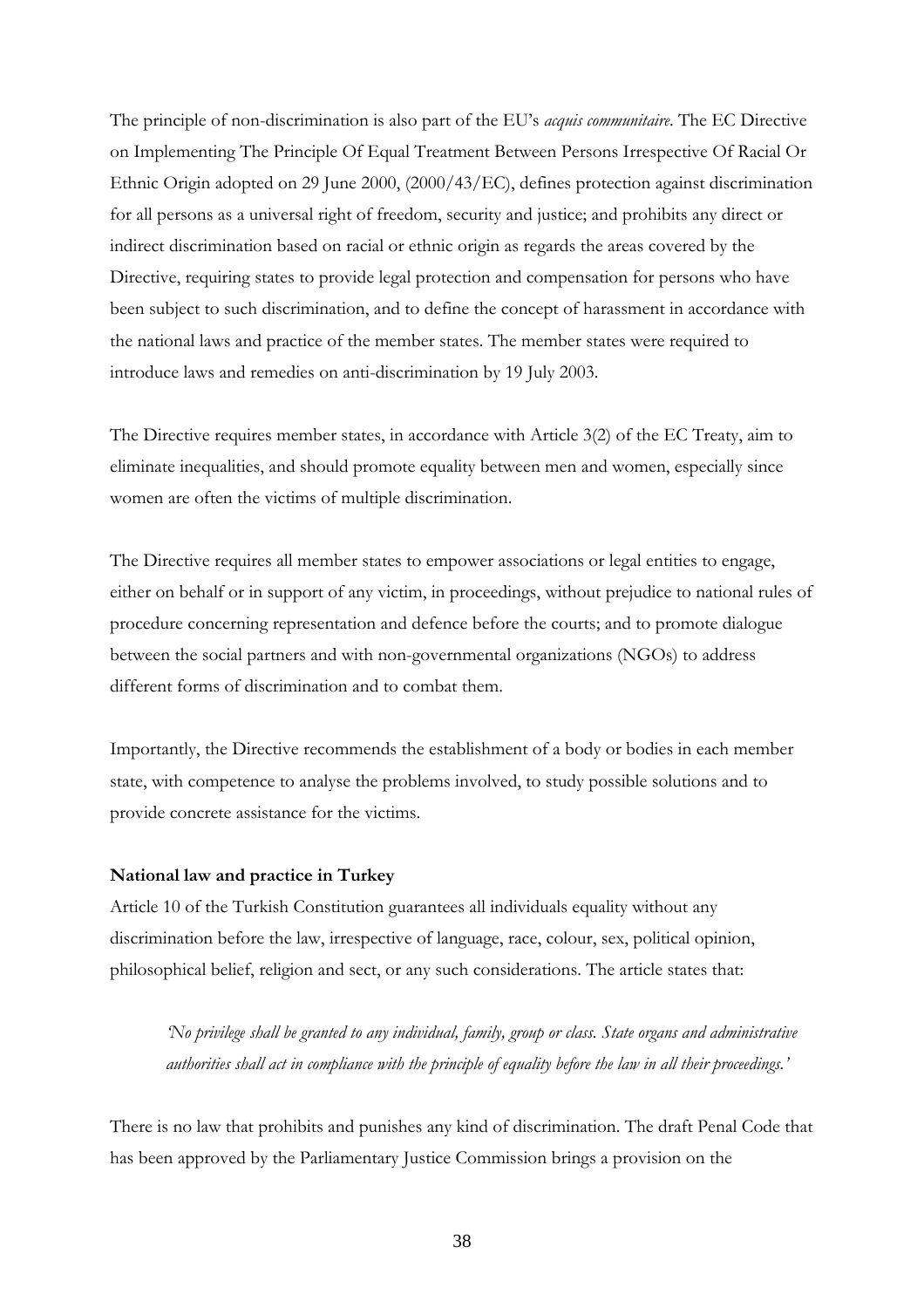The principle of non-discrimination is also part of the EU's *acquis communitaire*. The EC Directive on Implementing The Principle Of Equal Treatment Between Persons Irrespective Of Racial Or Ethnic Origin adopted on 29 June 2000, (2000/43/EC), defines protection against discrimination for all persons as a universal right of freedom, security and justice; and prohibits any direct or indirect discrimination based on racial or ethnic origin as regards the areas covered by the Directive, requiring states to provide legal protection and compensation for persons who have been subject to such discrimination, and to define the concept of harassment in accordance with the national laws and practice of the member states. The member states were required to introduce laws and remedies on anti-discrimination by 19 July 2003.

The Directive requires member states, in accordance with Article 3(2) of the EC Treaty, aim to eliminate inequalities, and should promote equality between men and women, especially since women are often the victims of multiple discrimination.

The Directive requires all member states to empower associations or legal entities to engage, either on behalf or in support of any victim, in proceedings, without prejudice to national rules of procedure concerning representation and defence before the courts; and to promote dialogue between the social partners and with non-governmental organizations (NGOs) to address different forms of discrimination and to combat them.

Importantly, the Directive recommends the establishment of a body or bodies in each member state, with competence to analyse the problems involved, to study possible solutions and to provide concrete assistance for the victims.

**National law and practice in Turkey**

Article 10 of the Turkish Constitution guarantees all individuals equality without any discrimination before the law, irrespective of language, race, colour, sex, political opinion, philosophical belief, religion and sect, or any such considerations. The article states that:

> *'No privilege shall be granted to any individual, family, group or class. State organs and administrative authorities shall act in compliance with the principle of equality before the law in all their proceedings.'*

There is no law that prohibits and punishes any kind of discrimination. The draft Penal Code that has been approved by the Parliamentary Justice Commission brings a provision on the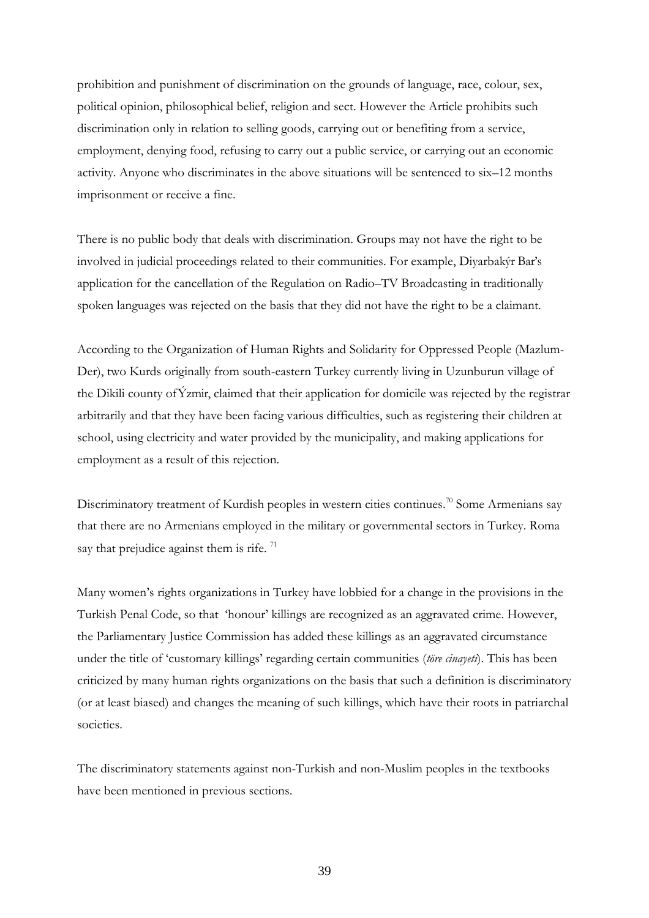prohibition and punishment of discrimination on the grounds of language, race, colour, sex, political opinion, philosophical belief, religion and sect. However the Article prohibits such discrimination only in relation to selling goods, carrying out or benefiting from a service, employment, denying food, refusing to carry out a public service, or carrying out an economic activity. Anyone who discriminates in the above situations will be sentenced to six–12 months imprisonment or receive a fine.

There is no public body that deals with discrimination. Groups may not have the right to be involved in judicial proceedings related to their communities. For example, Diyarbakýr Bar's application for the cancellation of the Regulation on Radio–TV Broadcasting in traditionally spoken languages was rejected on the basis that they did not have the right to be a claimant.

According to the Organization of Human Rights and Solidarity for Oppressed People (Mazlum-Der), two Kurds originally from south-eastern Turkey currently living in Uzunburun village of the Dikili county ofÝzmir, claimed that their application for domicile was rejected by the registrar arbitrarily and that they have been facing various difficulties, such as registering their children at school, using electricity and water provided by the municipality, and making applications for employment as a result of this rejection.

Discriminatory treatment of Kurdish peoples in western cities continues.[70] Some Armenians say that there are no Armenians employed in the military or governmental sectors in Turkey. Roma say that prejudice against them is rife. [71]

Many women's rights organizations in Turkey have lobbied for a change in the provisions in the Turkish Penal Code, so that 'honour' killings are recognized as an aggravated crime. However, the Parliamentary Justice Commission has added these killings as an aggravated circumstance under the title of 'customary killings' regarding certain communities (*töre cinayeti*). This has been criticized by many human rights organizations on the basis that such a definition is discriminatory (or at least biased) and changes the meaning of such killings, which have their roots in patriarchal societies.

The discriminatory statements against non-Turkish and non-Muslim peoples in the textbooks have been mentioned in previous sections.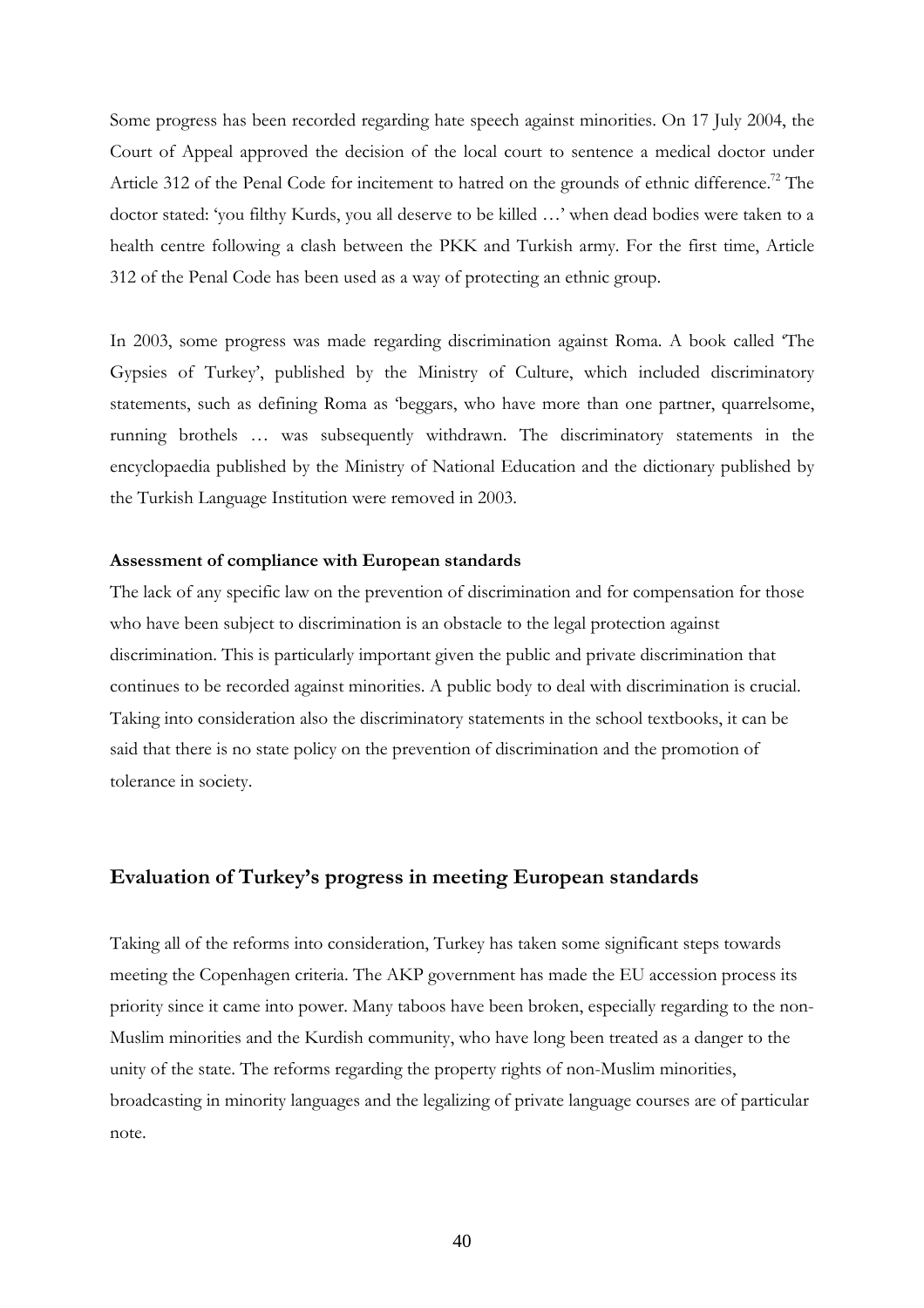Some progress has been recorded regarding hate speech against minorities. On 17 July 2004, the Court of Appeal approved the decision of the local court to sentence a medical doctor under Article 312 of the Penal Code for incitement to hatred on the grounds of ethnic difference.[72] The doctor stated: 'you filthy Kurds, you all deserve to be killed …' when dead bodies were taken to a health centre following a clash between the PKK and Turkish army. For the first time, Article 312 of the Penal Code has been used as a way of protecting an ethnic group.

In 2003, some progress was made regarding discrimination against Roma. A book called 'The Gypsies of Turkey', published by the Ministry of Culture, which included discriminatory statements, such as defining Roma as 'beggars, who have more than one partner, quarrelsome, running brothels … was subsequently withdrawn. The discriminatory statements in the encyclopaedia published by the Ministry of National Education and the dictionary published by the Turkish Language Institution were removed in 2003.

**Assessment of compliance with European standards**

The lack of any specific law on the prevention of discrimination and for compensation for those who have been subject to discrimination is an obstacle to the legal protection against discrimination. This is particularly important given the public and private discrimination that continues to be recorded against minorities. A public body to deal with discrimination is crucial. Taking into consideration also the discriminatory statements in the school textbooks, it can be said that there is no state policy on the prevention of discrimination and the promotion of tolerance in society.

## Evaluation of Turkey's progress in meeting European standards

Taking all of the reforms into consideration, Turkey has taken some significant steps towards meeting the Copenhagen criteria. The AKP government has made the EU accession process its priority since it came into power. Many taboos have been broken, especially regarding to the non-Muslim minorities and the Kurdish community, who have long been treated as a danger to the unity of the state. The reforms regarding the property rights of non-Muslim minorities, broadcasting in minority languages and the legalizing of private language courses are of particular note.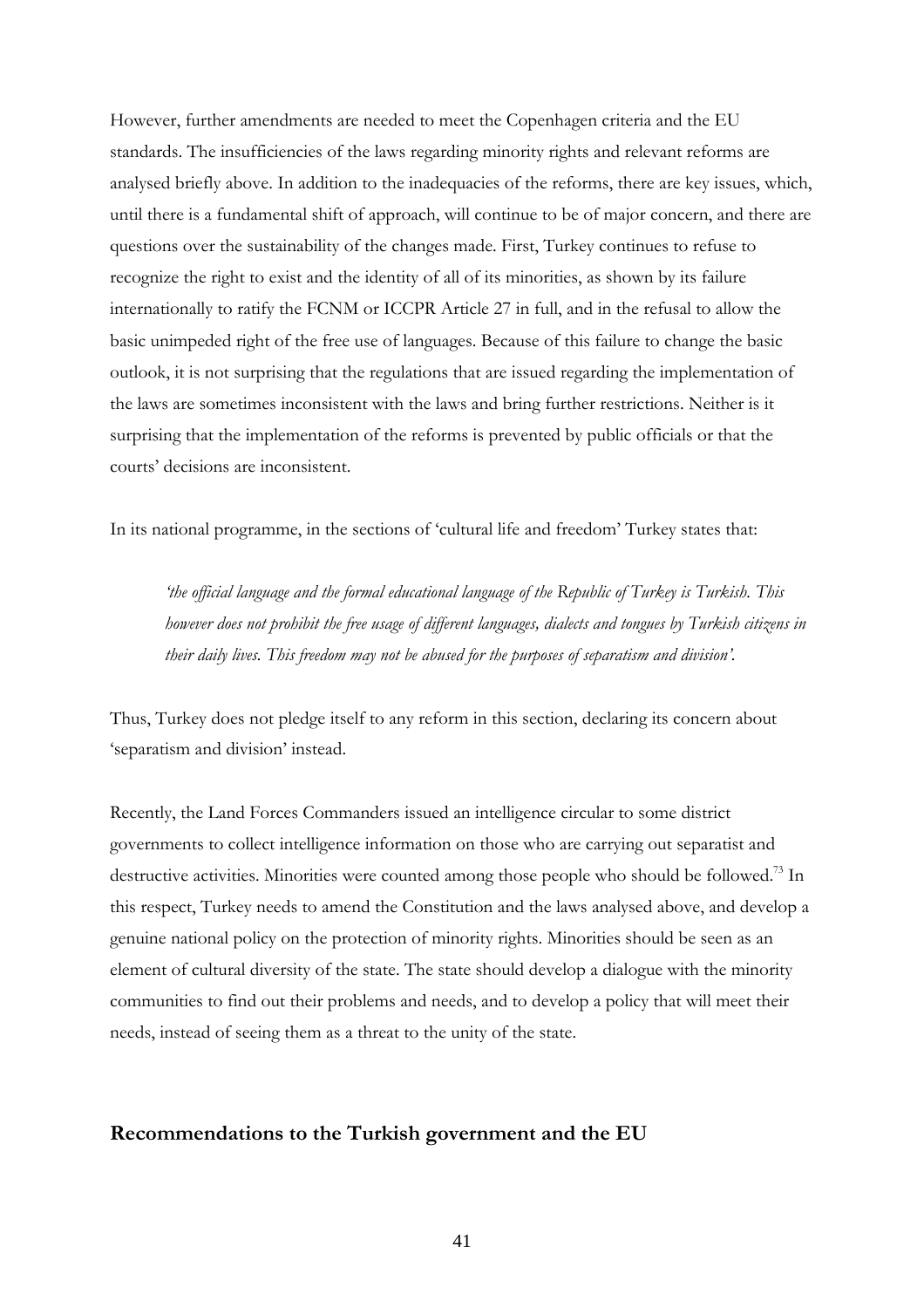However, further amendments are needed to meet the Copenhagen criteria and the EU standards. The insufficiencies of the laws regarding minority rights and relevant reforms are analysed briefly above. In addition to the inadequacies of the reforms, there are key issues, which, until there is a fundamental shift of approach, will continue to be of major concern, and there are questions over the sustainability of the changes made. First, Turkey continues to refuse to recognize the right to exist and the identity of all of its minorities, as shown by its failure internationally to ratify the FCNM or ICCPR Article 27 in full, and in the refusal to allow the basic unimpeded right of the free use of languages. Because of this failure to change the basic outlook, it is not surprising that the regulations that are issued regarding the implementation of the laws are sometimes inconsistent with the laws and bring further restrictions. Neither is it surprising that the implementation of the reforms is prevented by public officials or that the courts' decisions are inconsistent.

In its national programme, in the sections of 'cultural life and freedom' Turkey states that:

> *'the official language and the formal educational language of the Republic of Turkey is Turkish. This however does not prohibit the free usage of different languages, dialects and tongues by Turkish citizens in their daily lives. This freedom may not be abused for the purposes of separatism and division'.*

Thus, Turkey does not pledge itself to any reform in this section, declaring its concern about 'separatism and division' instead.

Recently, the Land Forces Commanders issued an intelligence circular to some district governments to collect intelligence information on those who are carrying out separatist and destructive activities. Minorities were counted among those people who should be followed.[73] In this respect, Turkey needs to amend the Constitution and the laws analysed above, and develop a genuine national policy on the protection of minority rights. Minorities should be seen as an element of cultural diversity of the state. The state should develop a dialogue with the minority communities to find out their problems and needs, and to develop a policy that will meet their needs, instead of seeing them as a threat to the unity of the state.

## Recommendations to the Turkish government and the EU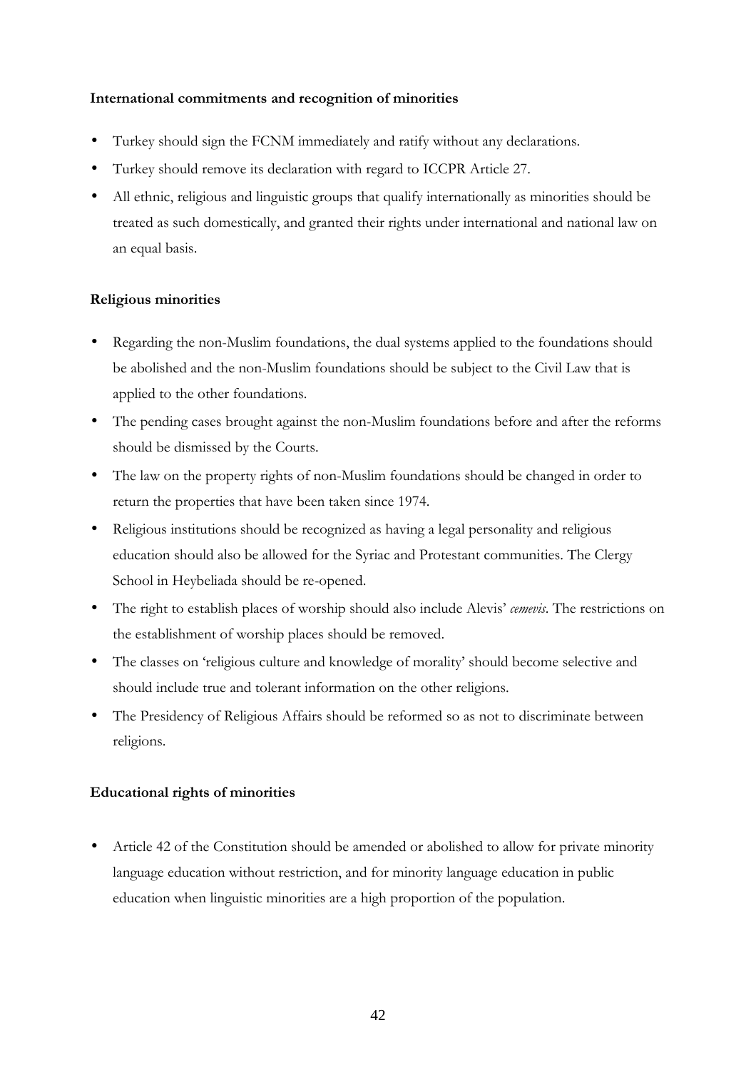**International commitments and recognition of minorities**

- Turkey should sign the FCNM immediately and ratify without any declarations.
- Turkey should remove its declaration with regard to ICCPR Article 27.
- All ethnic, religious and linguistic groups that qualify internationally as minorities should be treated as such domestically, and granted their rights under international and national law on an equal basis.

**Religious minorities**

- Regarding the non-Muslim foundations, the dual systems applied to the foundations should be abolished and the non-Muslim foundations should be subject to the Civil Law that is applied to the other foundations.
- The pending cases brought against the non-Muslim foundations before and after the reforms should be dismissed by the Courts.
- The law on the property rights of non-Muslim foundations should be changed in order to return the properties that have been taken since 1974.
- Religious institutions should be recognized as having a legal personality and religious education should also be allowed for the Syriac and Protestant communities. The Clergy School in Heybeliada should be re-opened.
- The right to establish places of worship should also include Alevis' *cemevis*. The restrictions on the establishment of worship places should be removed.
- The classes on 'religious culture and knowledge of morality' should become selective and should include true and tolerant information on the other religions.
- The Presidency of Religious Affairs should be reformed so as not to discriminate between religions.

**Educational rights of minorities**

- Article 42 of the Constitution should be amended or abolished to allow for private minority language education without restriction, and for minority language education in public education when linguistic minorities are a high proportion of the population.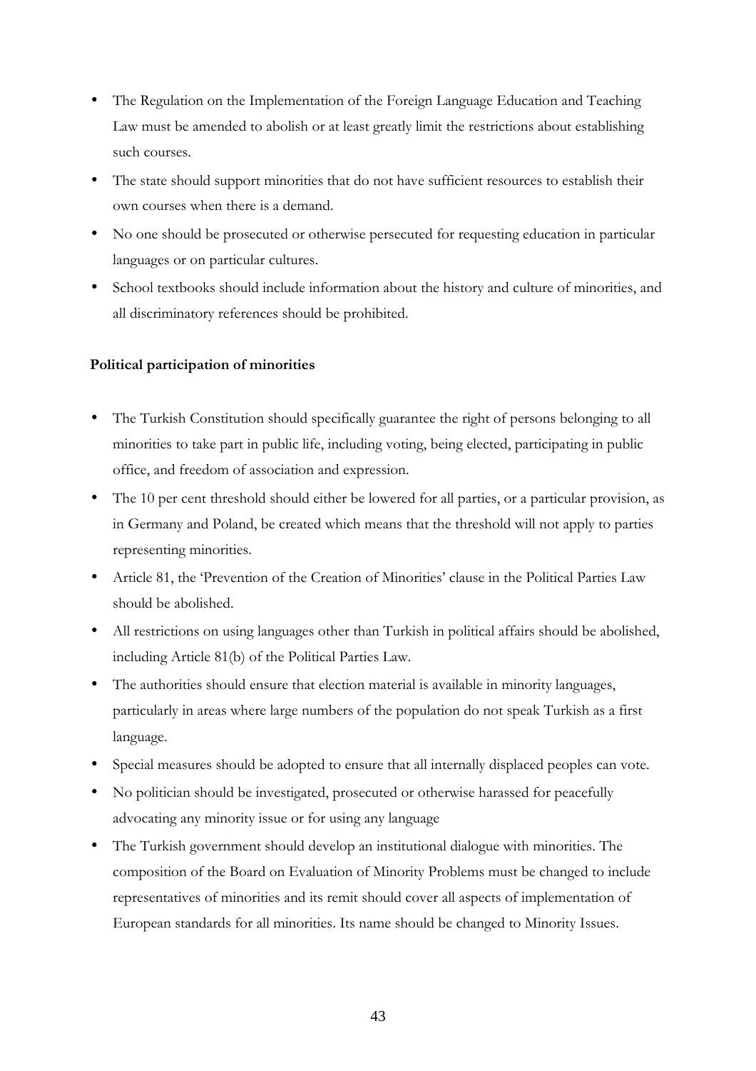- The Regulation on the Implementation of the Foreign Language Education and Teaching Law must be amended to abolish or at least greatly limit the restrictions about establishing such courses.
- The state should support minorities that do not have sufficient resources to establish their own courses when there is a demand.
- No one should be prosecuted or otherwise persecuted for requesting education in particular languages or on particular cultures.
- School textbooks should include information about the history and culture of minorities, and all discriminatory references should be prohibited.

**Political participation of minorities**

- The Turkish Constitution should specifically guarantee the right of persons belonging to all minorities to take part in public life, including voting, being elected, participating in public office, and freedom of association and expression.
- The 10 per cent threshold should either be lowered for all parties, or a particular provision, as in Germany and Poland, be created which means that the threshold will not apply to parties representing minorities.
- Article 81, the 'Prevention of the Creation of Minorities' clause in the Political Parties Law should be abolished.
- All restrictions on using languages other than Turkish in political affairs should be abolished, including Article 81(b) of the Political Parties Law.
- The authorities should ensure that election material is available in minority languages, particularly in areas where large numbers of the population do not speak Turkish as a first language.
- Special measures should be adopted to ensure that all internally displaced peoples can vote.
- No politician should be investigated, prosecuted or otherwise harassed for peacefully advocating any minority issue or for using any language
- The Turkish government should develop an institutional dialogue with minorities. The composition of the Board on Evaluation of Minority Problems must be changed to include representatives of minorities and its remit should cover all aspects of implementation of European standards for all minorities. Its name should be changed to Minority Issues.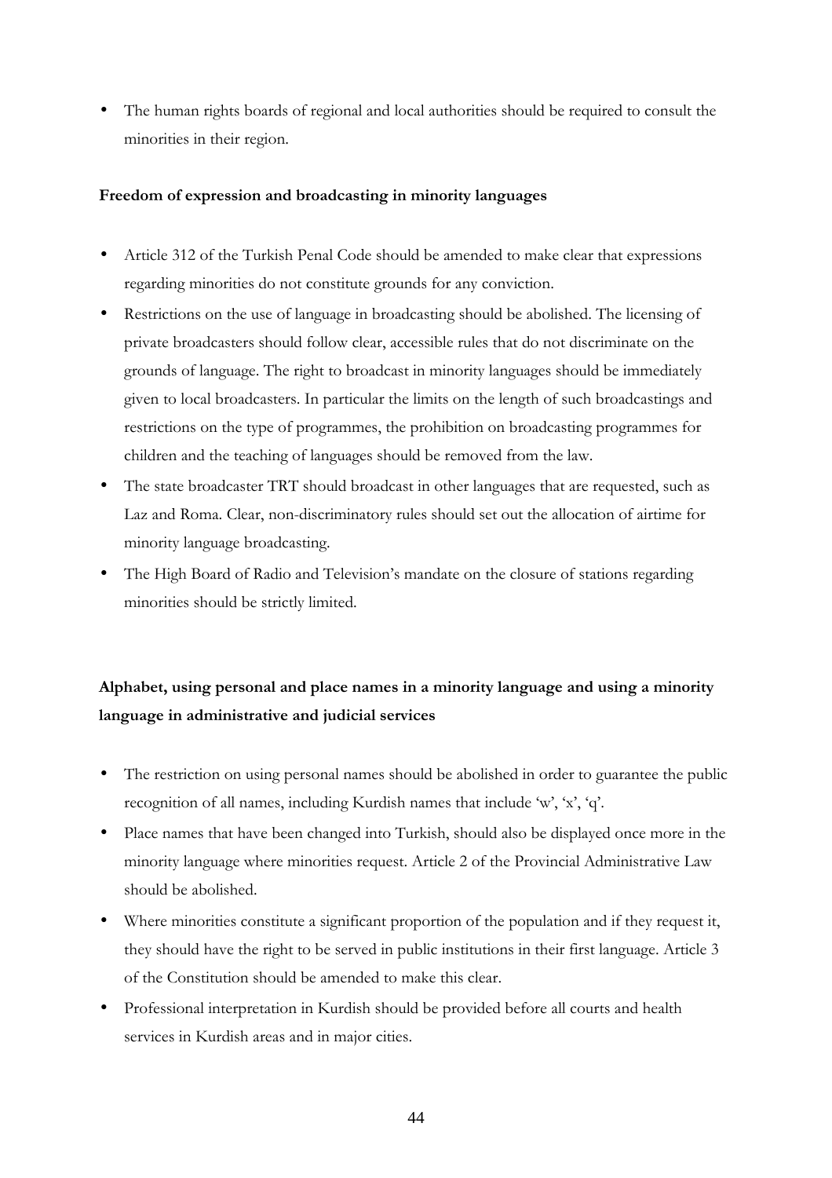- The human rights boards of regional and local authorities should be required to consult the minorities in their region.

**Freedom of expression and broadcasting in minority languages**

- Article 312 of the Turkish Penal Code should be amended to make clear that expressions regarding minorities do not constitute grounds for any conviction.
- Restrictions on the use of language in broadcasting should be abolished. The licensing of private broadcasters should follow clear, accessible rules that do not discriminate on the grounds of language. The right to broadcast in minority languages should be immediately given to local broadcasters. In particular the limits on the length of such broadcastings and restrictions on the type of programmes, the prohibition on broadcasting programmes for children and the teaching of languages should be removed from the law.
- The state broadcaster TRT should broadcast in other languages that are requested, such as Laz and Roma. Clear, non-discriminatory rules should set out the allocation of airtime for minority language broadcasting.
- The High Board of Radio and Television's mandate on the closure of stations regarding minorities should be strictly limited.

**Alphabet, using personal and place names in a minority language and using a minority language in administrative and judicial services**

- The restriction on using personal names should be abolished in order to guarantee the public recognition of all names, including Kurdish names that include 'w', 'x', 'q'.
- Place names that have been changed into Turkish, should also be displayed once more in the minority language where minorities request. Article 2 of the Provincial Administrative Law should be abolished.
- Where minorities constitute a significant proportion of the population and if they request it, they should have the right to be served in public institutions in their first language. Article 3 of the Constitution should be amended to make this clear.
- Professional interpretation in Kurdish should be provided before all courts and health services in Kurdish areas and in major cities.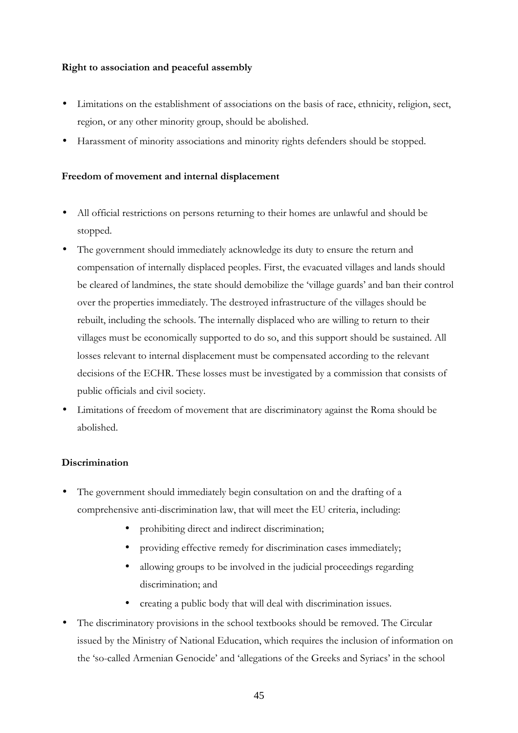**Right to association and peaceful assembly**

- Limitations on the establishment of associations on the basis of race, ethnicity, religion, sect, region, or any other minority group, should be abolished.
- Harassment of minority associations and minority rights defenders should be stopped.

**Freedom of movement and internal displacement**

- All official restrictions on persons returning to their homes are unlawful and should be stopped.
- The government should immediately acknowledge its duty to ensure the return and compensation of internally displaced peoples. First, the evacuated villages and lands should be cleared of landmines, the state should demobilize the 'village guards' and ban their control over the properties immediately. The destroyed infrastructure of the villages should be rebuilt, including the schools. The internally displaced who are willing to return to their villages must be economically supported to do so, and this support should be sustained. All losses relevant to internal displacement must be compensated according to the relevant decisions of the ECHR. These losses must be investigated by a commission that consists of public officials and civil society.
- Limitations of freedom of movement that are discriminatory against the Roma should be abolished.

**Discrimination**

- The government should immediately begin consultation on and the drafting of a comprehensive anti-discrimination law, that will meet the EU criteria, including:
    - prohibiting direct and indirect discrimination;
    - providing effective remedy for discrimination cases immediately;
    - allowing groups to be involved in the judicial proceedings regarding discrimination; and
    - creating a public body that will deal with discrimination issues.
- The discriminatory provisions in the school textbooks should be removed. The Circular issued by the Ministry of National Education, which requires the inclusion of information on the 'so-called Armenian Genocide' and 'allegations of the Greeks and Syriacs' in the school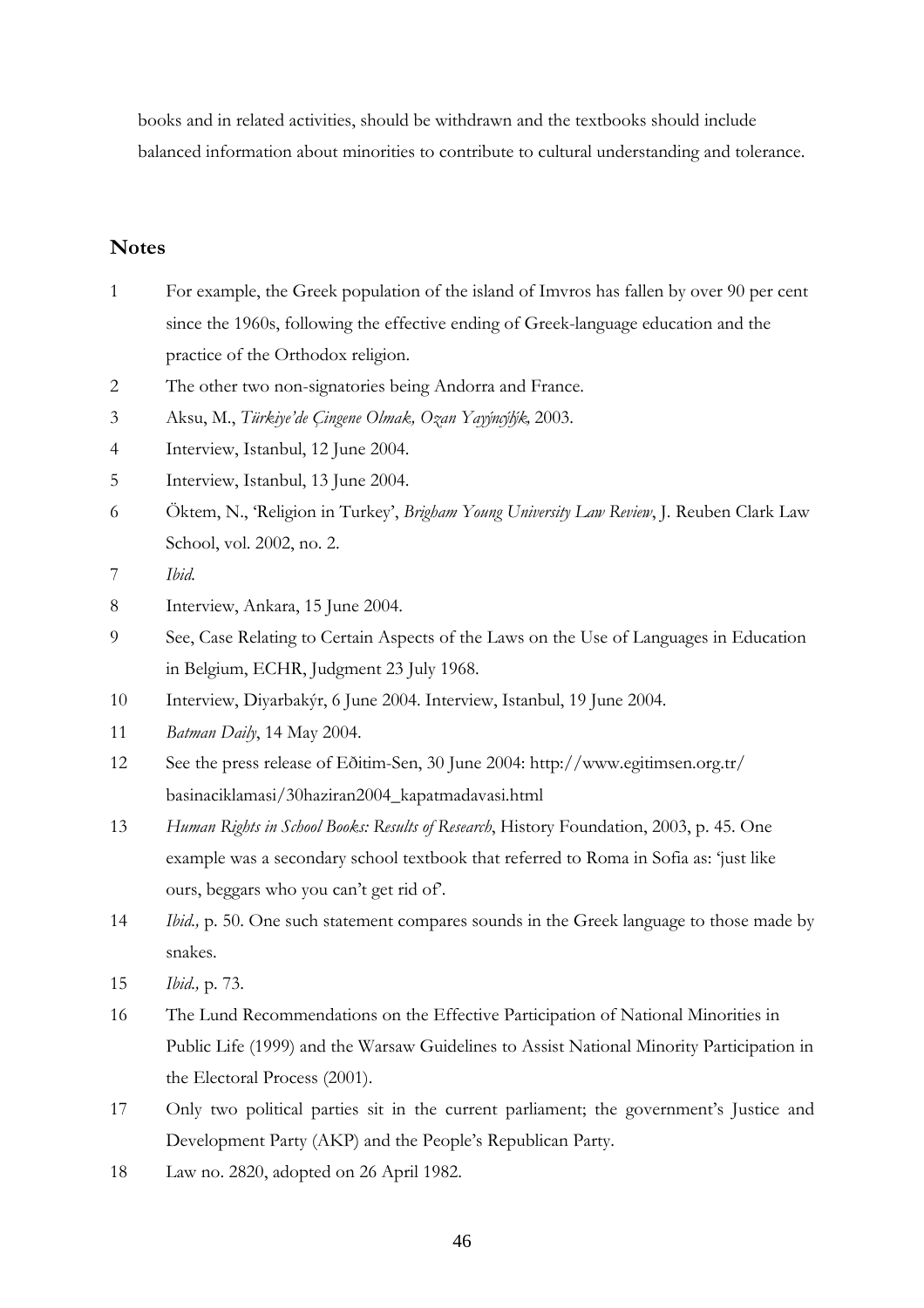books and in related activities, should be withdrawn and the textbooks should include balanced information about minorities to contribute to cultural understanding and tolerance.

## Notes

1. For example, the Greek population of the island of Imvros has fallen by over 90 per cent since the 1960s, following the effective ending of Greek-language education and the practice of the Orthodox religion.
2. The other two non-signatories being Andorra and France.
3. Aksu, M., *Türkiye'de Çingene Olmak, Ozan Yayýncýlýk,* 2003.
4. Interview, Istanbul, 12 June 2004.
5. Interview, Istanbul, 13 June 2004.
6. Öktem, N., 'Religion in Turkey', *Brigham Young University Law Review*, J. Reuben Clark Law School, vol. 2002, no. 2.
7. *Ibid.*
8. Interview, Ankara, 15 June 2004.
9. See, Case Relating to Certain Aspects of the Laws on the Use of Languages in Education in Belgium, ECHR, Judgment 23 July 1968.
10. Interview, Diyarbakýr, 6 June 2004. Interview, Istanbul, 19 June 2004.
11. *Batman Daily*, 14 May 2004.
12. See the press release of Eðitim-Sen, 30 June 2004: http://www.egitimsen.org.tr/basinaciklamasi/30haziran2004_kapatmadavasi.html
13. *Human Rights in School Books: Results of Research*, History Foundation, 2003, p. 45. One example was a secondary school textbook that referred to Roma in Sofia as: 'just like ours, beggars who you can't get rid of'.
14. *Ibid.,* p. 50. One such statement compares sounds in the Greek language to those made by snakes.
15. *Ibid.,* p. 73.
16. The Lund Recommendations on the Effective Participation of National Minorities in Public Life (1999) and the Warsaw Guidelines to Assist National Minority Participation in the Electoral Process (2001).
17. Only two political parties sit in the current parliament; the government's Justice and Development Party (AKP) and the People's Republican Party.
18. Law no. 2820, adopted on 26 April 1982.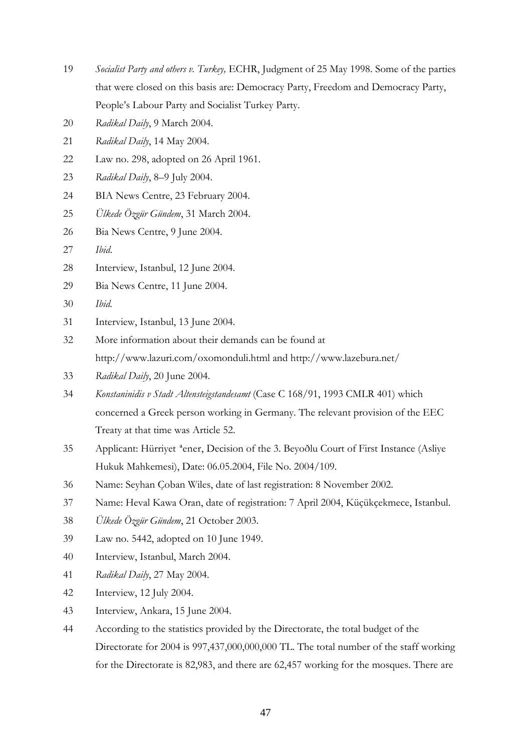19 *Socialist Party and others v. Turkey,* ECHR, Judgment of 25 May 1998. Some of the parties that were closed on this basis are: Democracy Party, Freedom and Democracy Party, People's Labour Party and Socialist Turkey Party.

20 *Radikal Daily*, 9 March 2004.

21 *Radikal Daily*, 14 May 2004.

22 Law no. 298, adopted on 26 April 1961.

23 *Radikal Daily*, 8–9 July 2004.

24 BIA News Centre, 23 February 2004.

25 *Ülkede Özgür Gündem*, 31 March 2004.

26 Bia News Centre, 9 June 2004.

27 *Ibid.*

28 Interview, Istanbul, 12 June 2004.

29 Bia News Centre, 11 June 2004.

30 *Ibid.*

31 Interview, Istanbul, 13 June 2004.

32 More information about their demands can be found at http://www.lazuri.com/oxomonduli.html and http://www.lazebura.net/

33 *Radikal Daily*, 20 June 2004.

34 *Konstaninidis v Stadt Altensteigstandesamt* (Case C 168/91, 1993 CMLR 401) which concerned a Greek person working in Germany. The relevant provision of the EEC Treaty at that time was Article 52.

35 Applicant: Hürriyet ªener, Decision of the 3. Beyoðlu Court of First Instance (Asliye Hukuk Mahkemesi), Date: 06.05.2004, File No. 2004/109.

36 Name: Seyhan Çoban Wiles, date of last registration: 8 November 2002.

37 Name: Heval Kawa Oran, date of registration: 7 April 2004, Küçükçekmece, Istanbul.

38 *Ülkede Özgür Gündem*, 21 October 2003.

39 Law no. 5442, adopted on 10 June 1949.

40 Interview, Istanbul, March 2004.

41 *Radikal Daily*, 27 May 2004.

42 Interview, 12 July 2004.

43 Interview, Ankara, 15 June 2004.

44 According to the statistics provided by the Directorate, the total budget of the Directorate for 2004 is 997,437,000,000,000 TL. The total number of the staff working for the Directorate is 82,983, and there are 62,457 working for the mosques. There are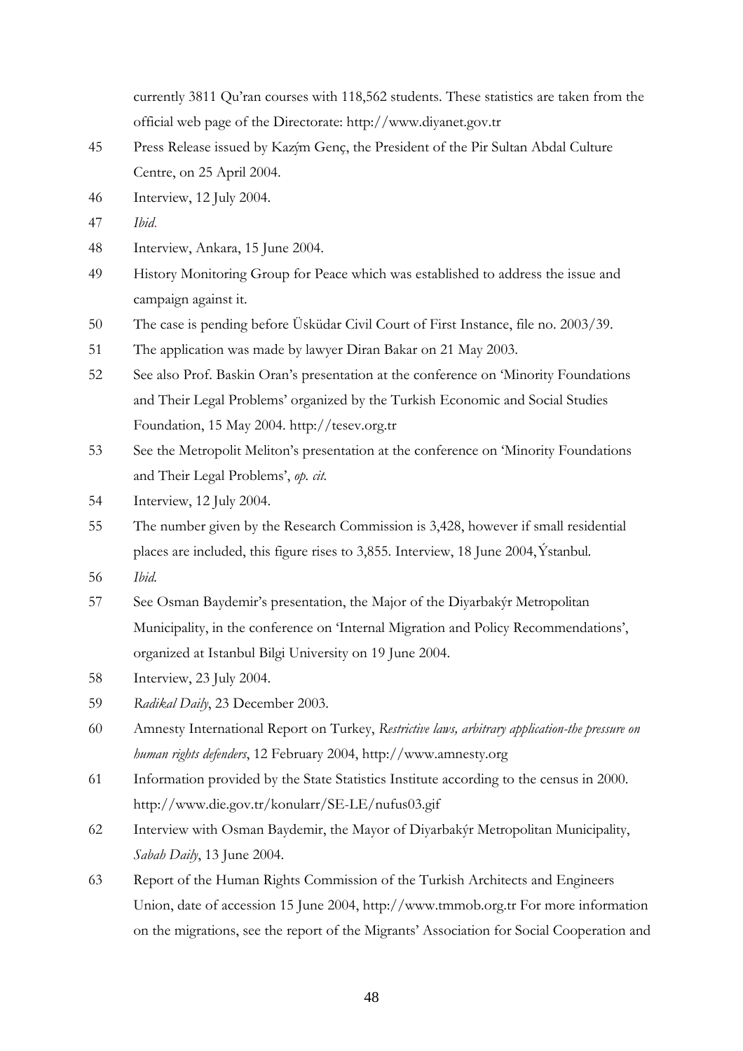currently 3811 Qu'ran courses with 118,562 students. These statistics are taken from the official web page of the Directorate: http://www.diyanet.gov.tr

45 Press Release issued by Kazým Genç, the President of the Pir Sultan Abdal Culture Centre, on 25 April 2004.

46 Interview, 12 July 2004.

47 *Ibid.*

48 Interview, Ankara, 15 June 2004.

49 History Monitoring Group for Peace which was established to address the issue and campaign against it.

50 The case is pending before Üsküdar Civil Court of First Instance, file no. 2003/39.

51 The application was made by lawyer Diran Bakar on 21 May 2003.

52 See also Prof. Baskin Oran's presentation at the conference on 'Minority Foundations and Their Legal Problems' organized by the Turkish Economic and Social Studies Foundation, 15 May 2004. http://tesev.org.tr

53 See the Metropolit Meliton's presentation at the conference on 'Minority Foundations and Their Legal Problems', *op. cit.*

54 Interview, 12 July 2004.

55 The number given by the Research Commission is 3,428, however if small residential places are included, this figure rises to 3,855. Interview, 18 June 2004, Ýstanbul.

56 *Ibid.*

57 See Osman Baydemir's presentation, the Major of the Diyarbakýr Metropolitan Municipality, in the conference on 'Internal Migration and Policy Recommendations', organized at Istanbul Bilgi University on 19 June 2004.

58 Interview, 23 July 2004.

59 *Radikal Daily*, 23 December 2003.

60 Amnesty International Report on Turkey, *Restrictive laws, arbitrary application-the pressure on human rights defenders*, 12 February 2004, http://www.amnesty.org

61 Information provided by the State Statistics Institute according to the census in 2000. http://www.die.gov.tr/konularr/SE-LE/nufus03.gif

62 Interview with Osman Baydemir, the Mayor of Diyarbakýr Metropolitan Municipality, *Sabah Daily*, 13 June 2004.

63 Report of the Human Rights Commission of the Turkish Architects and Engineers Union, date of accession 15 June 2004, http://www.tmmob.org.tr For more information on the migrations, see the report of the Migrants' Association for Social Cooperation and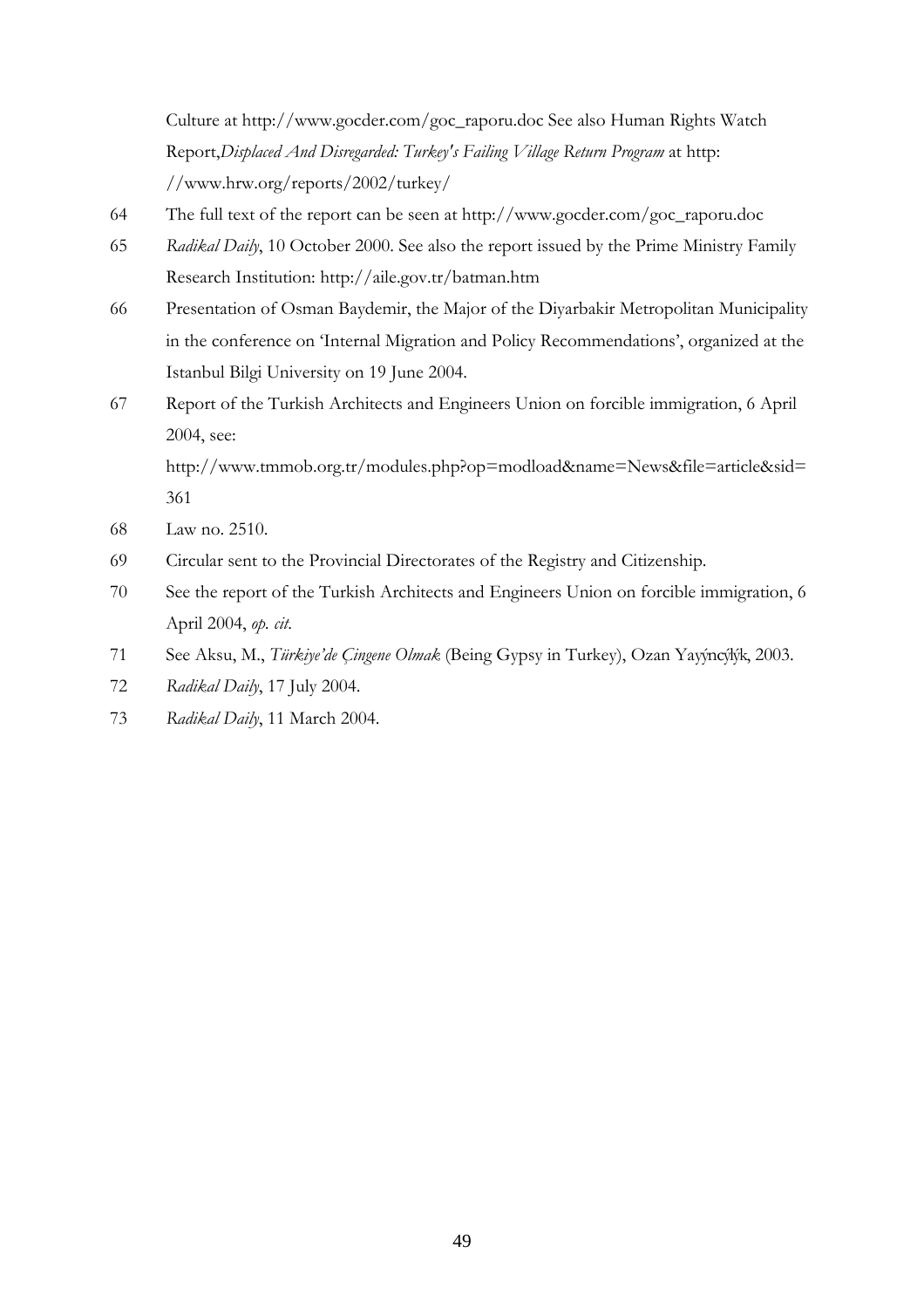Culture at http://www.gocder.com/goc_raporu.doc See also Human Rights Watch Report,*Displaced And Disregarded: Turkey's Failing Village Return Program* at http: //www.hrw.org/reports/2002/turkey/

64 The full text of the report can be seen at http://www.gocder.com/goc_raporu.doc

65 *Radikal Daily*, 10 October 2000. See also the report issued by the Prime Ministry Family Research Institution: http://aile.gov.tr/batman.htm

66 Presentation of Osman Baydemir, the Major of the Diyarbakir Metropolitan Municipality in the conference on 'Internal Migration and Policy Recommendations', organized at the Istanbul Bilgi University on 19 June 2004.

67 Report of the Turkish Architects and Engineers Union on forcible immigration, 6 April 2004, see: http://www.tmmob.org.tr/modules.php?op=modload&name=News&file=article&sid=361

68 Law no. 2510.

69 Circular sent to the Provincial Directorates of the Registry and Citizenship.

70 See the report of the Turkish Architects and Engineers Union on forcible immigration, 6 April 2004, *op. cit.*

71 See Aksu, M., *Türkiye'de Çingene Olmak* (Being Gypsy in Turkey), Ozan Yayýncýlýk, 2003.

72 *Radikal Daily*, 17 July 2004.

73 *Radikal Daily*, 11 March 2004.